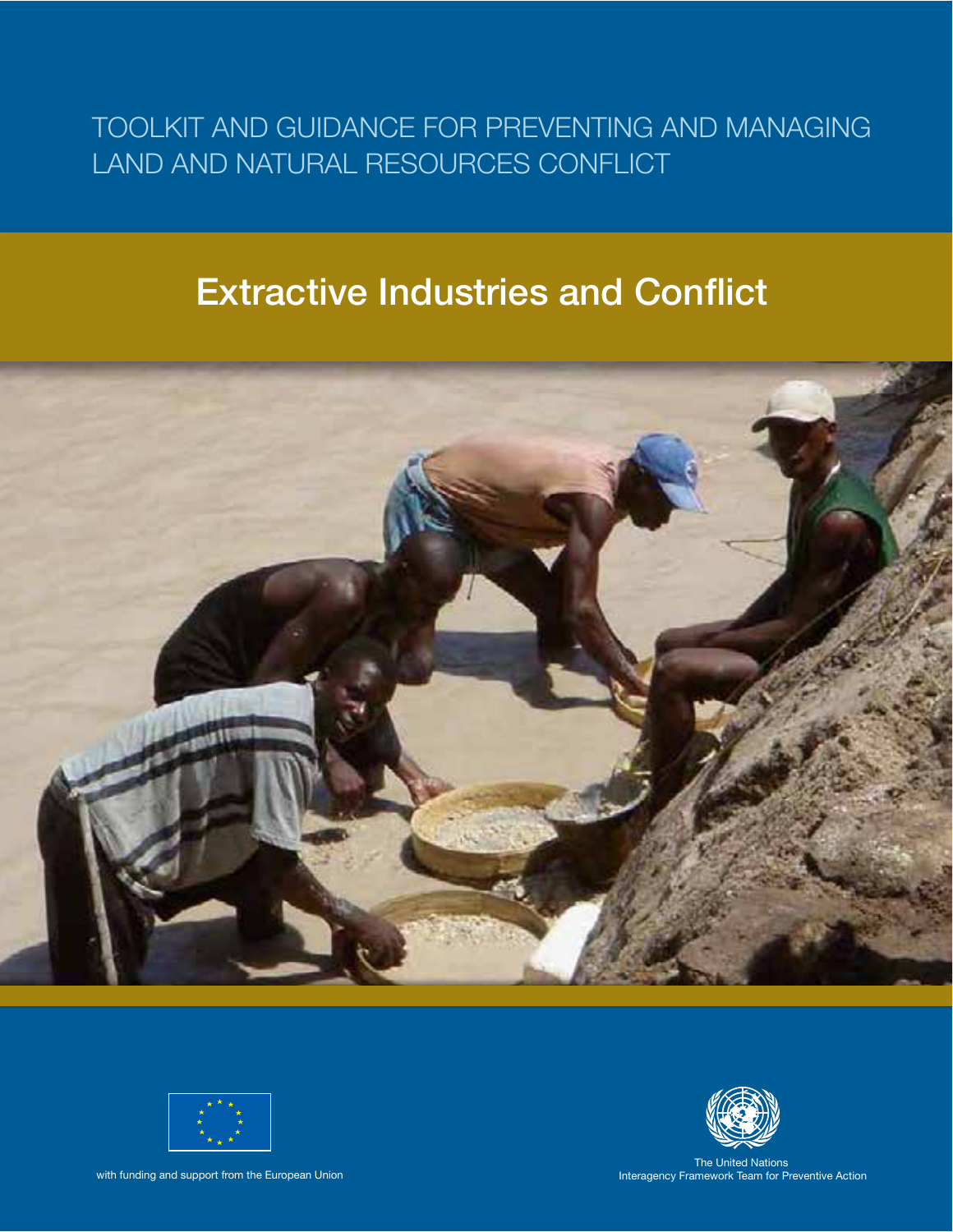TOOLKIT AND GUIDANCE FOR PREVENTING AND MANAGING LAND AND NATURAL RESOURCES CONFLICT

# Extractive Industries and Conflict

with funding and support from the European Union

The United Nations
Interagency Framework Team for Preventive Action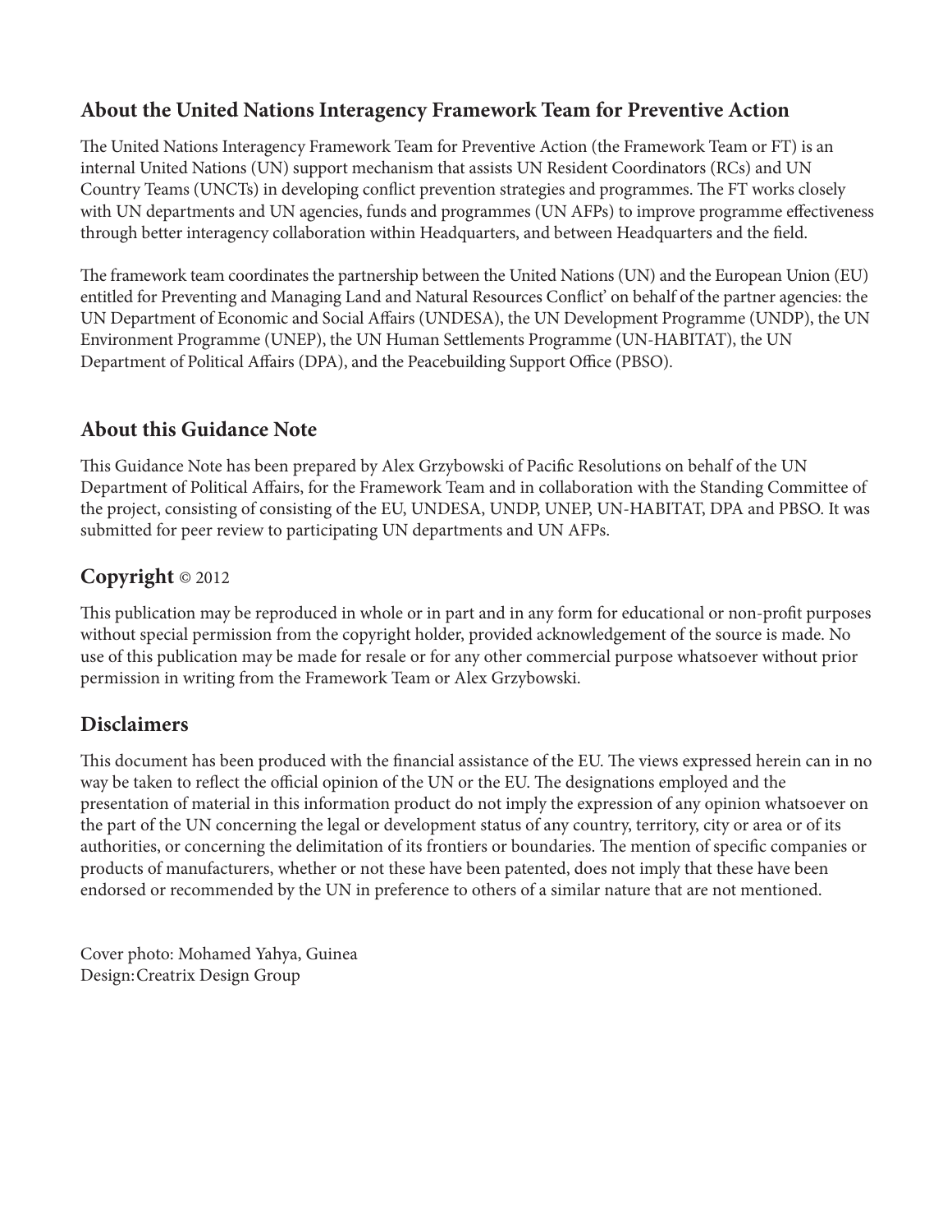## About the United Nations Interagency Framework Team for Preventive Action

The United Nations Interagency Framework Team for Preventive Action (the Framework Team or FT) is an internal United Nations (UN) support mechanism that assists UN Resident Coordinators (RCs) and UN Country Teams (UNCTs) in developing conflict prevention strategies and programmes. The FT works closely with UN departments and UN agencies, funds and programmes (UN AFPs) to improve programme effectiveness through better interagency collaboration within Headquarters, and between Headquarters and the field.

The framework team coordinates the partnership between the United Nations (UN) and the European Union (EU) entitled for Preventing and Managing Land and Natural Resources Conflict' on behalf of the partner agencies: the UN Department of Economic and Social Affairs (UNDESA), the UN Development Programme (UNDP), the UN Environment Programme (UNEP), the UN Human Settlements Programme (UN-HABITAT), the UN Department of Political Affairs (DPA), and the Peacebuilding Support Office (PBSO).

## About this Guidance Note

This Guidance Note has been prepared by Alex Grzybowski of Pacific Resolutions on behalf of the UN Department of Political Affairs, for the Framework Team and in collaboration with the Standing Committee of the project, consisting of consisting of the EU, UNDESA, UNDP, UNEP, UN-HABITAT, DPA and PBSO. It was submitted for peer review to participating UN departments and UN AFPs.

## Copyright © 2012

This publication may be reproduced in whole or in part and in any form for educational or non-profit purposes without special permission from the copyright holder, provided acknowledgement of the source is made. No use of this publication may be made for resale or for any other commercial purpose whatsoever without prior permission in writing from the Framework Team or Alex Grzybowski.

## Disclaimers

This document has been produced with the financial assistance of the EU. The views expressed herein can in no way be taken to reflect the official opinion of the UN or the EU. The designations employed and the presentation of material in this information product do not imply the expression of any opinion whatsoever on the part of the UN concerning the legal or development status of any country, territory, city or area or of its authorities, or concerning the delimitation of its frontiers or boundaries. The mention of specific companies or products of manufacturers, whether or not these have been patented, does not imply that these have been endorsed or recommended by the UN in preference to others of a similar nature that are not mentioned.

Cover photo: Mohamed Yahya, Guinea
Design: Creatrix Design Group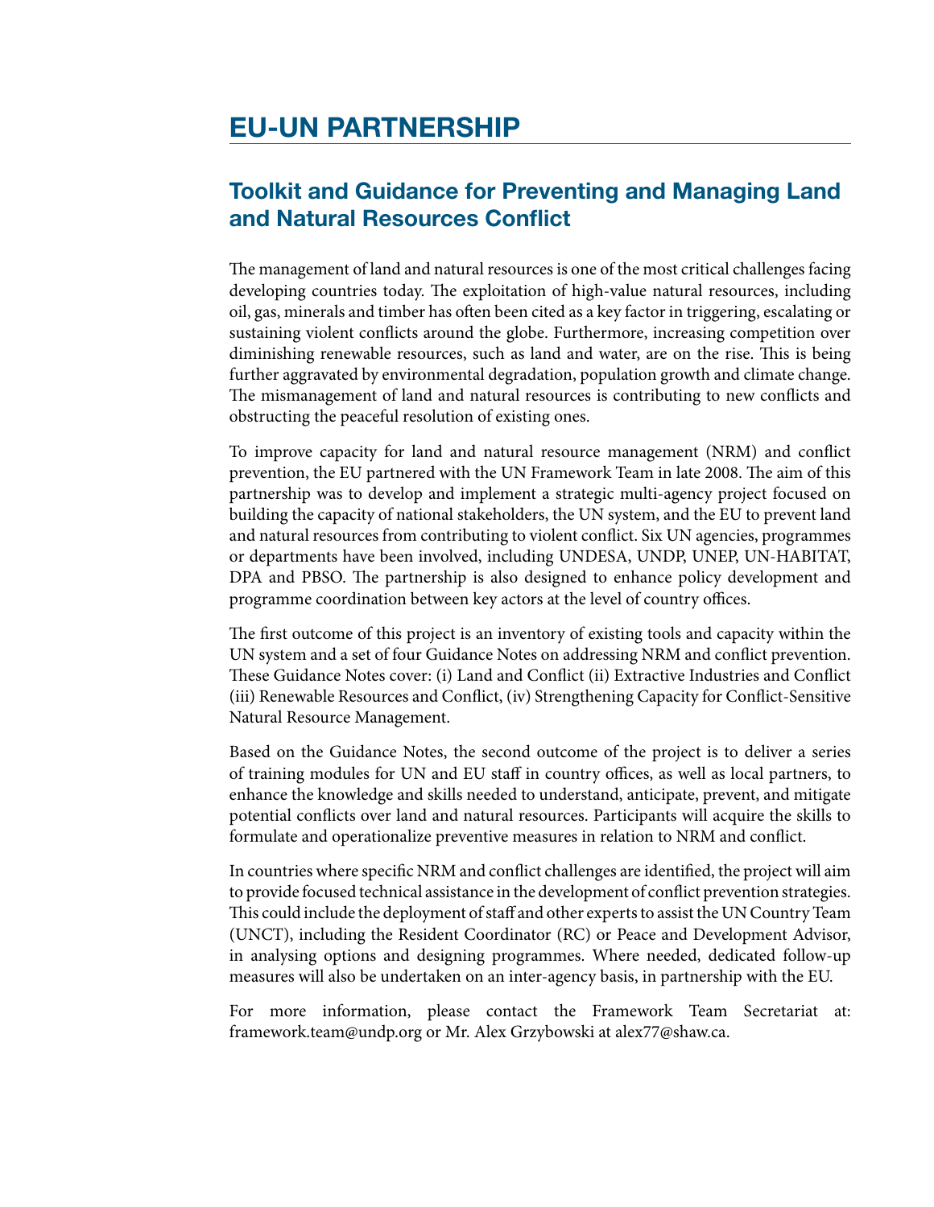# EU-UN PARTNERSHIP

## Toolkit and Guidance for Preventing and Managing Land and Natural Resources Conflict

The management of land and natural resources is one of the most critical challenges facing developing countries today. The exploitation of high-value natural resources, including oil, gas, minerals and timber has often been cited as a key factor in triggering, escalating or sustaining violent conflicts around the globe. Furthermore, increasing competition over diminishing renewable resources, such as land and water, are on the rise. This is being further aggravated by environmental degradation, population growth and climate change. The mismanagement of land and natural resources is contributing to new conflicts and obstructing the peaceful resolution of existing ones.

To improve capacity for land and natural resource management (NRM) and conflict prevention, the EU partnered with the UN Framework Team in late 2008. The aim of this partnership was to develop and implement a strategic multi-agency project focused on building the capacity of national stakeholders, the UN system, and the EU to prevent land and natural resources from contributing to violent conflict. Six UN agencies, programmes or departments have been involved, including UNDESA, UNDP, UNEP, UN-HABITAT, DPA and PBSO. The partnership is also designed to enhance policy development and programme coordination between key actors at the level of country offices.

The first outcome of this project is an inventory of existing tools and capacity within the UN system and a set of four Guidance Notes on addressing NRM and conflict prevention. These Guidance Notes cover: (i) Land and Conflict (ii) Extractive Industries and Conflict (iii) Renewable Resources and Conflict, (iv) Strengthening Capacity for Conflict-Sensitive Natural Resource Management.

Based on the Guidance Notes, the second outcome of the project is to deliver a series of training modules for UN and EU staff in country offices, as well as local partners, to enhance the knowledge and skills needed to understand, anticipate, prevent, and mitigate potential conflicts over land and natural resources. Participants will acquire the skills to formulate and operationalize preventive measures in relation to NRM and conflict.

In countries where specific NRM and conflict challenges are identified, the project will aim to provide focused technical assistance in the development of conflict prevention strategies. This could include the deployment of staff and other experts to assist the UN Country Team (UNCT), including the Resident Coordinator (RC) or Peace and Development Advisor, in analysing options and designing programmes. Where needed, dedicated follow-up measures will also be undertaken on an inter-agency basis, in partnership with the EU.

For more information, please contact the Framework Team Secretariat at: framework.team@undp.org or Mr. Alex Grzybowski at alex77@shaw.ca.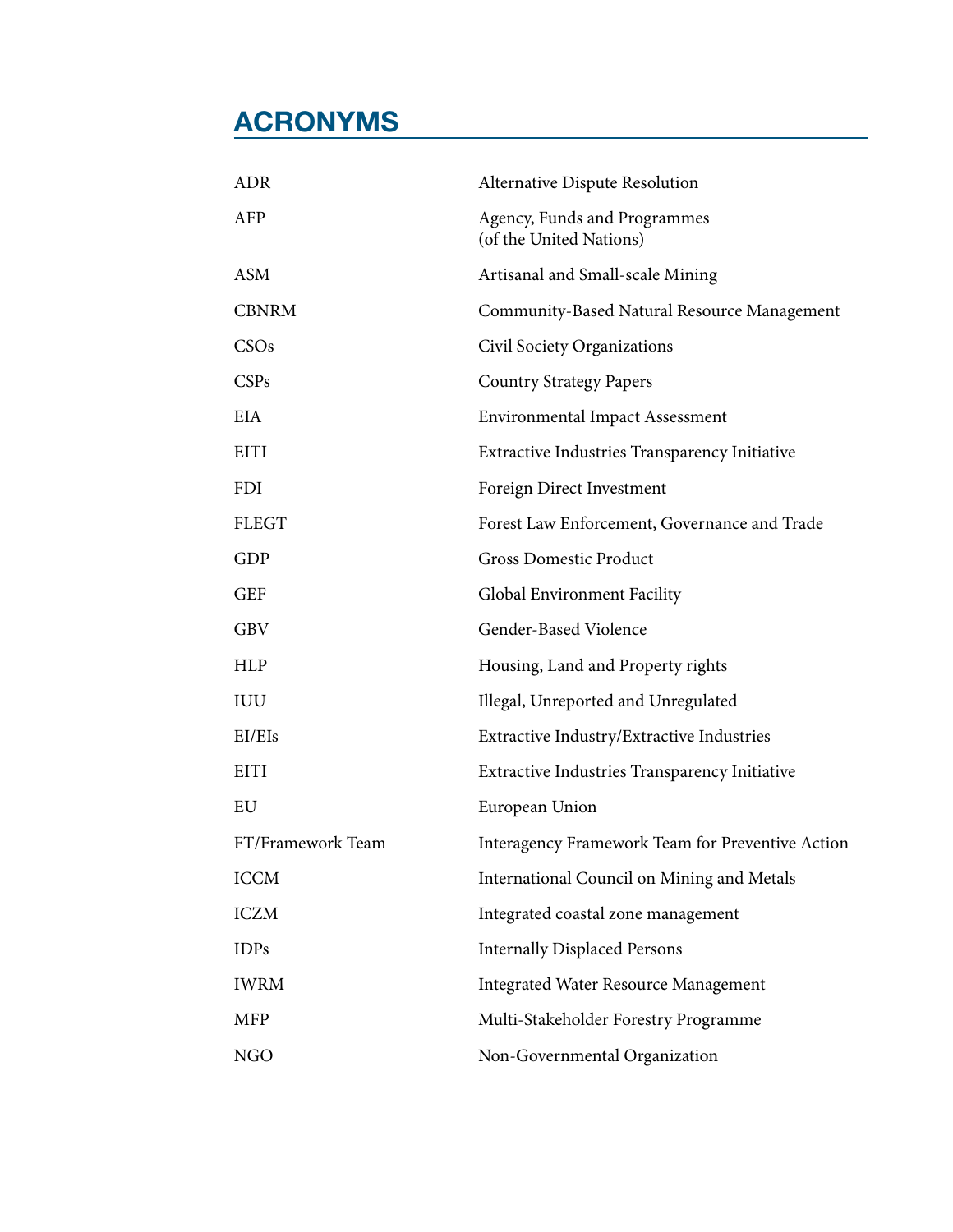# ACRONYMS

| | |
|---|---|
| ADR | Alternative Dispute Resolution |
| AFP | Agency, Funds and Programmes (of the United Nations) |
| ASM | Artisanal and Small-scale Mining |
| CBNRM | Community-Based Natural Resource Management |
| CSOs | Civil Society Organizations |
| CSPs | Country Strategy Papers |
| EIA | Environmental Impact Assessment |
| EITI | Extractive Industries Transparency Initiative |
| FDI | Foreign Direct Investment |
| FLEGT | Forest Law Enforcement, Governance and Trade |
| GDP | Gross Domestic Product |
| GEF | Global Environment Facility |
| GBV | Gender-Based Violence |
| HLP | Housing, Land and Property rights |
| IUU | Illegal, Unreported and Unregulated |
| EI/EIs | Extractive Industry/Extractive Industries |
| EITI | Extractive Industries Transparency Initiative |
| EU | European Union |
| FT/Framework Team | Interagency Framework Team for Preventive Action |
| ICCM | International Council on Mining and Metals |
| ICZM | Integrated coastal zone management |
| IDPs | Internally Displaced Persons |
| IWRM | Integrated Water Resource Management |
| MFP | Multi-Stakeholder Forestry Programme |
| NGO | Non-Governmental Organization |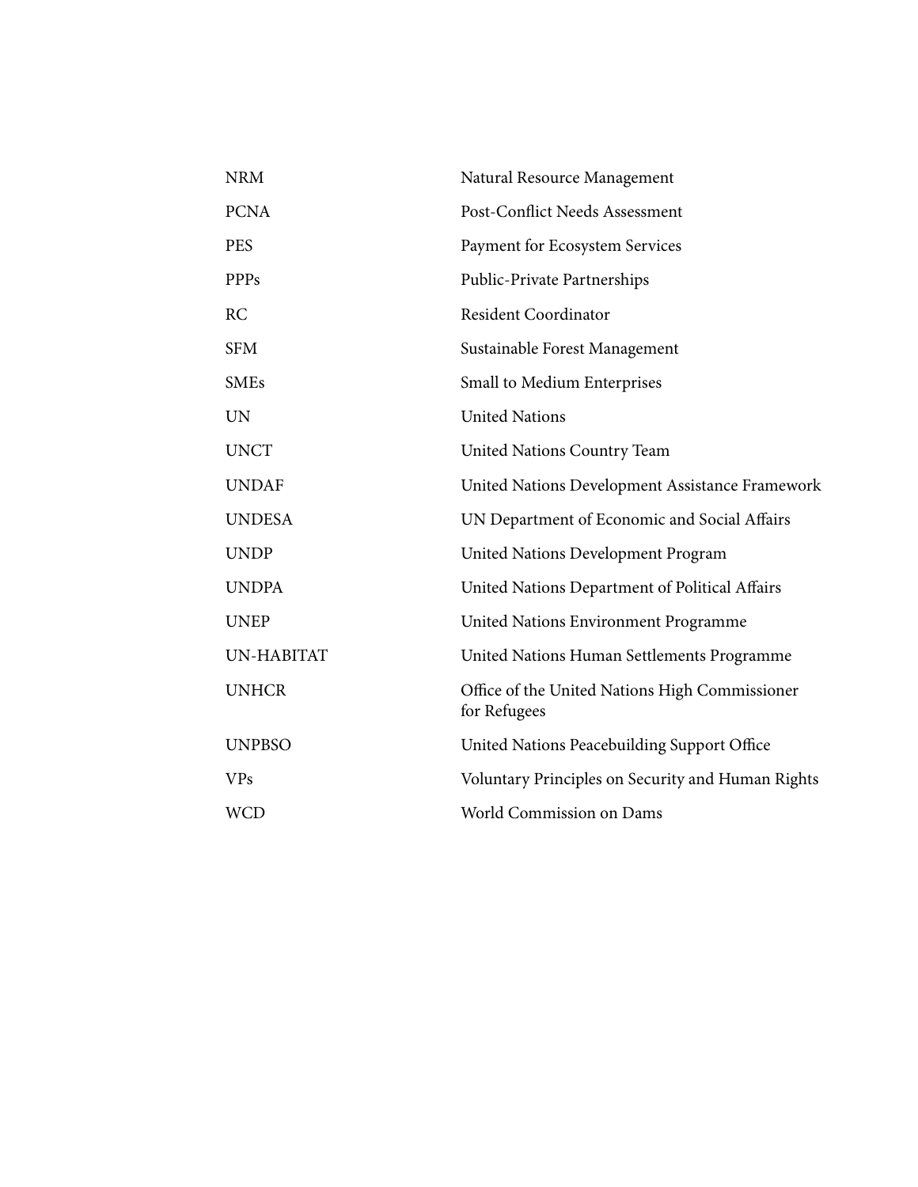| | |
|---|---|
| NRM | Natural Resource Management |
| PCNA | Post-Conflict Needs Assessment |
| PES | Payment for Ecosystem Services |
| PPPs | Public-Private Partnerships |
| RC | Resident Coordinator |
| SFM | Sustainable Forest Management |
| SMEs | Small to Medium Enterprises |
| UN | United Nations |
| UNCT | United Nations Country Team |
| UNDAF | United Nations Development Assistance Framework |
| UNDESA | UN Department of Economic and Social Affairs |
| UNDP | United Nations Development Program |
| UNDPA | United Nations Department of Political Affairs |
| UNEP | United Nations Environment Programme |
| UN-HABITAT | United Nations Human Settlements Programme |
| UNHCR | Office of the United Nations High Commissioner for Refugees |
| UNPBSO | United Nations Peacebuilding Support Office |
| VPs | Voluntary Principles on Security and Human Rights |
| WCD | World Commission on Dams |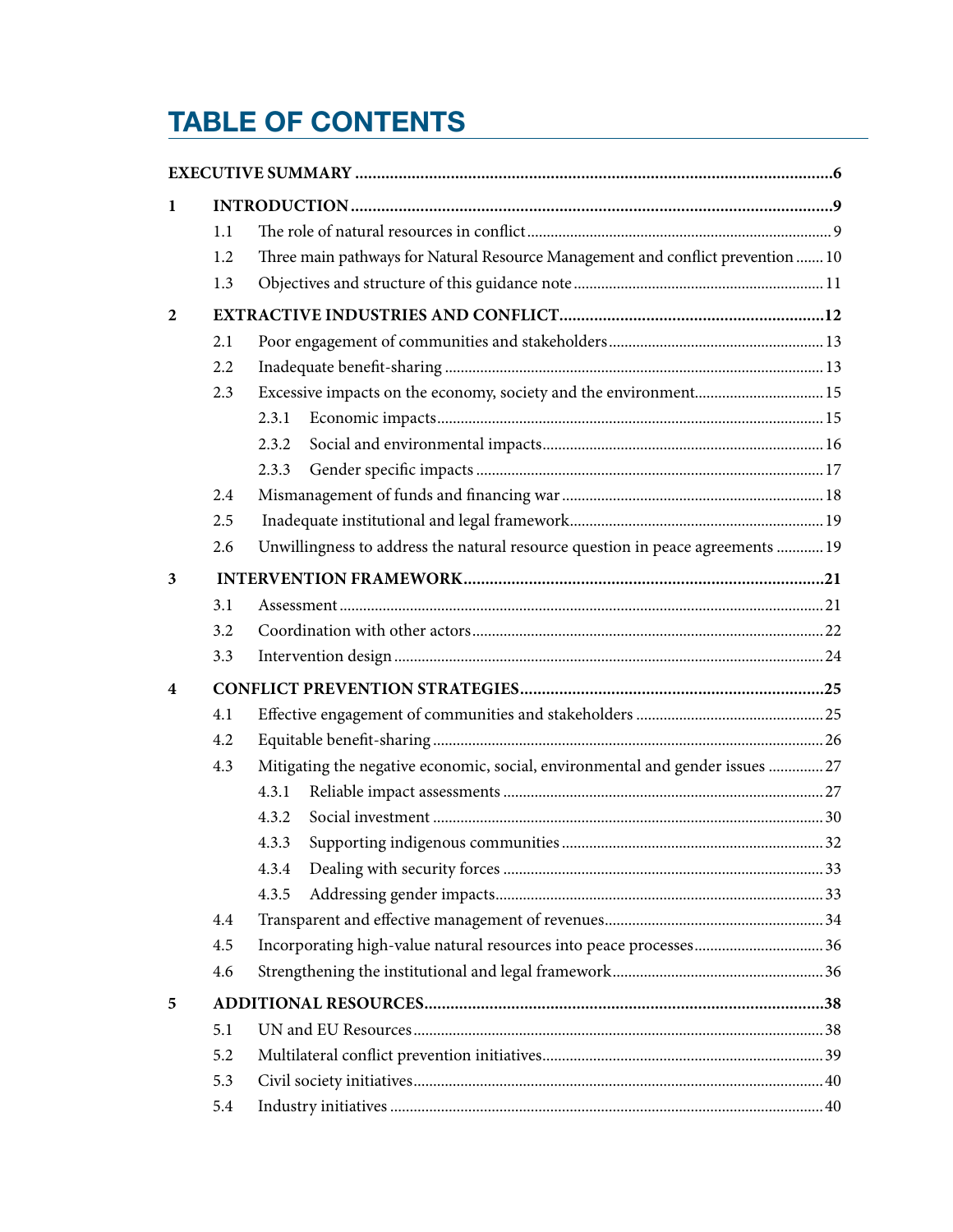# TABLE OF CONTENTS

**EXECUTIVE SUMMARY** .......... **6**

**1 INTRODUCTION** .......... **9**

- 1.1 The role of natural resources in conflict .......... 9
- 1.2 Three main pathways for Natural Resource Management and conflict prevention .......... 10
- 1.3 Objectives and structure of this guidance note .......... 11

**2 EXTRACTIVE INDUSTRIES AND CONFLICT** .......... **12**

- 2.1 Poor engagement of communities and stakeholders .......... 13
- 2.2 Inadequate benefit-sharing .......... 13
- 2.3 Excessive impacts on the economy, society and the environment .......... 15
  - 2.3.1 Economic impacts .......... 15
  - 2.3.2 Social and environmental impacts .......... 16
  - 2.3.3 Gender specific impacts .......... 17
- 2.4 Mismanagement of funds and financing war .......... 18
- 2.5 Inadequate institutional and legal framework .......... 19
- 2.6 Unwillingness to address the natural resource question in peace agreements .......... 19

**3 INTERVENTION FRAMEWORK** .......... **21**

- 3.1 Assessment .......... 21
- 3.2 Coordination with other actors .......... 22
- 3.3 Intervention design .......... 24

**4 CONFLICT PREVENTION STRATEGIES** .......... **25**

- 4.1 Effective engagement of communities and stakeholders .......... 25
- 4.2 Equitable benefit-sharing .......... 26
- 4.3 Mitigating the negative economic, social, environmental and gender issues .......... 27
  - 4.3.1 Reliable impact assessments .......... 27
  - 4.3.2 Social investment .......... 30
  - 4.3.3 Supporting indigenous communities .......... 32
  - 4.3.4 Dealing with security forces .......... 33
  - 4.3.5 Addressing gender impacts .......... 33
- 4.4 Transparent and effective management of revenues .......... 34
- 4.5 Incorporating high-value natural resources into peace processes .......... 36
- 4.6 Strengthening the institutional and legal framework .......... 36

**5 ADDITIONAL RESOURCES** .......... **38**

- 5.1 UN and EU Resources .......... 38
- 5.2 Multilateral conflict prevention initiatives .......... 39
- 5.3 Civil society initiatives .......... 40
- 5.4 Industry initiatives .......... 40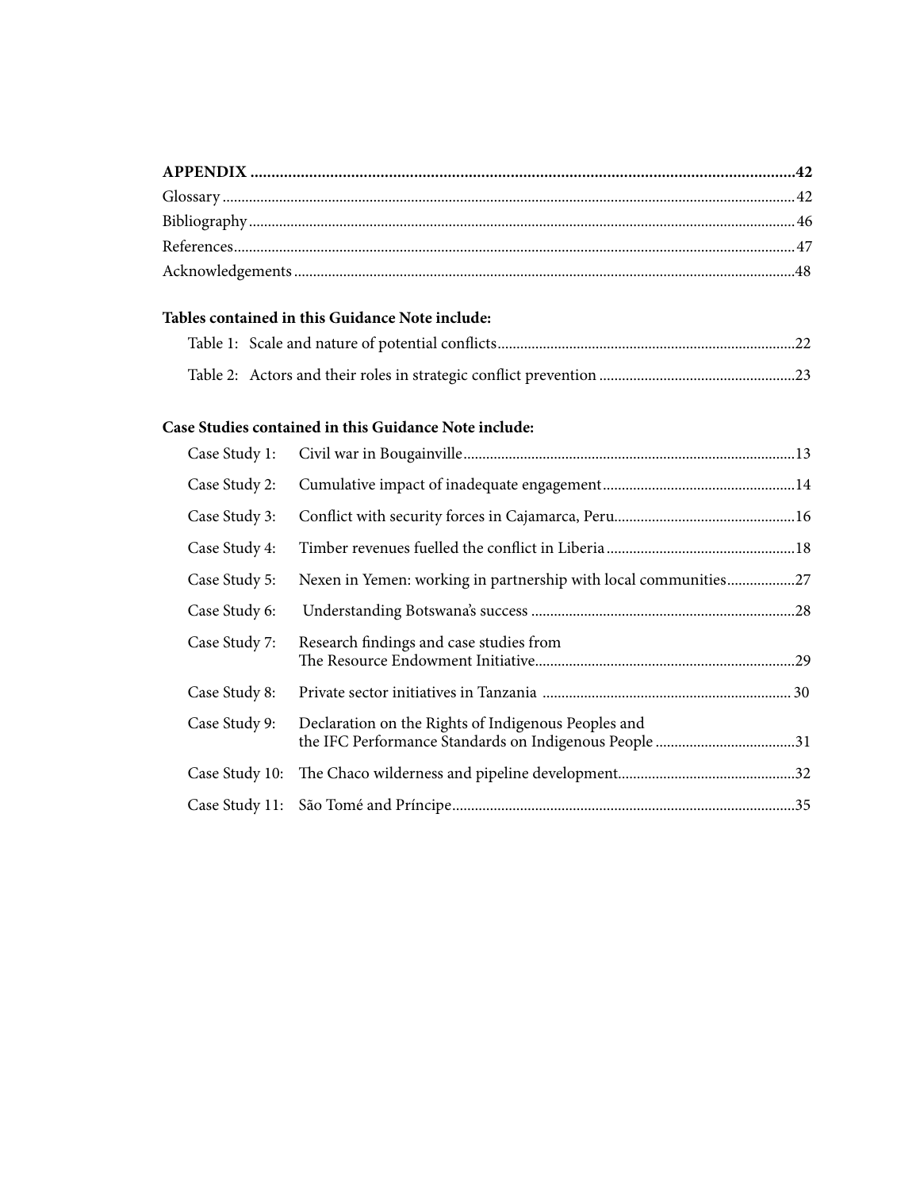**APPENDIX ..................................................................................................................................42**

Glossary ..................................................................................................................................42

Bibliography ..................................................................................................................................46

References ..................................................................................................................................47

Acknowledgements ..................................................................................................................................48

**Tables contained in this Guidance Note include:**

Table 1: Scale and nature of potential conflicts ..................................................................................22

Table 2: Actors and their roles in strategic conflict prevention ....................................................23

**Case Studies contained in this Guidance Note include:**

Case Study 1: Civil war in Bougainville ..................................................................................13

Case Study 2: Cumulative impact of inadequate engagement ..................................................14

Case Study 3: Conflict with security forces in Cajamarca, Peru ................................................16

Case Study 4: Timber revenues fuelled the conflict in Liberia ..................................................18

Case Study 5: Nexen in Yemen: working in partnership with local communities ..................27

Case Study 6: Understanding Botswana's success ..................................................................28

Case Study 7: Research findings and case studies from The Resource Endowment Initiative ..................................................................29

Case Study 8: Private sector initiatives in Tanzania ..................................................................30

Case Study 9: Declaration on the Rights of Indigenous Peoples and the IFC Performance Standards on Indigenous People ..................................31

Case Study 10: The Chaco wilderness and pipeline development ..............................................32

Case Study 11: São Tomé and Príncipe ..................................................................................35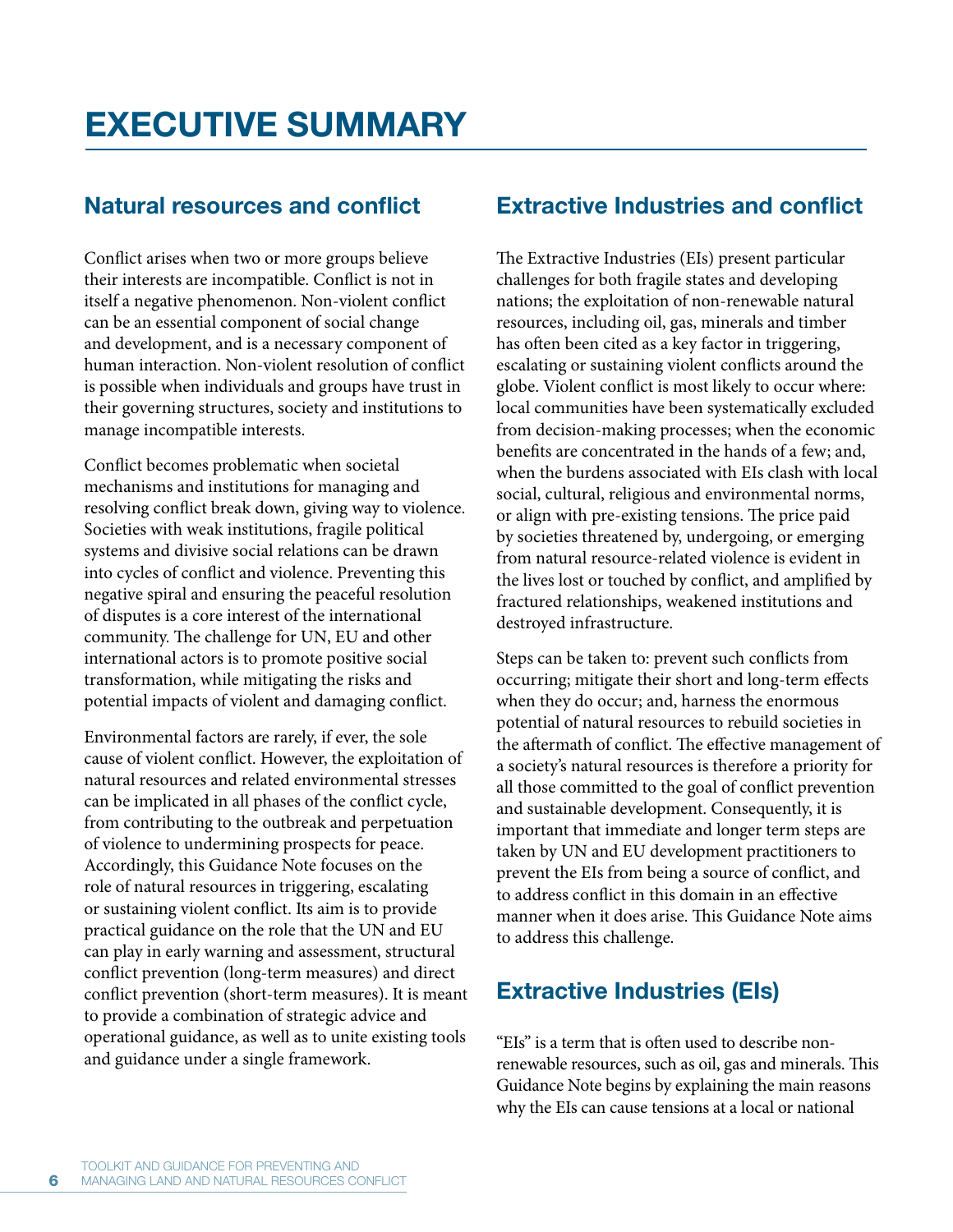# EXECUTIVE SUMMARY

## Natural resources and conflict

Conflict arises when two or more groups believe their interests are incompatible. Conflict is not in itself a negative phenomenon. Non-violent conflict can be an essential component of social change and development, and is a necessary component of human interaction. Non-violent resolution of conflict is possible when individuals and groups have trust in their governing structures, society and institutions to manage incompatible interests.

Conflict becomes problematic when societal mechanisms and institutions for managing and resolving conflict break down, giving way to violence. Societies with weak institutions, fragile political systems and divisive social relations can be drawn into cycles of conflict and violence. Preventing this negative spiral and ensuring the peaceful resolution of disputes is a core interest of the international community. The challenge for UN, EU and other international actors is to promote positive social transformation, while mitigating the risks and potential impacts of violent and damaging conflict.

Environmental factors are rarely, if ever, the sole cause of violent conflict. However, the exploitation of natural resources and related environmental stresses can be implicated in all phases of the conflict cycle, from contributing to the outbreak and perpetuation of violence to undermining prospects for peace. Accordingly, this Guidance Note focuses on the role of natural resources in triggering, escalating or sustaining violent conflict. Its aim is to provide practical guidance on the role that the UN and EU can play in early warning and assessment, structural conflict prevention (long-term measures) and direct conflict prevention (short-term measures). It is meant to provide a combination of strategic advice and operational guidance, as well as to unite existing tools and guidance under a single framework.

## Extractive Industries and conflict

The Extractive Industries (EIs) present particular challenges for both fragile states and developing nations; the exploitation of non-renewable natural resources, including oil, gas, minerals and timber has often been cited as a key factor in triggering, escalating or sustaining violent conflicts around the globe. Violent conflict is most likely to occur where: local communities have been systematically excluded from decision-making processes; when the economic benefits are concentrated in the hands of a few; and, when the burdens associated with EIs clash with local social, cultural, religious and environmental norms, or align with pre-existing tensions. The price paid by societies threatened by, undergoing, or emerging from natural resource-related violence is evident in the lives lost or touched by conflict, and amplified by fractured relationships, weakened institutions and destroyed infrastructure.

Steps can be taken to: prevent such conflicts from occurring; mitigate their short and long-term effects when they do occur; and, harness the enormous potential of natural resources to rebuild societies in the aftermath of conflict. The effective management of a society's natural resources is therefore a priority for all those committed to the goal of conflict prevention and sustainable development. Consequently, it is important that immediate and longer term steps are taken by UN and EU development practitioners to prevent the EIs from being a source of conflict, and to address conflict in this domain in an effective manner when it does arise. This Guidance Note aims to address this challenge.

## Extractive Industries (EIs)

"EIs" is a term that is often used to describe non-renewable resources, such as oil, gas and minerals. This Guidance Note begins by explaining the main reasons why the EIs can cause tensions at a local or national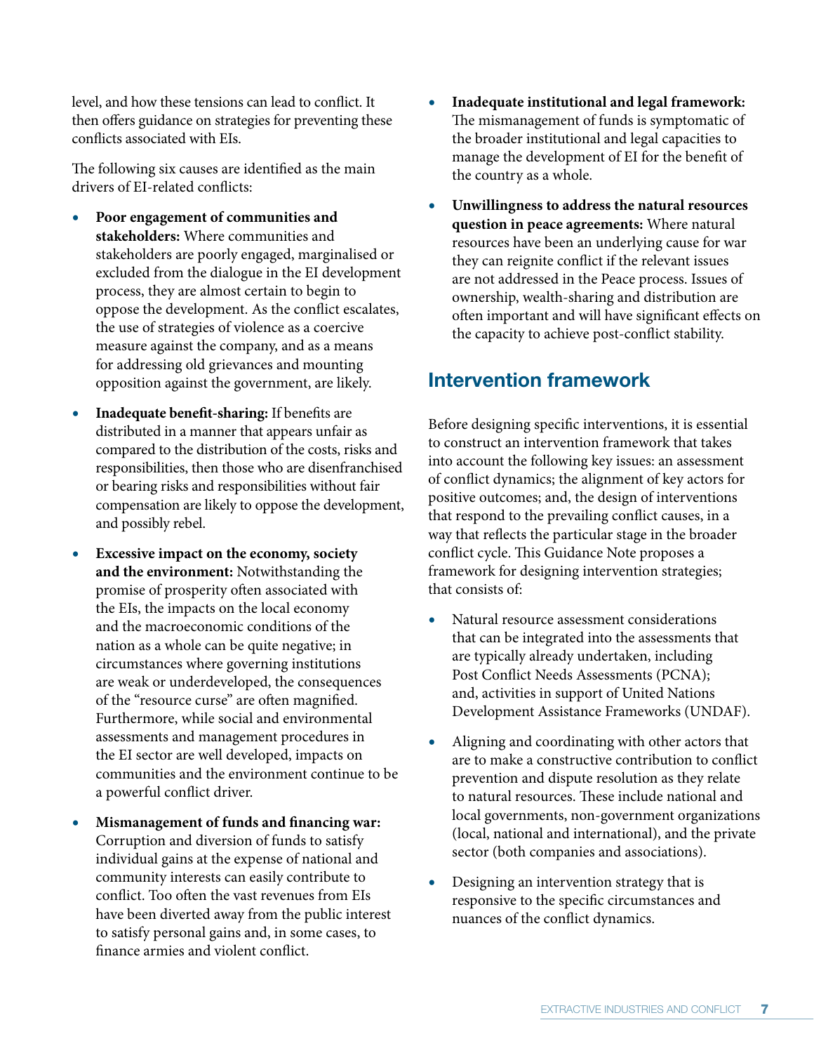level, and how these tensions can lead to conflict. It then offers guidance on strategies for preventing these conflicts associated with EIs.

The following six causes are identified as the main drivers of EI-related conflicts:

- **Poor engagement of communities and stakeholders:** Where communities and stakeholders are poorly engaged, marginalised or excluded from the dialogue in the EI development process, they are almost certain to begin to oppose the development. As the conflict escalates, the use of strategies of violence as a coercive measure against the company, and as a means for addressing old grievances and mounting opposition against the government, are likely.
- **Inadequate benefit-sharing:** If benefits are distributed in a manner that appears unfair as compared to the distribution of the costs, risks and responsibilities, then those who are disenfranchised or bearing risks and responsibilities without fair compensation are likely to oppose the development, and possibly rebel.
- **Excessive impact on the economy, society and the environment:** Notwithstanding the promise of prosperity often associated with the EIs, the impacts on the local economy and the macroeconomic conditions of the nation as a whole can be quite negative; in circumstances where governing institutions are weak or underdeveloped, the consequences of the "resource curse" are often magnified. Furthermore, while social and environmental assessments and management procedures in the EI sector are well developed, impacts on communities and the environment continue to be a powerful conflict driver.
- **Mismanagement of funds and financing war:** Corruption and diversion of funds to satisfy individual gains at the expense of national and community interests can easily contribute to conflict. Too often the vast revenues from EIs have been diverted away from the public interest to satisfy personal gains and, in some cases, to finance armies and violent conflict.
- **Inadequate institutional and legal framework:** The mismanagement of funds is symptomatic of the broader institutional and legal capacities to manage the development of EI for the benefit of the country as a whole.
- **Unwillingness to address the natural resources question in peace agreements:** Where natural resources have been an underlying cause for war they can reignite conflict if the relevant issues are not addressed in the Peace process. Issues of ownership, wealth-sharing and distribution are often important and will have significant effects on the capacity to achieve post-conflict stability.

## Intervention framework

Before designing specific interventions, it is essential to construct an intervention framework that takes into account the following key issues: an assessment of conflict dynamics; the alignment of key actors for positive outcomes; and, the design of interventions that respond to the prevailing conflict causes, in a way that reflects the particular stage in the broader conflict cycle. This Guidance Note proposes a framework for designing intervention strategies; that consists of:

- Natural resource assessment considerations that can be integrated into the assessments that are typically already undertaken, including Post Conflict Needs Assessments (PCNA); and, activities in support of United Nations Development Assistance Frameworks (UNDAF).
- Aligning and coordinating with other actors that are to make a constructive contribution to conflict prevention and dispute resolution as they relate to natural resources. These include national and local governments, non-government organizations (local, national and international), and the private sector (both companies and associations).
- Designing an intervention strategy that is responsive to the specific circumstances and nuances of the conflict dynamics.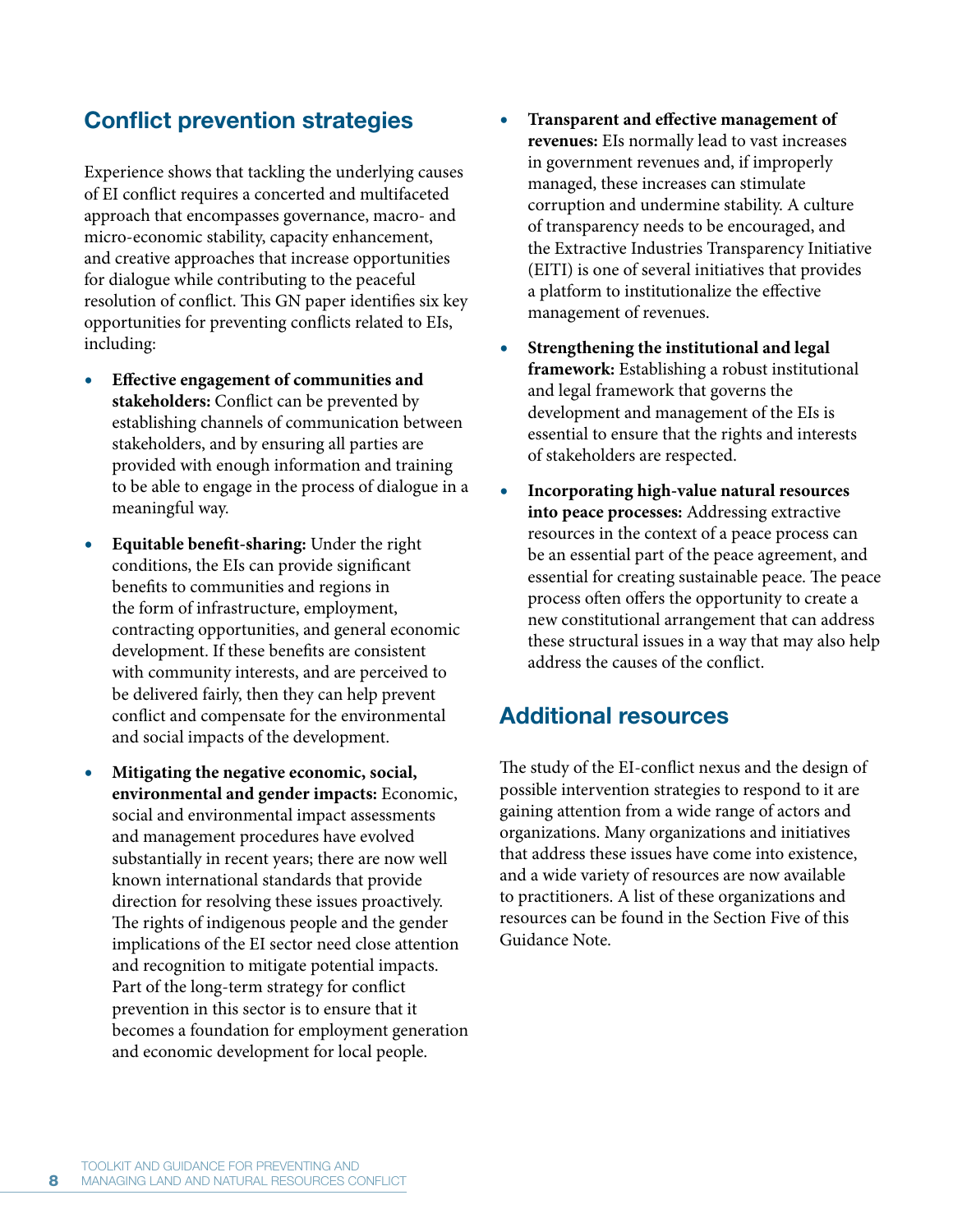## Conflict prevention strategies

Experience shows that tackling the underlying causes of EI conflict requires a concerted and multifaceted approach that encompasses governance, macro- and micro-economic stability, capacity enhancement, and creative approaches that increase opportunities for dialogue while contributing to the peaceful resolution of conflict. This GN paper identifies six key opportunities for preventing conflicts related to EIs, including:

- **Effective engagement of communities and stakeholders:** Conflict can be prevented by establishing channels of communication between stakeholders, and by ensuring all parties are provided with enough information and training to be able to engage in the process of dialogue in a meaningful way.
- **Equitable benefit-sharing:** Under the right conditions, the EIs can provide significant benefits to communities and regions in the form of infrastructure, employment, contracting opportunities, and general economic development. If these benefits are consistent with community interests, and are perceived to be delivered fairly, then they can help prevent conflict and compensate for the environmental and social impacts of the development.
- **Mitigating the negative economic, social, environmental and gender impacts:** Economic, social and environmental impact assessments and management procedures have evolved substantially in recent years; there are now well known international standards that provide direction for resolving these issues proactively. The rights of indigenous people and the gender implications of the EI sector need close attention and recognition to mitigate potential impacts. Part of the long-term strategy for conflict prevention in this sector is to ensure that it becomes a foundation for employment generation and economic development for local people.
- **Transparent and effective management of revenues:** EIs normally lead to vast increases in government revenues and, if improperly managed, these increases can stimulate corruption and undermine stability. A culture of transparency needs to be encouraged, and the Extractive Industries Transparency Initiative (EITI) is one of several initiatives that provides a platform to institutionalize the effective management of revenues.
- **Strengthening the institutional and legal framework:** Establishing a robust institutional and legal framework that governs the development and management of the EIs is essential to ensure that the rights and interests of stakeholders are respected.
- **Incorporating high-value natural resources into peace processes:** Addressing extractive resources in the context of a peace process can be an essential part of the peace agreement, and essential for creating sustainable peace. The peace process often offers the opportunity to create a new constitutional arrangement that can address these structural issues in a way that may also help address the causes of the conflict.

## Additional resources

The study of the EI-conflict nexus and the design of possible intervention strategies to respond to it are gaining attention from a wide range of actors and organizations. Many organizations and initiatives that address these issues have come into existence, and a wide variety of resources are now available to practitioners. A list of these organizations and resources can be found in the Section Five of this Guidance Note.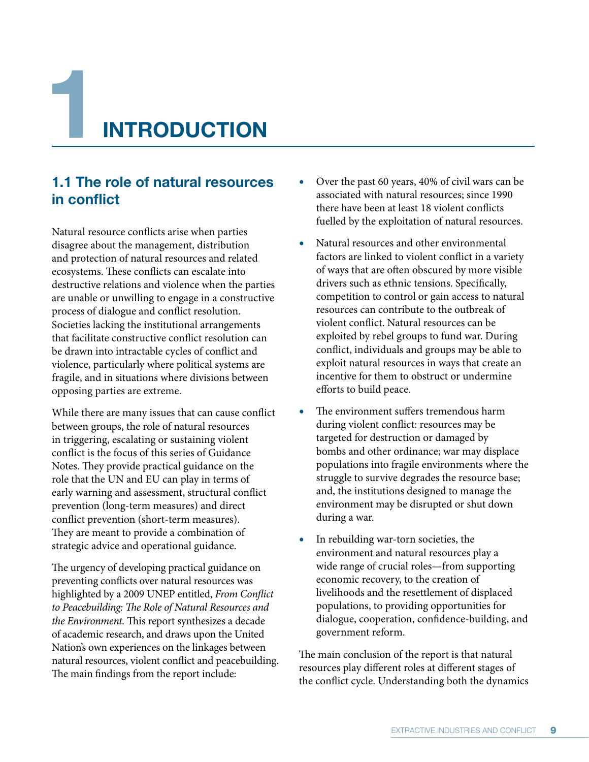# 1 INTRODUCTION

## 1.1 The role of natural resources in conflict

Natural resource conflicts arise when parties disagree about the management, distribution and protection of natural resources and related ecosystems. These conflicts can escalate into destructive relations and violence when the parties are unable or unwilling to engage in a constructive process of dialogue and conflict resolution. Societies lacking the institutional arrangements that facilitate constructive conflict resolution can be drawn into intractable cycles of conflict and violence, particularly where political systems are fragile, and in situations where divisions between opposing parties are extreme.

While there are many issues that can cause conflict between groups, the role of natural resources in triggering, escalating or sustaining violent conflict is the focus of this series of Guidance Notes. They provide practical guidance on the role that the UN and EU can play in terms of early warning and assessment, structural conflict prevention (long-term measures) and direct conflict prevention (short-term measures). They are meant to provide a combination of strategic advice and operational guidance.

The urgency of developing practical guidance on preventing conflicts over natural resources was highlighted by a 2009 UNEP entitled, *From Conflict to Peacebuilding: The Role of Natural Resources and the Environment*. This report synthesizes a decade of academic research, and draws upon the United Nation's own experiences on the linkages between natural resources, violent conflict and peacebuilding. The main findings from the report include:

- Over the past 60 years, 40% of civil wars can be associated with natural resources; since 1990 there have been at least 18 violent conflicts fuelled by the exploitation of natural resources.
- Natural resources and other environmental factors are linked to violent conflict in a variety of ways that are often obscured by more visible drivers such as ethnic tensions. Specifically, competition to control or gain access to natural resources can contribute to the outbreak of violent conflict. Natural resources can be exploited by rebel groups to fund war. During conflict, individuals and groups may be able to exploit natural resources in ways that create an incentive for them to obstruct or undermine efforts to build peace.
- The environment suffers tremendous harm during violent conflict: resources may be targeted for destruction or damaged by bombs and other ordinance; war may displace populations into fragile environments where the struggle to survive degrades the resource base; and, the institutions designed to manage the environment may be disrupted or shut down during a war.
- In rebuilding war-torn societies, the environment and natural resources play a wide range of crucial roles—from supporting economic recovery, to the creation of livelihoods and the resettlement of displaced populations, to providing opportunities for dialogue, cooperation, confidence-building, and government reform.

The main conclusion of the report is that natural resources play different roles at different stages of the conflict cycle. Understanding both the dynamics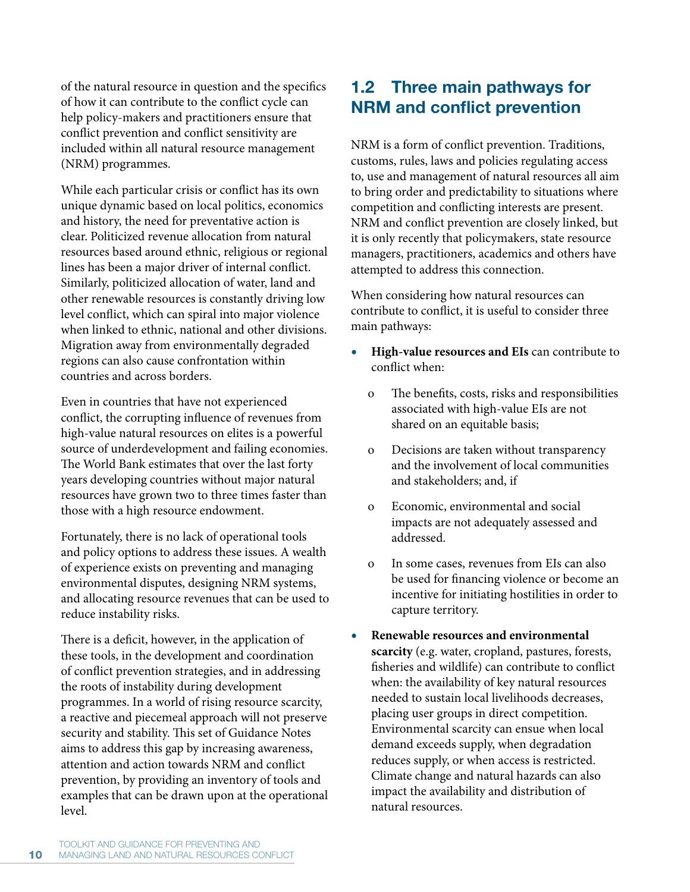of the natural resource in question and the specifics of how it can contribute to the conflict cycle can help policy-makers and practitioners ensure that conflict prevention and conflict sensitivity are included within all natural resource management (NRM) programmes.

While each particular crisis or conflict has its own unique dynamic based on local politics, economics and history, the need for preventative action is clear. Politicized revenue allocation from natural resources based around ethnic, religious or regional lines has been a major driver of internal conflict. Similarly, politicized allocation of water, land and other renewable resources is constantly driving low level conflict, which can spiral into major violence when linked to ethnic, national and other divisions. Migration away from environmentally degraded regions can also cause confrontation within countries and across borders.

Even in countries that have not experienced conflict, the corrupting influence of revenues from high-value natural resources on elites is a powerful source of underdevelopment and failing economies. The World Bank estimates that over the last forty years developing countries without major natural resources have grown two to three times faster than those with a high resource endowment.

Fortunately, there is no lack of operational tools and policy options to address these issues. A wealth of experience exists on preventing and managing environmental disputes, designing NRM systems, and allocating resource revenues that can be used to reduce instability risks.

There is a deficit, however, in the application of these tools, in the development and coordination of conflict prevention strategies, and in addressing the roots of instability during development programmes. In a world of rising resource scarcity, a reactive and piecemeal approach will not preserve security and stability. This set of Guidance Notes aims to address this gap by increasing awareness, attention and action towards NRM and conflict prevention, by providing an inventory of tools and examples that can be drawn upon at the operational level.

## 1.2 Three main pathways for NRM and conflict prevention

NRM is a form of conflict prevention. Traditions, customs, rules, laws and policies regulating access to, use and management of natural resources all aim to bring order and predictability to situations where competition and conflicting interests are present. NRM and conflict prevention are closely linked, but it is only recently that policymakers, state resource managers, practitioners, academics and others have attempted to address this connection.

When considering how natural resources can contribute to conflict, it is useful to consider three main pathways:

- **High-value resources and EIs** can contribute to conflict when:
  - The benefits, costs, risks and responsibilities associated with high-value EIs are not shared on an equitable basis;
  - Decisions are taken without transparency and the involvement of local communities and stakeholders; and, if
  - Economic, environmental and social impacts are not adequately assessed and addressed.
  - In some cases, revenues from EIs can also be used for financing violence or become an incentive for initiating hostilities in order to capture territory.
- **Renewable resources and environmental scarcity** (e.g. water, cropland, pastures, forests, fisheries and wildlife) can contribute to conflict when: the availability of key natural resources needed to sustain local livelihoods decreases, placing user groups in direct competition. Environmental scarcity can ensue when local demand exceeds supply, when degradation reduces supply, or when access is restricted. Climate change and natural hazards can also impact the availability and distribution of natural resources.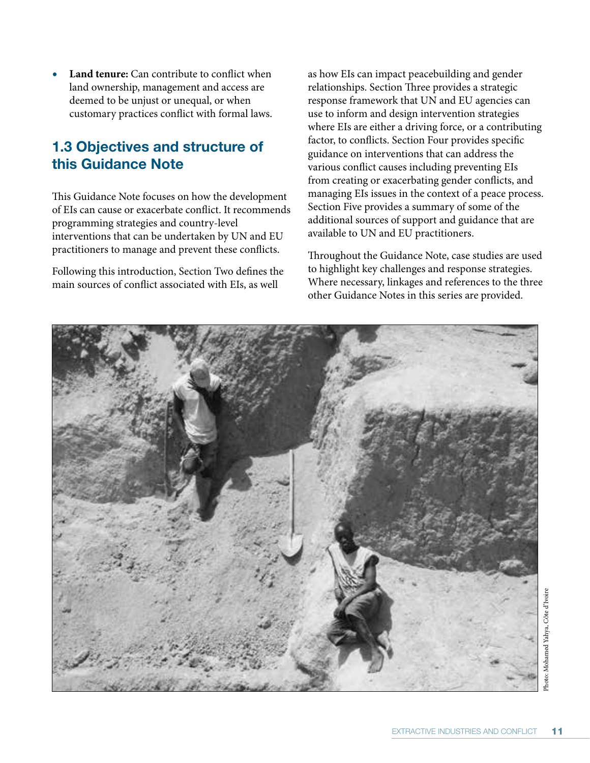- **Land tenure:** Can contribute to conflict when land ownership, management and access are deemed to be unjust or unequal, or when customary practices conflict with formal laws.

## 1.3 Objectives and structure of this Guidance Note

This Guidance Note focuses on how the development of EIs can cause or exacerbate conflict. It recommends programming strategies and country-level interventions that can be undertaken by UN and EU practitioners to manage and prevent these conflicts.

Following this introduction, Section Two defines the main sources of conflict associated with EIs, as well as how EIs can impact peacebuilding and gender relationships. Section Three provides a strategic response framework that UN and EU agencies can use to inform and design intervention strategies where EIs are either a driving force, or a contributing factor, to conflicts. Section Four provides specific guidance on interventions that can address the various conflict causes including preventing EIs from creating or exacerbating gender conflicts, and managing EIs issues in the context of a peace process. Section Five provides a summary of some of the additional sources of support and guidance that are available to UN and EU practitioners.

Throughout the Guidance Note, case studies are used to highlight key challenges and response strategies. Where necessary, linkages and references to the three other Guidance Notes in this series are provided.

Photo: Mohamed Yahya, Côte d'Ivoire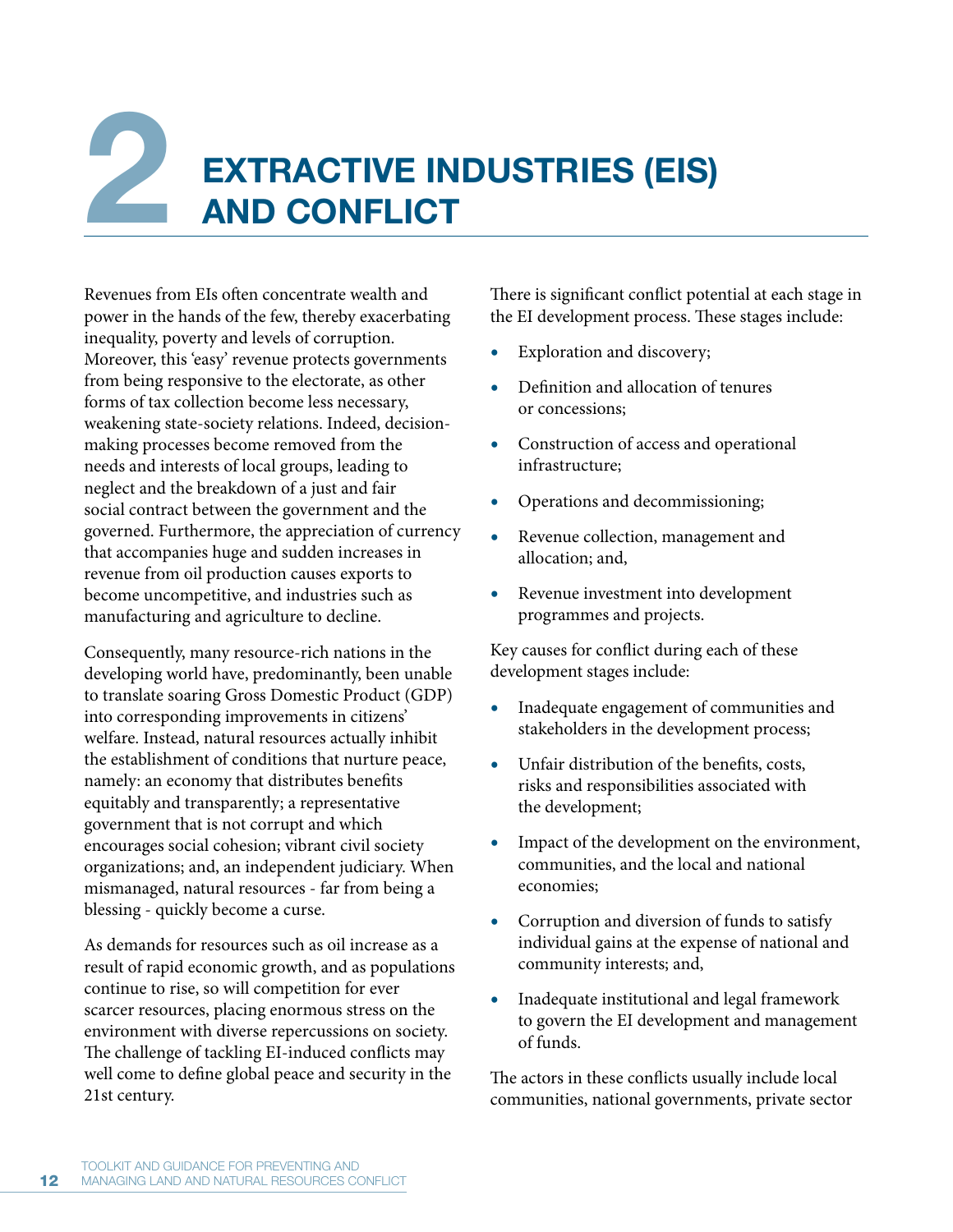# 2 EXTRACTIVE INDUSTRIES (EIS) AND CONFLICT

Revenues from EIs often concentrate wealth and power in the hands of the few, thereby exacerbating inequality, poverty and levels of corruption. Moreover, this 'easy' revenue protects governments from being responsive to the electorate, as other forms of tax collection become less necessary, weakening state-society relations. Indeed, decision-making processes become removed from the needs and interests of local groups, leading to neglect and the breakdown of a just and fair social contract between the government and the governed. Furthermore, the appreciation of currency that accompanies huge and sudden increases in revenue from oil production causes exports to become uncompetitive, and industries such as manufacturing and agriculture to decline.

Consequently, many resource-rich nations in the developing world have, predominantly, been unable to translate soaring Gross Domestic Product (GDP) into corresponding improvements in citizens' welfare. Instead, natural resources actually inhibit the establishment of conditions that nurture peace, namely: an economy that distributes benefits equitably and transparently; a representative government that is not corrupt and which encourages social cohesion; vibrant civil society organizations; and, an independent judiciary. When mismanaged, natural resources - far from being a blessing - quickly become a curse.

As demands for resources such as oil increase as a result of rapid economic growth, and as populations continue to rise, so will competition for ever scarcer resources, placing enormous stress on the environment with diverse repercussions on society. The challenge of tackling EI-induced conflicts may well come to define global peace and security in the 21st century.

There is significant conflict potential at each stage in the EI development process. These stages include:

- Exploration and discovery;
- Definition and allocation of tenures or concessions;
- Construction of access and operational infrastructure;
- Operations and decommissioning;
- Revenue collection, management and allocation; and,
- Revenue investment into development programmes and projects.

Key causes for conflict during each of these development stages include:

- Inadequate engagement of communities and stakeholders in the development process;
- Unfair distribution of the benefits, costs, risks and responsibilities associated with the development;
- Impact of the development on the environment, communities, and the local and national economies;
- Corruption and diversion of funds to satisfy individual gains at the expense of national and community interests; and,
- Inadequate institutional and legal framework to govern the EI development and management of funds.

The actors in these conflicts usually include local communities, national governments, private sector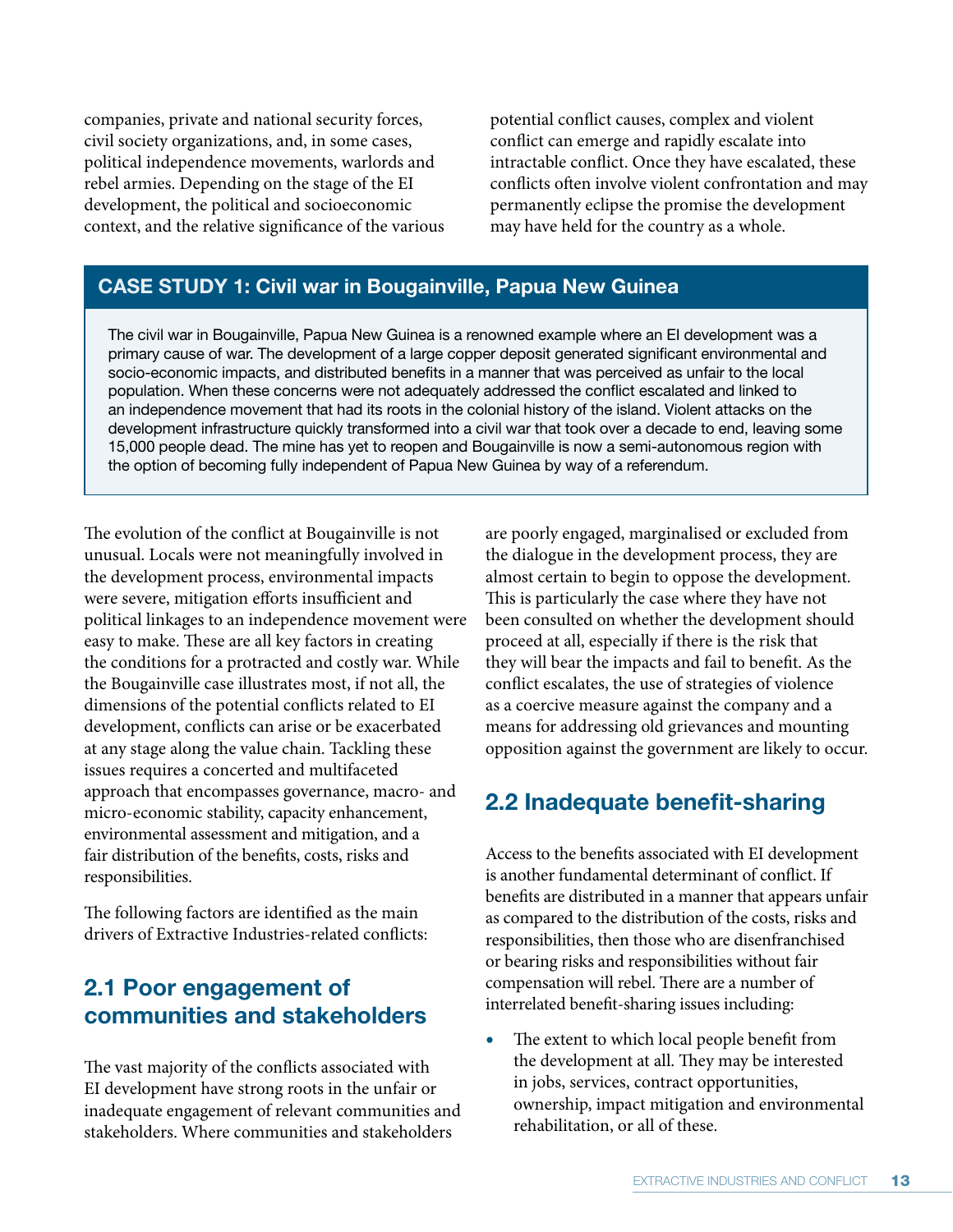companies, private and national security forces, civil society organizations, and, in some cases, political independence movements, warlords and rebel armies. Depending on the stage of the EI development, the political and socioeconomic context, and the relative significance of the various potential conflict causes, complex and violent conflict can emerge and rapidly escalate into intractable conflict. Once they have escalated, these conflicts often involve violent confrontation and may permanently eclipse the promise the development may have held for the country as a whole.

### CASE STUDY 1: Civil war in Bougainville, Papua New Guinea

The civil war in Bougainville, Papua New Guinea is a renowned example where an EI development was a primary cause of war. The development of a large copper deposit generated significant environmental and socio-economic impacts, and distributed benefits in a manner that was perceived as unfair to the local population. When these concerns were not adequately addressed the conflict escalated and linked to an independence movement that had its roots in the colonial history of the island. Violent attacks on the development infrastructure quickly transformed into a civil war that took over a decade to end, leaving some 15,000 people dead. The mine has yet to reopen and Bougainville is now a semi-autonomous region with the option of becoming fully independent of Papua New Guinea by way of a referendum.

The evolution of the conflict at Bougainville is not unusual. Locals were not meaningfully involved in the development process, environmental impacts were severe, mitigation efforts insufficient and political linkages to an independence movement were easy to make. These are all key factors in creating the conditions for a protracted and costly war. While the Bougainville case illustrates most, if not all, the dimensions of the potential conflicts related to EI development, conflicts can arise or be exacerbated at any stage along the value chain. Tackling these issues requires a concerted and multifaceted approach that encompasses governance, macro- and micro-economic stability, capacity enhancement, environmental assessment and mitigation, and a fair distribution of the benefits, costs, risks and responsibilities.

The following factors are identified as the main drivers of Extractive Industries-related conflicts:

## 2.1 Poor engagement of communities and stakeholders

The vast majority of the conflicts associated with EI development have strong roots in the unfair or inadequate engagement of relevant communities and stakeholders. Where communities and stakeholders are poorly engaged, marginalised or excluded from the dialogue in the development process, they are almost certain to begin to oppose the development. This is particularly the case where they have not been consulted on whether the development should proceed at all, especially if there is the risk that they will bear the impacts and fail to benefit. As the conflict escalates, the use of strategies of violence as a coercive measure against the company and a means for addressing old grievances and mounting opposition against the government are likely to occur.

## 2.2 Inadequate benefit-sharing

Access to the benefits associated with EI development is another fundamental determinant of conflict. If benefits are distributed in a manner that appears unfair as compared to the distribution of the costs, risks and responsibilities, then those who are disenfranchised or bearing risks and responsibilities without fair compensation will rebel. There are a number of interrelated benefit-sharing issues including:

- The extent to which local people benefit from the development at all. They may be interested in jobs, services, contract opportunities, ownership, impact mitigation and environmental rehabilitation, or all of these.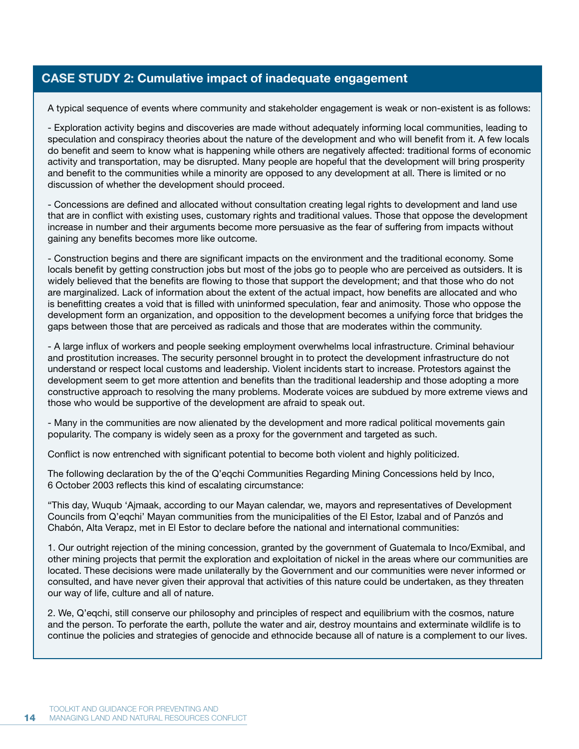## CASE STUDY 2: Cumulative impact of inadequate engagement

A typical sequence of events where community and stakeholder engagement is weak or non-existent is as follows:

- Exploration activity begins and discoveries are made without adequately informing local communities, leading to speculation and conspiracy theories about the nature of the development and who will benefit from it. A few locals do benefit and seem to know what is happening while others are negatively affected: traditional forms of economic activity and transportation, may be disrupted. Many people are hopeful that the development will bring prosperity and benefit to the communities while a minority are opposed to any development at all. There is limited or no discussion of whether the development should proceed.

- Concessions are defined and allocated without consultation creating legal rights to development and land use that are in conflict with existing uses, customary rights and traditional values. Those that oppose the development increase in number and their arguments become more persuasive as the fear of suffering from impacts without gaining any benefits becomes more like outcome.

- Construction begins and there are significant impacts on the environment and the traditional economy. Some locals benefit by getting construction jobs but most of the jobs go to people who are perceived as outsiders. It is widely believed that the benefits are flowing to those that support the development; and that those who do not are marginalized. Lack of information about the extent of the actual impact, how benefits are allocated and who is benefitting creates a void that is filled with uninformed speculation, fear and animosity. Those who oppose the development form an organization, and opposition to the development becomes a unifying force that bridges the gaps between those that are perceived as radicals and those that are moderates within the community.

- A large influx of workers and people seeking employment overwhelms local infrastructure. Criminal behaviour and prostitution increases. The security personnel brought in to protect the development infrastructure do not understand or respect local customs and leadership. Violent incidents start to increase. Protestors against the development seem to get more attention and benefits than the traditional leadership and those adopting a more constructive approach to resolving the many problems. Moderate voices are subdued by more extreme views and those who would be supportive of the development are afraid to speak out.

- Many in the communities are now alienated by the development and more radical political movements gain popularity. The company is widely seen as a proxy for the government and targeted as such.

Conflict is now entrenched with significant potential to become both violent and highly politicized.

The following declaration by the of the Q'eqchi Communities Regarding Mining Concessions held by Inco, 6 October 2003 reflects this kind of escalating circumstance:

"This day, Wuqub 'Ajmaak, according to our Mayan calendar, we, mayors and representatives of Development Councils from Q'eqchi' Mayan communities from the municipalities of the El Estor, Izabal and of Panzós and Chabón, Alta Verapz, met in El Estor to declare before the national and international communities:

1. Our outright rejection of the mining concession, granted by the government of Guatemala to Inco/Exmibal, and other mining projects that permit the exploration and exploitation of nickel in the areas where our communities are located. These decisions were made unilaterally by the Government and our communities were never informed or consulted, and have never given their approval that activities of this nature could be undertaken, as they threaten our way of life, culture and all of nature.

2. We, Q'eqchi, still conserve our philosophy and principles of respect and equilibrium with the cosmos, nature and the person. To perforate the earth, pollute the water and air, destroy mountains and exterminate wildlife is to continue the policies and strategies of genocide and ethnocide because all of nature is a complement to our lives.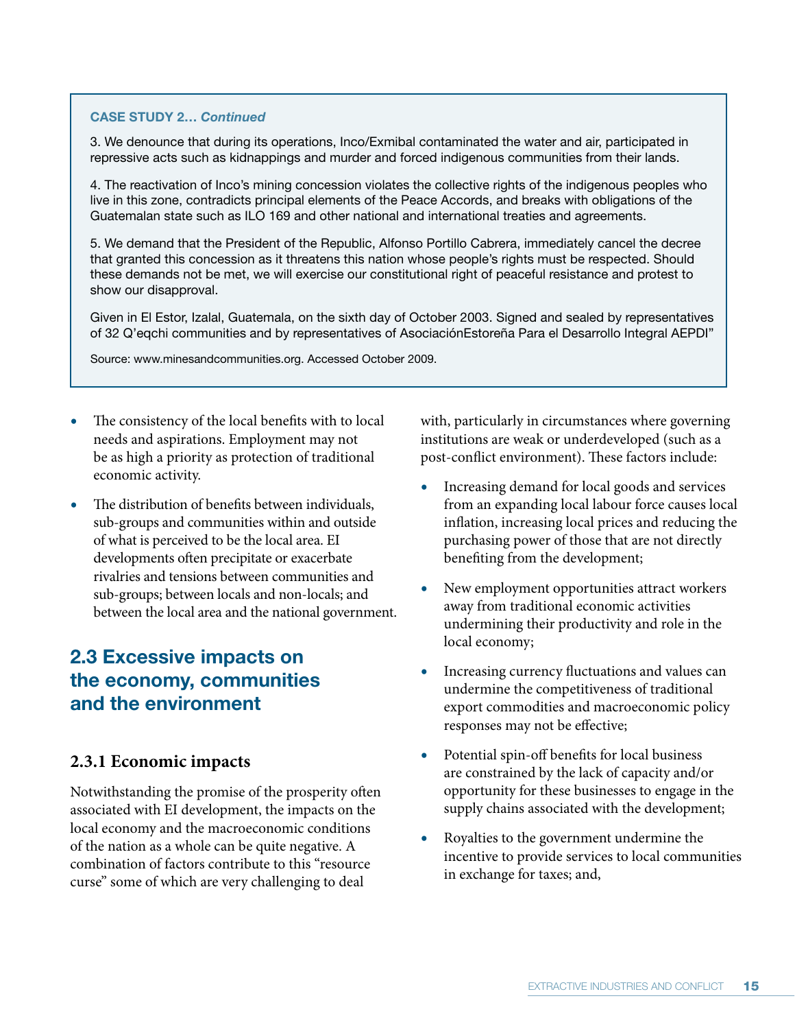**CASE STUDY 2…** ***Continued***

3. We denounce that during its operations, Inco/Exmibal contaminated the water and air, participated in repressive acts such as kidnappings and murder and forced indigenous communities from their lands.

4. The reactivation of Inco's mining concession violates the collective rights of the indigenous peoples who live in this zone, contradicts principal elements of the Peace Accords, and breaks with obligations of the Guatemalan state such as ILO 169 and other national and international treaties and agreements.

5. We demand that the President of the Republic, Alfonso Portillo Cabrera, immediately cancel the decree that granted this concession as it threatens this nation whose people's rights must be respected. Should these demands not be met, we will exercise our constitutional right of peaceful resistance and protest to show our disapproval.

Given in El Estor, Izalal, Guatemala, on the sixth day of October 2003. Signed and sealed by representatives of 32 Q'eqchi communities and by representatives of AsociaciónEstoreña Para el Desarrollo Integral AEPDI"

Source: www.minesandcommunities.org. Accessed October 2009.

- The consistency of the local benefits with to local needs and aspirations. Employment may not be as high a priority as protection of traditional economic activity.
- The distribution of benefits between individuals, sub-groups and communities within and outside of what is perceived to be the local area. EI developments often precipitate or exacerbate rivalries and tensions between communities and sub-groups; between locals and non-locals; and between the local area and the national government.

## 2.3 Excessive impacts on the economy, communities and the environment

### 2.3.1 Economic impacts

Notwithstanding the promise of the prosperity often associated with EI development, the impacts on the local economy and the macroeconomic conditions of the nation as a whole can be quite negative. A combination of factors contribute to this "resource curse" some of which are very challenging to deal with, particularly in circumstances where governing institutions are weak or underdeveloped (such as a post-conflict environment). These factors include:

- Increasing demand for local goods and services from an expanding local labour force causes local inflation, increasing local prices and reducing the purchasing power of those that are not directly benefiting from the development;
- New employment opportunities attract workers away from traditional economic activities undermining their productivity and role in the local economy;
- Increasing currency fluctuations and values can undermine the competitiveness of traditional export commodities and macroeconomic policy responses may not be effective;
- Potential spin-off benefits for local business are constrained by the lack of capacity and/or opportunity for these businesses to engage in the supply chains associated with the development;
- Royalties to the government undermine the incentive to provide services to local communities in exchange for taxes; and,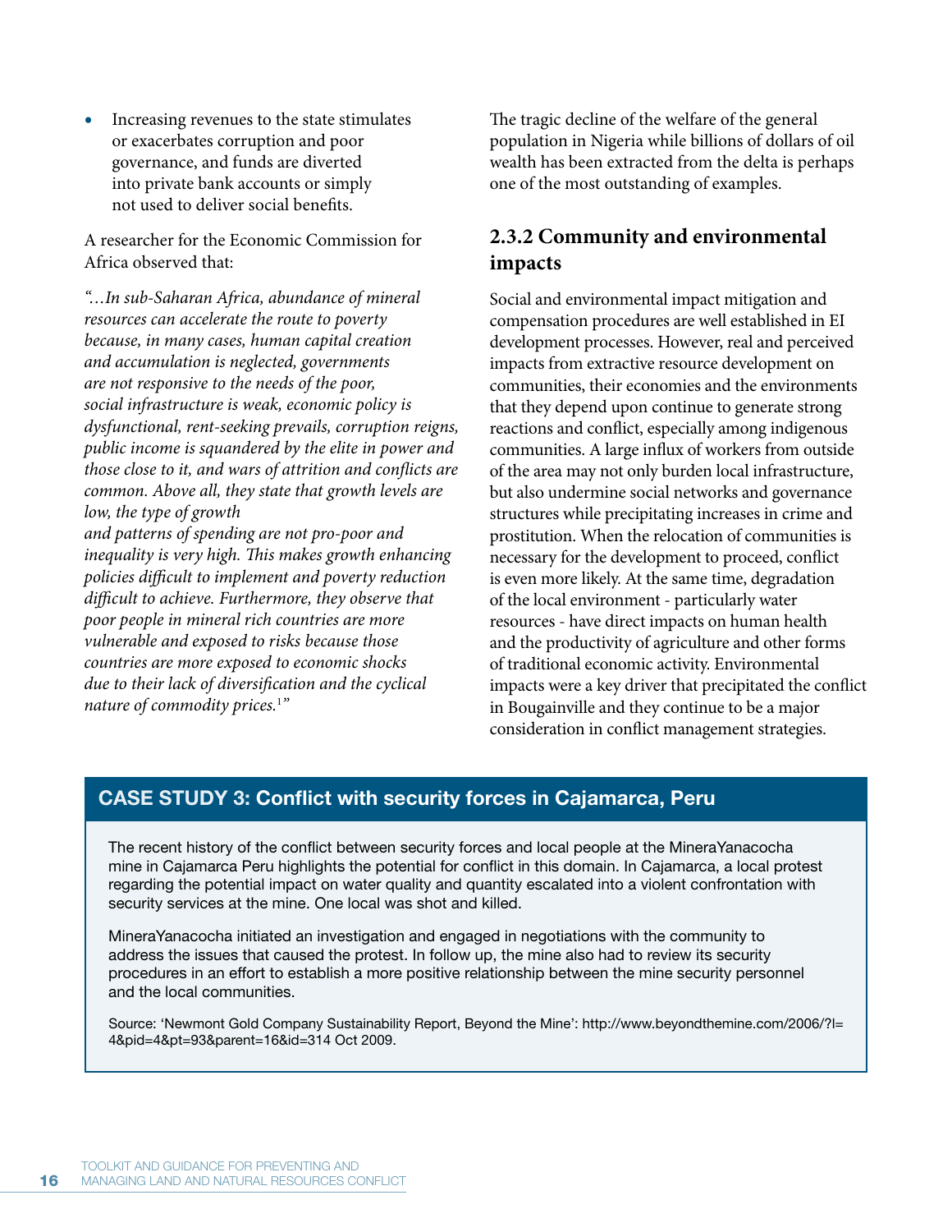- Increasing revenues to the state stimulates or exacerbates corruption and poor governance, and funds are diverted into private bank accounts or simply not used to deliver social benefits.

A researcher for the Economic Commission for Africa observed that:

*"…In sub-Saharan Africa, abundance of mineral resources can accelerate the route to poverty because, in many cases, human capital creation and accumulation is neglected, governments are not responsive to the needs of the poor, social infrastructure is weak, economic policy is dysfunctional, rent-seeking prevails, corruption reigns, public income is squandered by the elite in power and those close to it, and wars of attrition and conflicts are common. Above all, they state that growth levels are low, the type of growth and patterns of spending are not pro-poor and inequality is very high. This makes growth enhancing policies difficult to implement and poverty reduction difficult to achieve. Furthermore, they observe that poor people in mineral rich countries are more vulnerable and exposed to risks because those countries are more exposed to economic shocks due to their lack of diversification and the cyclical nature of commodity prices.*[1]*"*

The tragic decline of the welfare of the general population in Nigeria while billions of dollars of oil wealth has been extracted from the delta is perhaps one of the most outstanding of examples.

### 2.3.2 Community and environmental impacts

Social and environmental impact mitigation and compensation procedures are well established in EI development processes. However, real and perceived impacts from extractive resource development on communities, their economies and the environments that they depend upon continue to generate strong reactions and conflict, especially among indigenous communities. A large influx of workers from outside of the area may not only burden local infrastructure, but also undermine social networks and governance structures while precipitating increases in crime and prostitution. When the relocation of communities is necessary for the development to proceed, conflict is even more likely. At the same time, degradation of the local environment - particularly water resources - have direct impacts on human health and the productivity of agriculture and other forms of traditional economic activity. Environmental impacts were a key driver that precipitated the conflict in Bougainville and they continue to be a major consideration in conflict management strategies.

**CASE STUDY 3: Conflict with security forces in Cajamarca, Peru**

The recent history of the conflict between security forces and local people at the MineraYanacocha mine in Cajamarca Peru highlights the potential for conflict in this domain. In Cajamarca, a local protest regarding the potential impact on water quality and quantity escalated into a violent confrontation with security services at the mine. One local was shot and killed.

MineraYanacocha initiated an investigation and engaged in negotiations with the community to address the issues that caused the protest. In follow up, the mine also had to review its security procedures in an effort to establish a more positive relationship between the mine security personnel and the local communities.

Source: 'Newmont Gold Company Sustainability Report, Beyond the Mine': http://www.beyondthemine.com/2006/?l=4&pid=4&pt=93&parent=16&id=314 Oct 2009.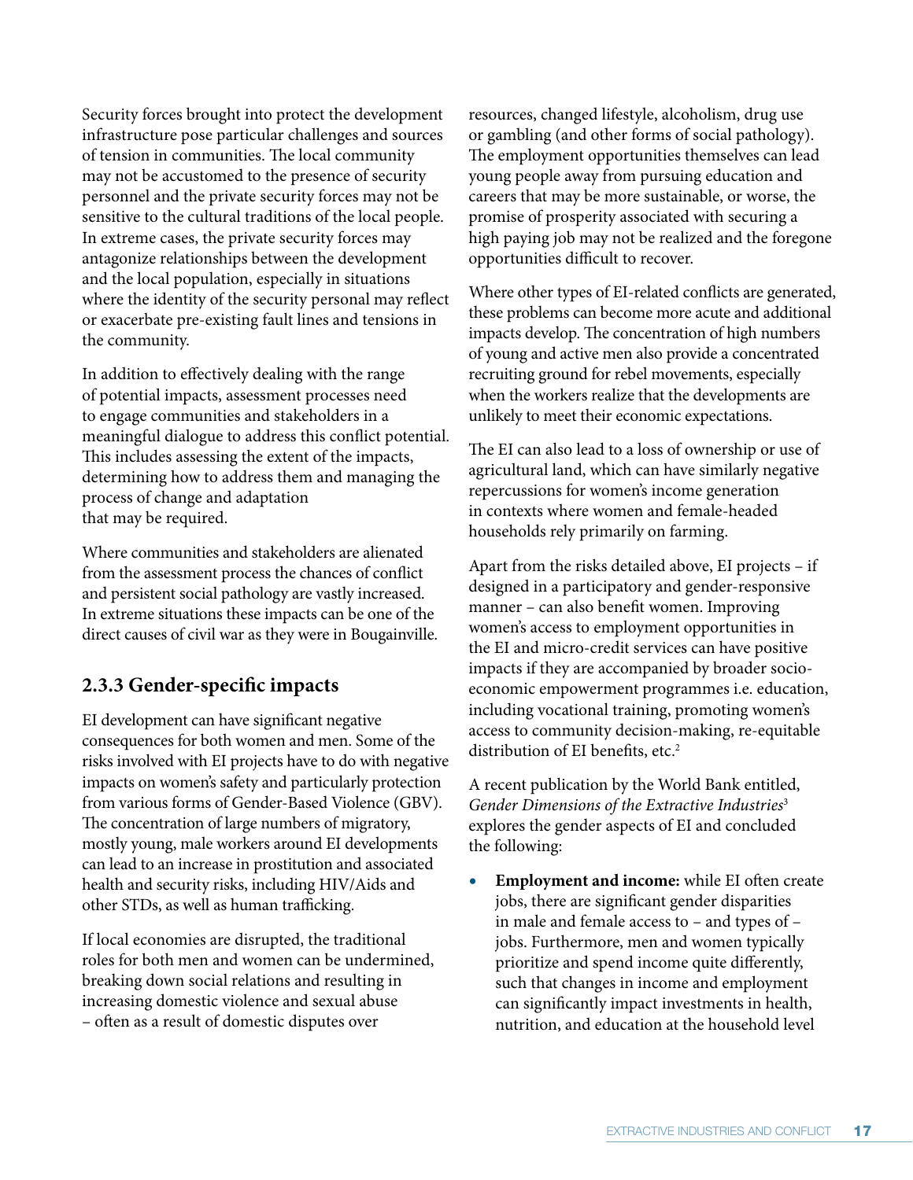Security forces brought into protect the development infrastructure pose particular challenges and sources of tension in communities. The local community may not be accustomed to the presence of security personnel and the private security forces may not be sensitive to the cultural traditions of the local people. In extreme cases, the private security forces may antagonize relationships between the development and the local population, especially in situations where the identity of the security personal may reflect or exacerbate pre-existing fault lines and tensions in the community.

In addition to effectively dealing with the range of potential impacts, assessment processes need to engage communities and stakeholders in a meaningful dialogue to address this conflict potential. This includes assessing the extent of the impacts, determining how to address them and managing the process of change and adaptation that may be required.

Where communities and stakeholders are alienated from the assessment process the chances of conflict and persistent social pathology are vastly increased. In extreme situations these impacts can be one of the direct causes of civil war as they were in Bougainville.

### 2.3.3 Gender-specific impacts

EI development can have significant negative consequences for both women and men. Some of the risks involved with EI projects have to do with negative impacts on women's safety and particularly protection from various forms of Gender-Based Violence (GBV). The concentration of large numbers of migratory, mostly young, male workers around EI developments can lead to an increase in prostitution and associated health and security risks, including HIV/Aids and other STDs, as well as human trafficking.

If local economies are disrupted, the traditional roles for both men and women can be undermined, breaking down social relations and resulting in increasing domestic violence and sexual abuse – often as a result of domestic disputes over resources, changed lifestyle, alcoholism, drug use or gambling (and other forms of social pathology). The employment opportunities themselves can lead young people away from pursuing education and careers that may be more sustainable, or worse, the promise of prosperity associated with securing a high paying job may not be realized and the foregone opportunities difficult to recover.

Where other types of EI-related conflicts are generated, these problems can become more acute and additional impacts develop. The concentration of high numbers of young and active men also provide a concentrated recruiting ground for rebel movements, especially when the workers realize that the developments are unlikely to meet their economic expectations.

The EI can also lead to a loss of ownership or use of agricultural land, which can have similarly negative repercussions for women's income generation in contexts where women and female-headed households rely primarily on farming.

Apart from the risks detailed above, EI projects – if designed in a participatory and gender-responsive manner – can also benefit women. Improving women's access to employment opportunities in the EI and micro-credit services can have positive impacts if they are accompanied by broader socio-economic empowerment programmes i.e. education, including vocational training, promoting women's access to community decision-making, re-equitable distribution of EI benefits, etc.[2]

A recent publication by the World Bank entitled, *Gender Dimensions of the Extractive Industries*[3] explores the gender aspects of EI and concluded the following:

- **Employment and income:** while EI often create jobs, there are significant gender disparities in male and female access to – and types of – jobs. Furthermore, men and women typically prioritize and spend income quite differently, such that changes in income and employment can significantly impact investments in health, nutrition, and education at the household level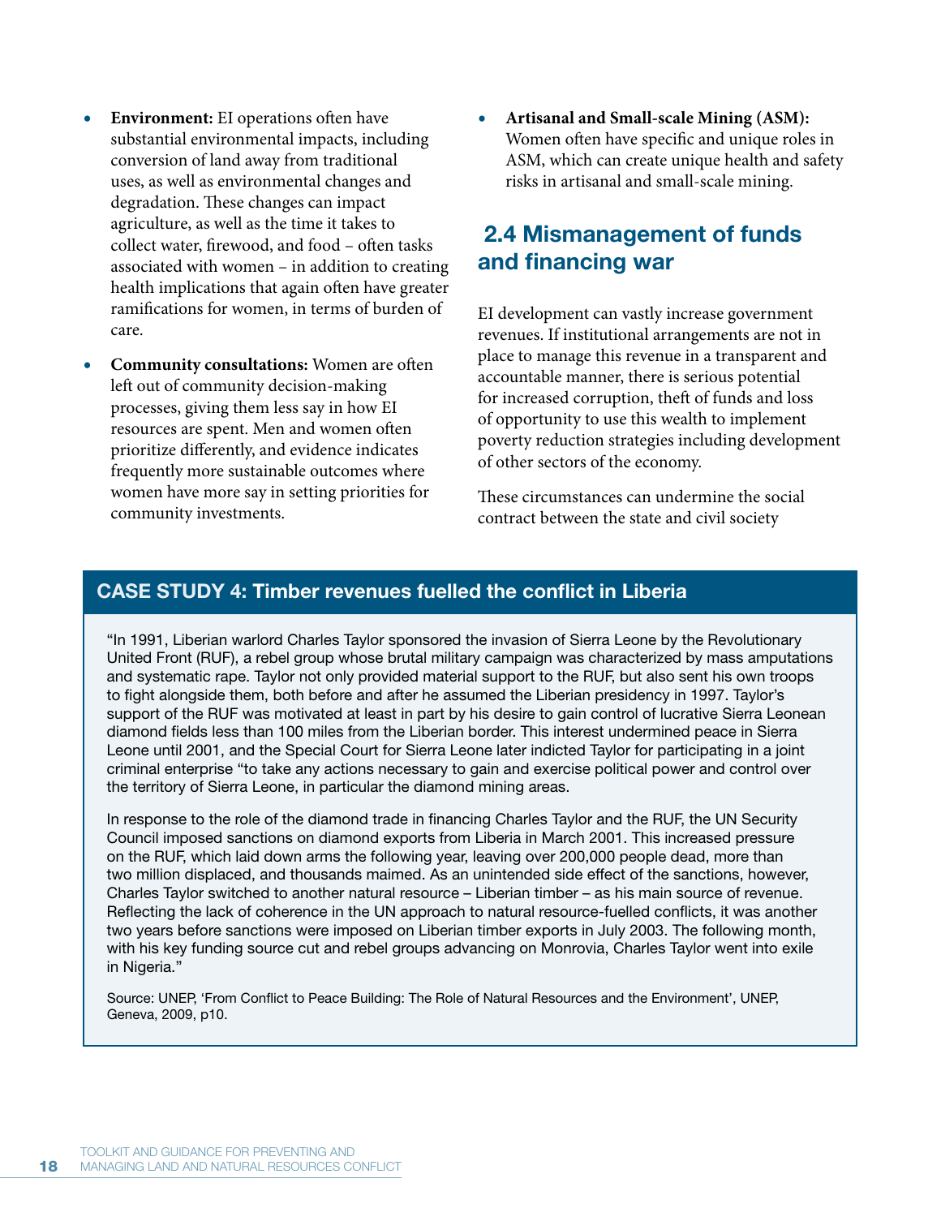- **Environment:** EI operations often have substantial environmental impacts, including conversion of land away from traditional uses, as well as environmental changes and degradation. These changes can impact agriculture, as well as the time it takes to collect water, firewood, and food – often tasks associated with women – in addition to creating health implications that again often have greater ramifications for women, in terms of burden of care.
- **Community consultations:** Women are often left out of community decision-making processes, giving them less say in how EI resources are spent. Men and women often prioritize differently, and evidence indicates frequently more sustainable outcomes where women have more say in setting priorities for community investments.
- **Artisanal and Small-scale Mining (ASM):** Women often have specific and unique roles in ASM, which can create unique health and safety risks in artisanal and small-scale mining.

## 2.4 Mismanagement of funds and financing war

EI development can vastly increase government revenues. If institutional arrangements are not in place to manage this revenue in a transparent and accountable manner, there is serious potential for increased corruption, theft of funds and loss of opportunity to use this wealth to implement poverty reduction strategies including development of other sectors of the economy.

These circumstances can undermine the social contract between the state and civil society

### CASE STUDY 4: Timber revenues fuelled the conflict in Liberia

"In 1991, Liberian warlord Charles Taylor sponsored the invasion of Sierra Leone by the Revolutionary United Front (RUF), a rebel group whose brutal military campaign was characterized by mass amputations and systematic rape. Taylor not only provided material support to the RUF, but also sent his own troops to fight alongside them, both before and after he assumed the Liberian presidency in 1997. Taylor's support of the RUF was motivated at least in part by his desire to gain control of lucrative Sierra Leonean diamond fields less than 100 miles from the Liberian border. This interest undermined peace in Sierra Leone until 2001, and the Special Court for Sierra Leone later indicted Taylor for participating in a joint criminal enterprise "to take any actions necessary to gain and exercise political power and control over the territory of Sierra Leone, in particular the diamond mining areas.

In response to the role of the diamond trade in financing Charles Taylor and the RUF, the UN Security Council imposed sanctions on diamond exports from Liberia in March 2001. This increased pressure on the RUF, which laid down arms the following year, leaving over 200,000 people dead, more than two million displaced, and thousands maimed. As an unintended side effect of the sanctions, however, Charles Taylor switched to another natural resource – Liberian timber – as his main source of revenue. Reflecting the lack of coherence in the UN approach to natural resource-fuelled conflicts, it was another two years before sanctions were imposed on Liberian timber exports in July 2003. The following month, with his key funding source cut and rebel groups advancing on Monrovia, Charles Taylor went into exile in Nigeria."

Source: UNEP, 'From Conflict to Peace Building: The Role of Natural Resources and the Environment', UNEP, Geneva, 2009, p10.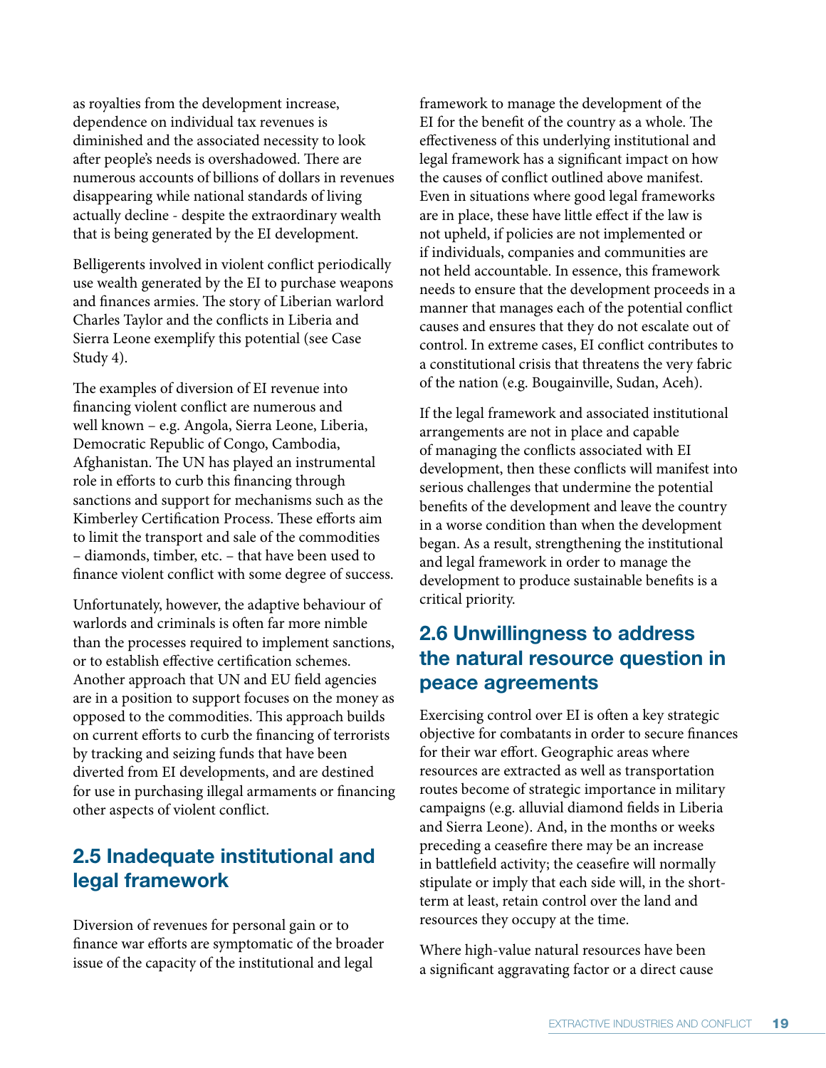as royalties from the development increase, dependence on individual tax revenues is diminished and the associated necessity to look after people's needs is overshadowed. There are numerous accounts of billions of dollars in revenues disappearing while national standards of living actually decline - despite the extraordinary wealth that is being generated by the EI development.

Belligerents involved in violent conflict periodically use wealth generated by the EI to purchase weapons and finances armies. The story of Liberian warlord Charles Taylor and the conflicts in Liberia and Sierra Leone exemplify this potential (see Case Study 4).

The examples of diversion of EI revenue into financing violent conflict are numerous and well known – e.g. Angola, Sierra Leone, Liberia, Democratic Republic of Congo, Cambodia, Afghanistan. The UN has played an instrumental role in efforts to curb this financing through sanctions and support for mechanisms such as the Kimberley Certification Process. These efforts aim to limit the transport and sale of the commodities – diamonds, timber, etc. – that have been used to finance violent conflict with some degree of success.

Unfortunately, however, the adaptive behaviour of warlords and criminals is often far more nimble than the processes required to implement sanctions, or to establish effective certification schemes. Another approach that UN and EU field agencies are in a position to support focuses on the money as opposed to the commodities. This approach builds on current efforts to curb the financing of terrorists by tracking and seizing funds that have been diverted from EI developments, and are destined for use in purchasing illegal armaments or financing other aspects of violent conflict.

## 2.5 Inadequate institutional and legal framework

Diversion of revenues for personal gain or to finance war efforts are symptomatic of the broader issue of the capacity of the institutional and legal framework to manage the development of the EI for the benefit of the country as a whole. The effectiveness of this underlying institutional and legal framework has a significant impact on how the causes of conflict outlined above manifest. Even in situations where good legal frameworks are in place, these have little effect if the law is not upheld, if policies are not implemented or if individuals, companies and communities are not held accountable. In essence, this framework needs to ensure that the development proceeds in a manner that manages each of the potential conflict causes and ensures that they do not escalate out of control. In extreme cases, EI conflict contributes to a constitutional crisis that threatens the very fabric of the nation (e.g. Bougainville, Sudan, Aceh).

If the legal framework and associated institutional arrangements are not in place and capable of managing the conflicts associated with EI development, then these conflicts will manifest into serious challenges that undermine the potential benefits of the development and leave the country in a worse condition than when the development began. As a result, strengthening the institutional and legal framework in order to manage the development to produce sustainable benefits is a critical priority.

## 2.6 Unwillingness to address the natural resource question in peace agreements

Exercising control over EI is often a key strategic objective for combatants in order to secure finances for their war effort. Geographic areas where resources are extracted as well as transportation routes become of strategic importance in military campaigns (e.g. alluvial diamond fields in Liberia and Sierra Leone). And, in the months or weeks preceding a ceasefire there may be an increase in battlefield activity; the ceasefire will normally stipulate or imply that each side will, in the short-term at least, retain control over the land and resources they occupy at the time.

Where high-value natural resources have been a significant aggravating factor or a direct cause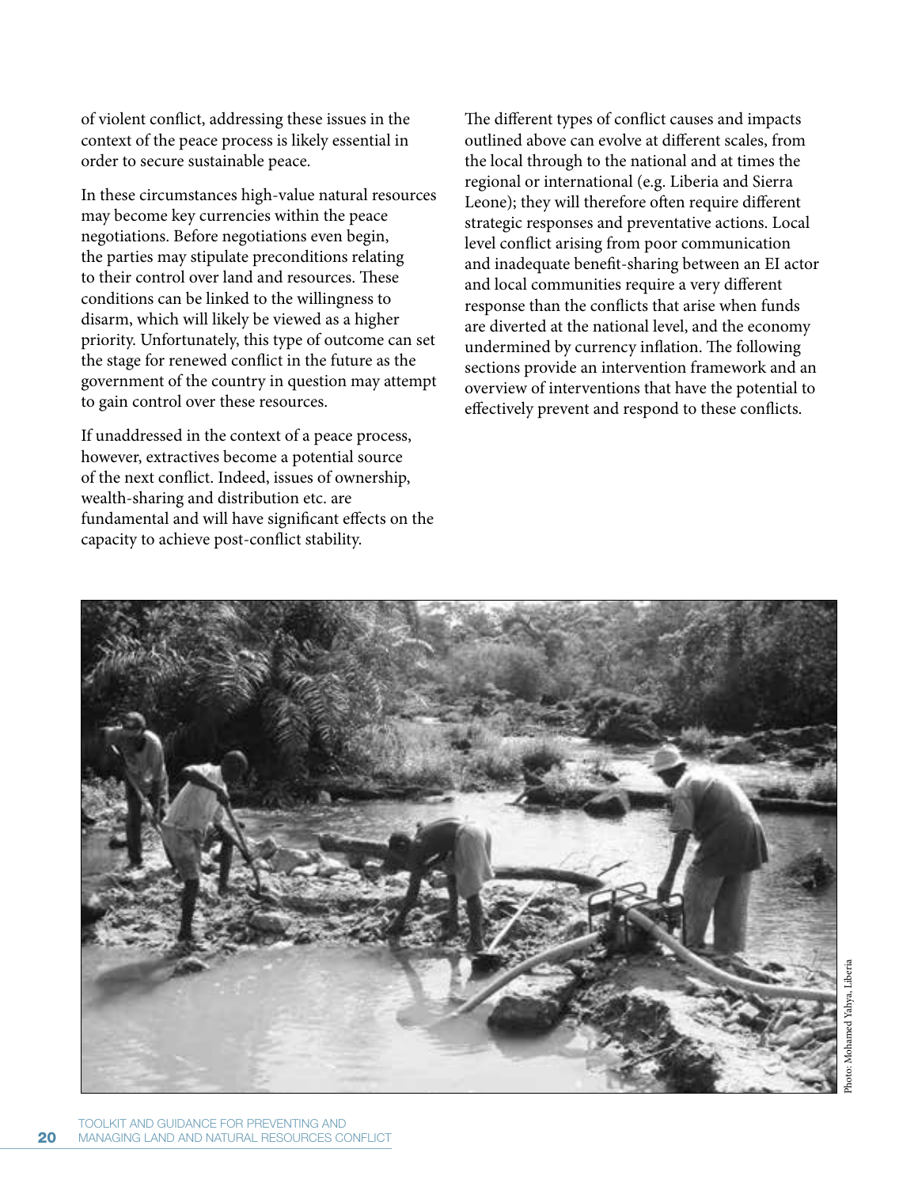of violent conflict, addressing these issues in the context of the peace process is likely essential in order to secure sustainable peace.

In these circumstances high-value natural resources may become key currencies within the peace negotiations. Before negotiations even begin, the parties may stipulate preconditions relating to their control over land and resources. These conditions can be linked to the willingness to disarm, which will likely be viewed as a higher priority. Unfortunately, this type of outcome can set the stage for renewed conflict in the future as the government of the country in question may attempt to gain control over these resources.

If unaddressed in the context of a peace process, however, extractives become a potential source of the next conflict. Indeed, issues of ownership, wealth-sharing and distribution etc. are fundamental and will have significant effects on the capacity to achieve post-conflict stability.

The different types of conflict causes and impacts outlined above can evolve at different scales, from the local through to the national and at times the regional or international (e.g. Liberia and Sierra Leone); they will therefore often require different strategic responses and preventative actions. Local level conflict arising from poor communication and inadequate benefit-sharing between an EI actor and local communities require a very different response than the conflicts that arise when funds are diverted at the national level, and the economy undermined by currency inflation. The following sections provide an intervention framework and an overview of interventions that have the potential to effectively prevent and respond to these conflicts.

Photo: Mohamed Yahya, Liberia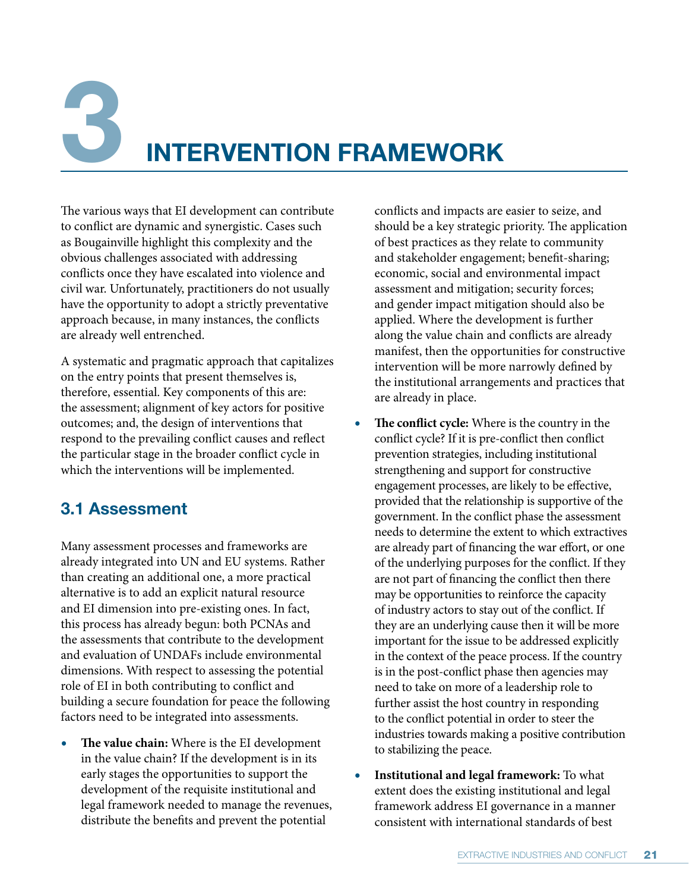# 3 INTERVENTION FRAMEWORK

The various ways that EI development can contribute to conflict are dynamic and synergistic. Cases such as Bougainville highlight this complexity and the obvious challenges associated with addressing conflicts once they have escalated into violence and civil war. Unfortunately, practitioners do not usually have the opportunity to adopt a strictly preventative approach because, in many instances, the conflicts are already well entrenched.

A systematic and pragmatic approach that capitalizes on the entry points that present themselves is, therefore, essential. Key components of this are: the assessment; alignment of key actors for positive outcomes; and, the design of interventions that respond to the prevailing conflict causes and reflect the particular stage in the broader conflict cycle in which the interventions will be implemented.

## 3.1 Assessment

Many assessment processes and frameworks are already integrated into UN and EU systems. Rather than creating an additional one, a more practical alternative is to add an explicit natural resource and EI dimension into pre-existing ones. In fact, this process has already begun: both PCNAs and the assessments that contribute to the development and evaluation of UNDAFs include environmental dimensions. With respect to assessing the potential role of EI in both contributing to conflict and building a secure foundation for peace the following factors need to be integrated into assessments.

- **The value chain:** Where is the EI development in the value chain? If the development is in its early stages the opportunities to support the development of the requisite institutional and legal framework needed to manage the revenues, distribute the benefits and prevent the potential conflicts and impacts are easier to seize, and should be a key strategic priority. The application of best practices as they relate to community and stakeholder engagement; benefit-sharing; economic, social and environmental impact assessment and mitigation; security forces; and gender impact mitigation should also be applied. Where the development is further along the value chain and conflicts are already manifest, then the opportunities for constructive intervention will be more narrowly defined by the institutional arrangements and practices that are already in place.
- **The conflict cycle:** Where is the country in the conflict cycle? If it is pre-conflict then conflict prevention strategies, including institutional strengthening and support for constructive engagement processes, are likely to be effective, provided that the relationship is supportive of the government. In the conflict phase the assessment needs to determine the extent to which extractives are already part of financing the war effort, or one of the underlying purposes for the conflict. If they are not part of financing the conflict then there may be opportunities to reinforce the capacity of industry actors to stay out of the conflict. If they are an underlying cause then it will be more important for the issue to be addressed explicitly in the context of the peace process. If the country is in the post-conflict phase then agencies may need to take on more of a leadership role to further assist the host country in responding to the conflict potential in order to steer the industries towards making a positive contribution to stabilizing the peace.
- **Institutional and legal framework:** To what extent does the existing institutional and legal framework address EI governance in a manner consistent with international standards of best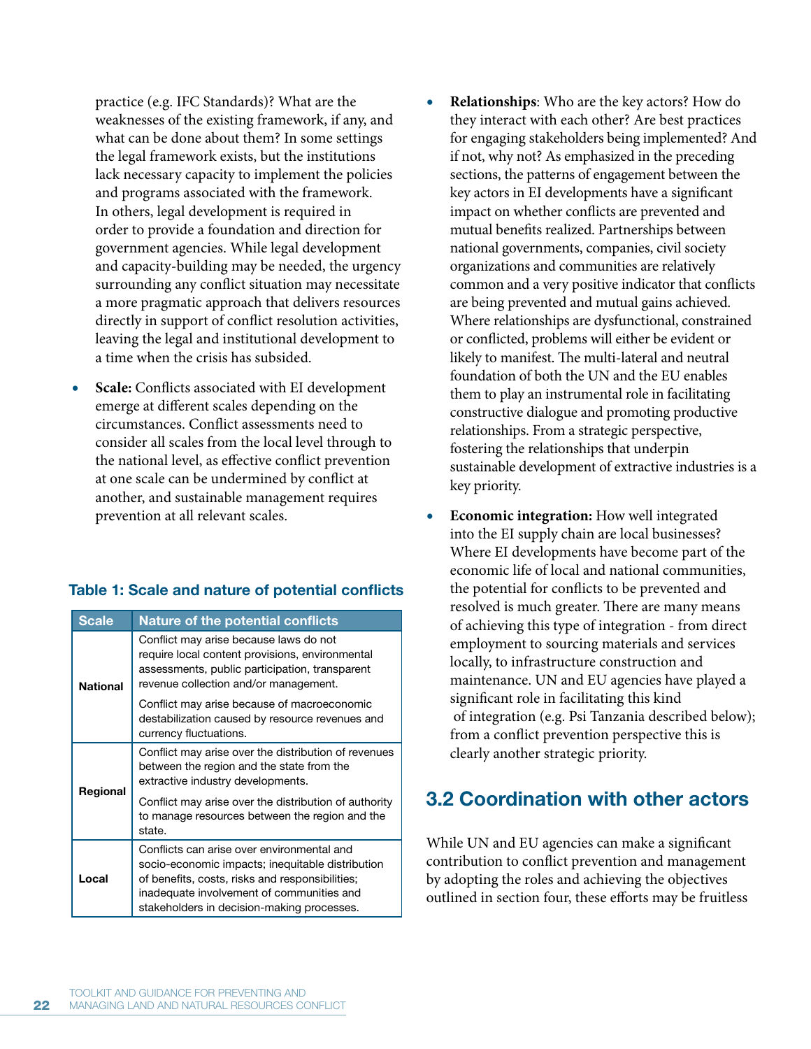practice (e.g. IFC Standards)? What are the weaknesses of the existing framework, if any, and what can be done about them? In some settings the legal framework exists, but the institutions lack necessary capacity to implement the policies and programs associated with the framework. In others, legal development is required in order to provide a foundation and direction for government agencies. While legal development and capacity-building may be needed, the urgency surrounding any conflict situation may necessitate a more pragmatic approach that delivers resources directly in support of conflict resolution activities, leaving the legal and institutional development to a time when the crisis has subsided.

- **Scale:** Conflicts associated with EI development emerge at different scales depending on the circumstances. Conflict assessments need to consider all scales from the local level through to the national level, as effective conflict prevention at one scale can be undermined by conflict at another, and sustainable management requires prevention at all relevant scales.

**Table 1: Scale and nature of potential conflicts**

| Scale | Nature of the potential conflicts |
|---|---|
| **National** | Conflict may arise because laws do not require local content provisions, environmental assessments, public participation, transparent revenue collection and/or management. |
| | Conflict may arise because of macroeconomic destabilization caused by resource revenues and currency fluctuations. |
| **Regional** | Conflict may arise over the distribution of revenues between the region and the state from the extractive industry developments. |
| | Conflict may arise over the distribution of authority to manage resources between the region and the state. |
| **Local** | Conflicts can arise over environmental and socio-economic impacts; inequitable distribution of benefits, costs, risks and responsibilities; inadequate involvement of communities and stakeholders in decision-making processes. |

- **Relationships**: Who are the key actors? How do they interact with each other? Are best practices for engaging stakeholders being implemented? And if not, why not? As emphasized in the preceding sections, the patterns of engagement between the key actors in EI developments have a significant impact on whether conflicts are prevented and mutual benefits realized. Partnerships between national governments, companies, civil society organizations and communities are relatively common and a very positive indicator that conflicts are being prevented and mutual gains achieved. Where relationships are dysfunctional, constrained or conflicted, problems will either be evident or likely to manifest. The multi-lateral and neutral foundation of both the UN and the EU enables them to play an instrumental role in facilitating constructive dialogue and promoting productive relationships. From a strategic perspective, fostering the relationships that underpin sustainable development of extractive industries is a key priority.

- **Economic integration:** How well integrated into the EI supply chain are local businesses? Where EI developments have become part of the economic life of local and national communities, the potential for conflicts to be prevented and resolved is much greater. There are many means of achieving this type of integration - from direct employment to sourcing materials and services locally, to infrastructure construction and maintenance. UN and EU agencies have played a significant role in facilitating this kind of integration (e.g. Psi Tanzania described below); from a conflict prevention perspective this is clearly another strategic priority.

## 3.2 Coordination with other actors

While UN and EU agencies can make a significant contribution to conflict prevention and management by adopting the roles and achieving the objectives outlined in section four, these efforts may be fruitless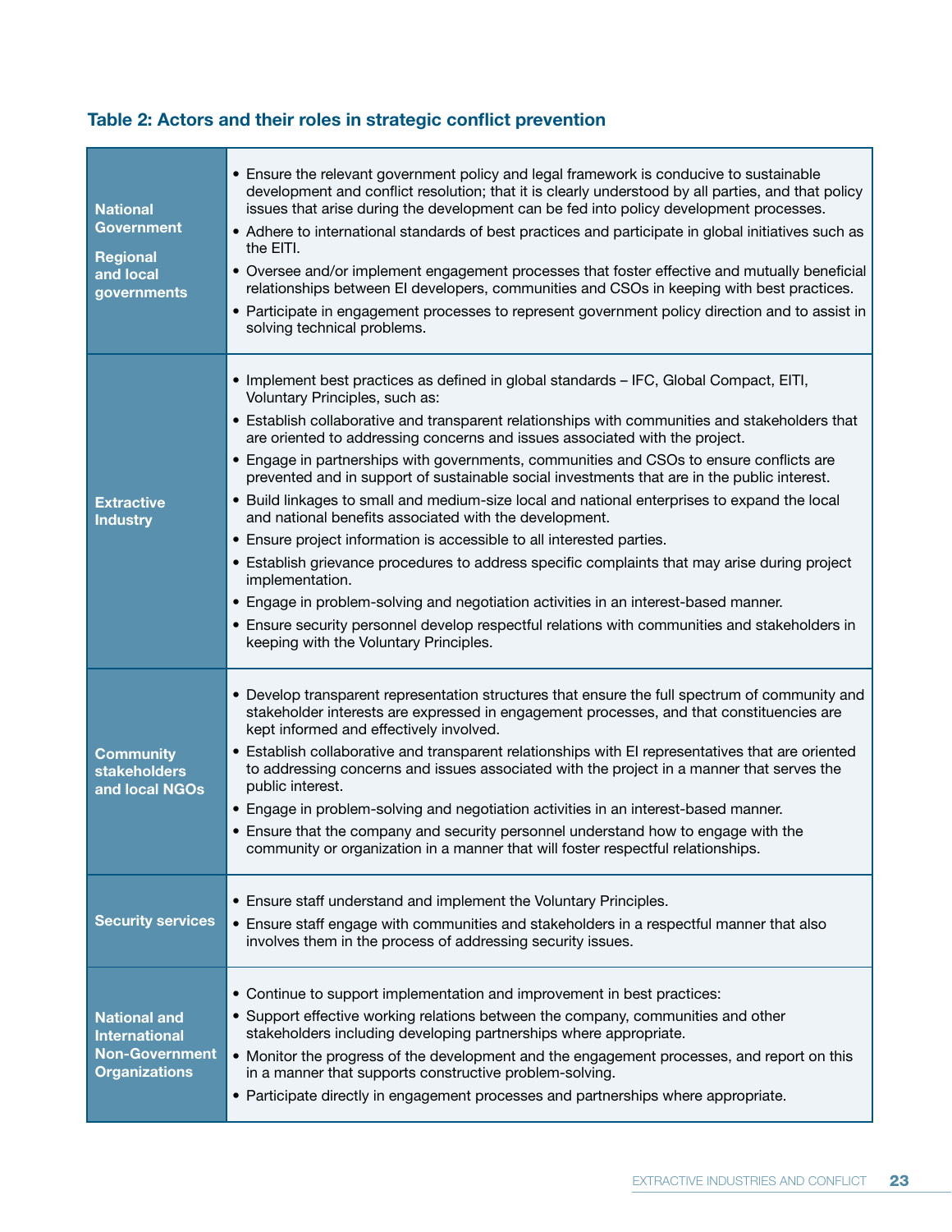### Table 2: Actors and their roles in strategic conflict prevention

| Actor | Roles |
| --- | --- |
| **National Government**<br><br>**Regional and local governments** | • Ensure the relevant government policy and legal framework is conducive to sustainable development and conflict resolution; that it is clearly understood by all parties, and that policy issues that arise during the development can be fed into policy development processes.<br>• Adhere to international standards of best practices and participate in global initiatives such as the EITI.<br>• Oversee and/or implement engagement processes that foster effective and mutually beneficial relationships between EI developers, communities and CSOs in keeping with best practices.<br>• Participate in engagement processes to represent government policy direction and to assist in solving technical problems. |
| **Extractive Industry** | • Implement best practices as defined in global standards – IFC, Global Compact, EITI, Voluntary Principles, such as:<br>• Establish collaborative and transparent relationships with communities and stakeholders that are oriented to addressing concerns and issues associated with the project.<br>• Engage in partnerships with governments, communities and CSOs to ensure conflicts are prevented and in support of sustainable social investments that are in the public interest.<br>• Build linkages to small and medium-size local and national enterprises to expand the local and national benefits associated with the development.<br>• Ensure project information is accessible to all interested parties.<br>• Establish grievance procedures to address specific complaints that may arise during project implementation.<br>• Engage in problem-solving and negotiation activities in an interest-based manner.<br>• Ensure security personnel develop respectful relations with communities and stakeholders in keeping with the Voluntary Principles. |
| **Community stakeholders and local NGOs** | • Develop transparent representation structures that ensure the full spectrum of community and stakeholder interests are expressed in engagement processes, and that constituencies are kept informed and effectively involved.<br>• Establish collaborative and transparent relationships with EI representatives that are oriented to addressing concerns and issues associated with the project in a manner that serves the public interest.<br>• Engage in problem-solving and negotiation activities in an interest-based manner.<br>• Ensure that the company and security personnel understand how to engage with the community or organization in a manner that will foster respectful relationships. |
| **Security services** | • Ensure staff understand and implement the Voluntary Principles.<br>• Ensure staff engage with communities and stakeholders in a respectful manner that also involves them in the process of addressing security issues. |
| **National and International Non-Government Organizations** | • Continue to support implementation and improvement in best practices:<br>• Support effective working relations between the company, communities and other stakeholders including developing partnerships where appropriate.<br>• Monitor the progress of the development and the engagement processes, and report on this in a manner that supports constructive problem-solving.<br>• Participate directly in engagement processes and partnerships where appropriate. |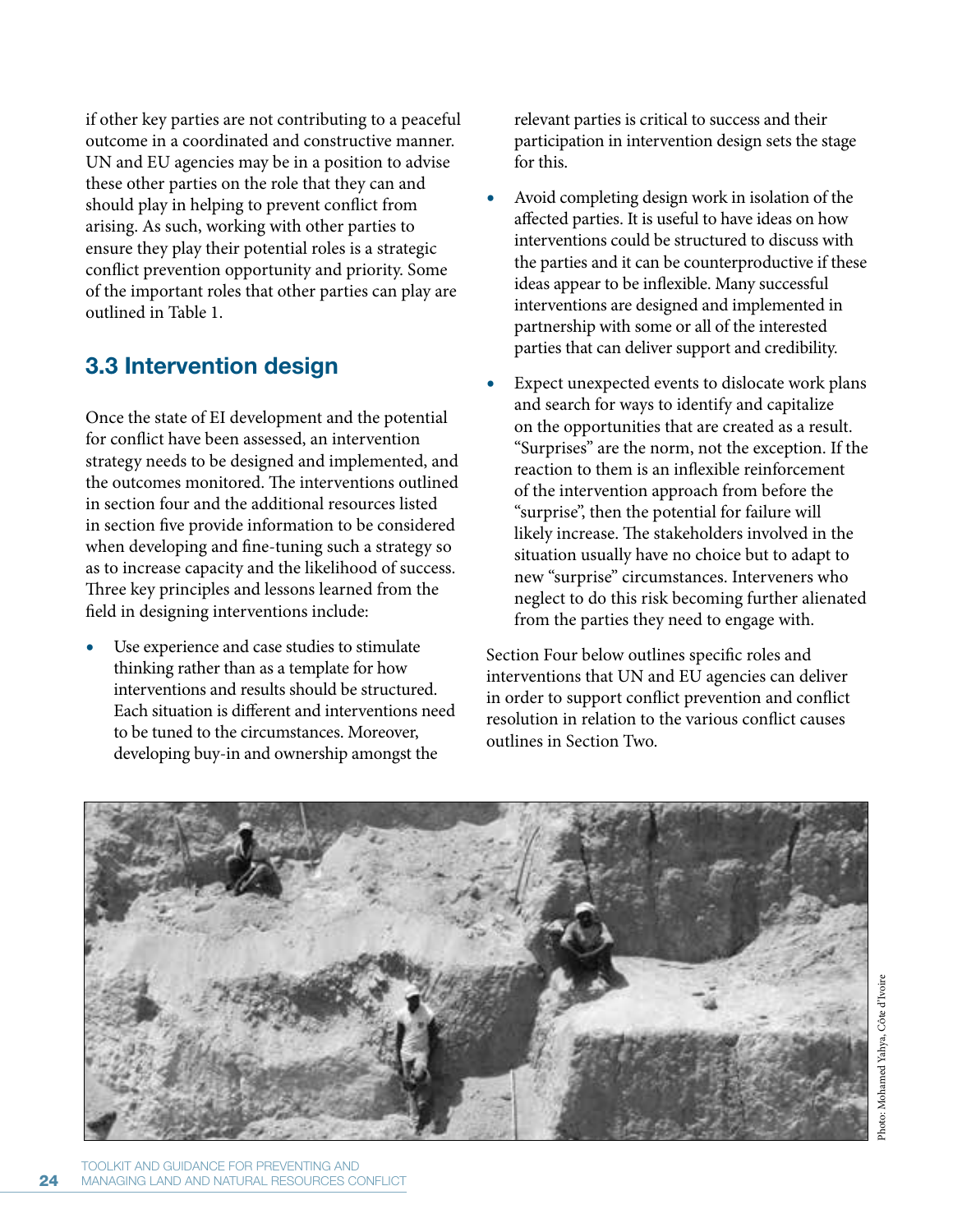if other key parties are not contributing to a peaceful outcome in a coordinated and constructive manner. UN and EU agencies may be in a position to advise these other parties on the role that they can and should play in helping to prevent conflict from arising. As such, working with other parties to ensure they play their potential roles is a strategic conflict prevention opportunity and priority. Some of the important roles that other parties can play are outlined in Table 1.

## 3.3 Intervention design

Once the state of EI development and the potential for conflict have been assessed, an intervention strategy needs to be designed and implemented, and the outcomes monitored. The interventions outlined in section four and the additional resources listed in section five provide information to be considered when developing and fine-tuning such a strategy so as to increase capacity and the likelihood of success. Three key principles and lessons learned from the field in designing interventions include:

- Use experience and case studies to stimulate thinking rather than as a template for how interventions and results should be structured. Each situation is different and interventions need to be tuned to the circumstances. Moreover, developing buy-in and ownership amongst the relevant parties is critical to success and their participation in intervention design sets the stage for this.
- Avoid completing design work in isolation of the affected parties. It is useful to have ideas on how interventions could be structured to discuss with the parties and it can be counterproductive if these ideas appear to be inflexible. Many successful interventions are designed and implemented in partnership with some or all of the interested parties that can deliver support and credibility.
- Expect unexpected events to dislocate work plans and search for ways to identify and capitalize on the opportunities that are created as a result. "Surprises" are the norm, not the exception. If the reaction to them is an inflexible reinforcement of the intervention approach from before the "surprise", then the potential for failure will likely increase. The stakeholders involved in the situation usually have no choice but to adapt to new "surprise" circumstances. Interveners who neglect to do this risk becoming further alienated from the parties they need to engage with.

Section Four below outlines specific roles and interventions that UN and EU agencies can deliver in order to support conflict prevention and conflict resolution in relation to the various conflict causes outlines in Section Two.

Photo: Mohamed Yahya, Côte d'Ivoire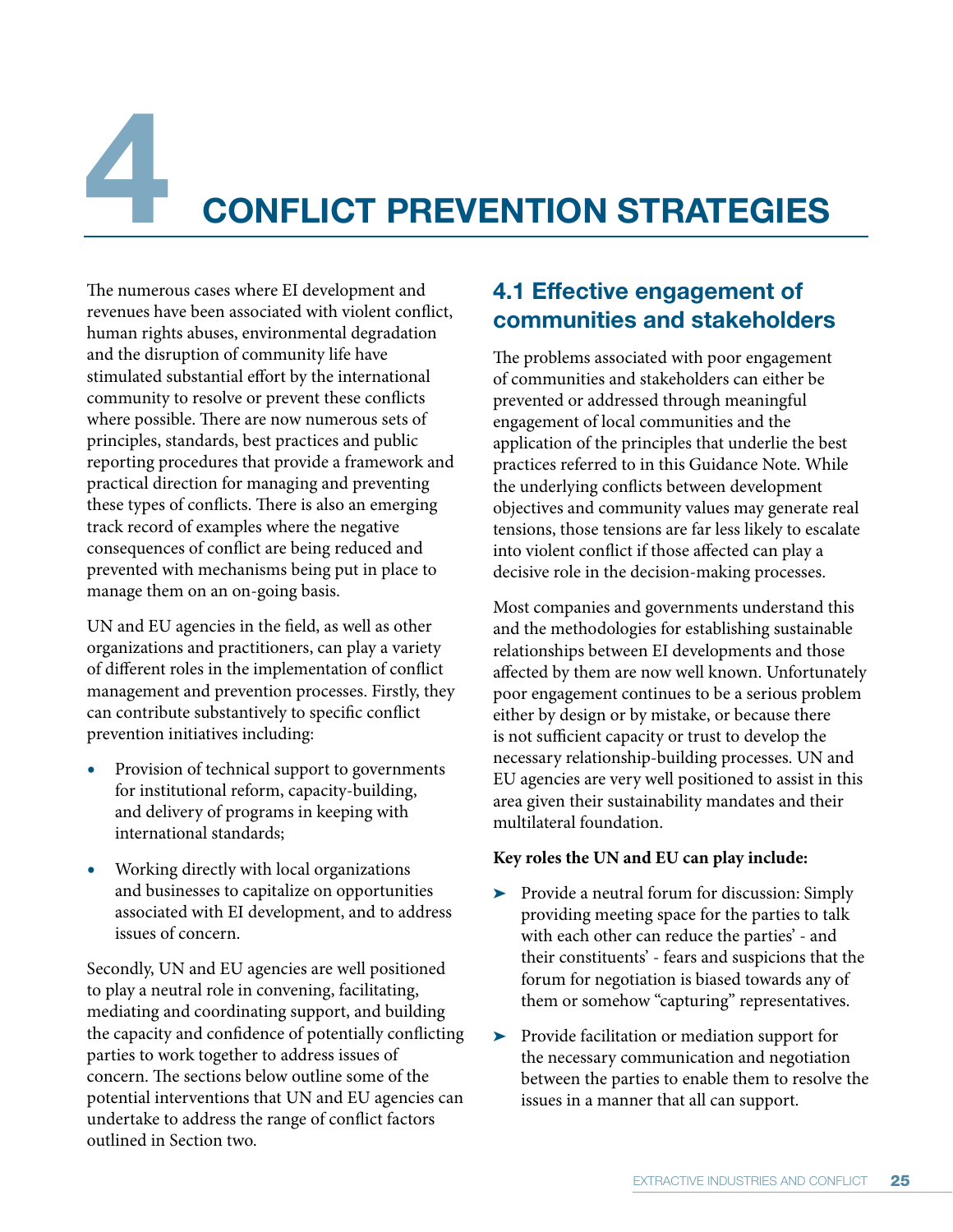# 4 CONFLICT PREVENTION STRATEGIES

The numerous cases where EI development and revenues have been associated with violent conflict, human rights abuses, environmental degradation and the disruption of community life have stimulated substantial effort by the international community to resolve or prevent these conflicts where possible. There are now numerous sets of principles, standards, best practices and public reporting procedures that provide a framework and practical direction for managing and preventing these types of conflicts. There is also an emerging track record of examples where the negative consequences of conflict are being reduced and prevented with mechanisms being put in place to manage them on an on-going basis.

UN and EU agencies in the field, as well as other organizations and practitioners, can play a variety of different roles in the implementation of conflict management and prevention processes. Firstly, they can contribute substantively to specific conflict prevention initiatives including:

- Provision of technical support to governments for institutional reform, capacity-building, and delivery of programs in keeping with international standards;
- Working directly with local organizations and businesses to capitalize on opportunities associated with EI development, and to address issues of concern.

Secondly, UN and EU agencies are well positioned to play a neutral role in convening, facilitating, mediating and coordinating support, and building the capacity and confidence of potentially conflicting parties to work together to address issues of concern. The sections below outline some of the potential interventions that UN and EU agencies can undertake to address the range of conflict factors outlined in Section two.

## 4.1 Effective engagement of communities and stakeholders

The problems associated with poor engagement of communities and stakeholders can either be prevented or addressed through meaningful engagement of local communities and the application of the principles that underlie the best practices referred to in this Guidance Note. While the underlying conflicts between development objectives and community values may generate real tensions, those tensions are far less likely to escalate into violent conflict if those affected can play a decisive role in the decision-making processes.

Most companies and governments understand this and the methodologies for establishing sustainable relationships between EI developments and those affected by them are now well known. Unfortunately poor engagement continues to be a serious problem either by design or by mistake, or because there is not sufficient capacity or trust to develop the necessary relationship-building processes. UN and EU agencies are very well positioned to assist in this area given their sustainability mandates and their multilateral foundation.

**Key roles the UN and EU can play include:**

- Provide a neutral forum for discussion: Simply providing meeting space for the parties to talk with each other can reduce the parties' - and their constituents' - fears and suspicions that the forum for negotiation is biased towards any of them or somehow "capturing" representatives.
- Provide facilitation or mediation support for the necessary communication and negotiation between the parties to enable them to resolve the issues in a manner that all can support.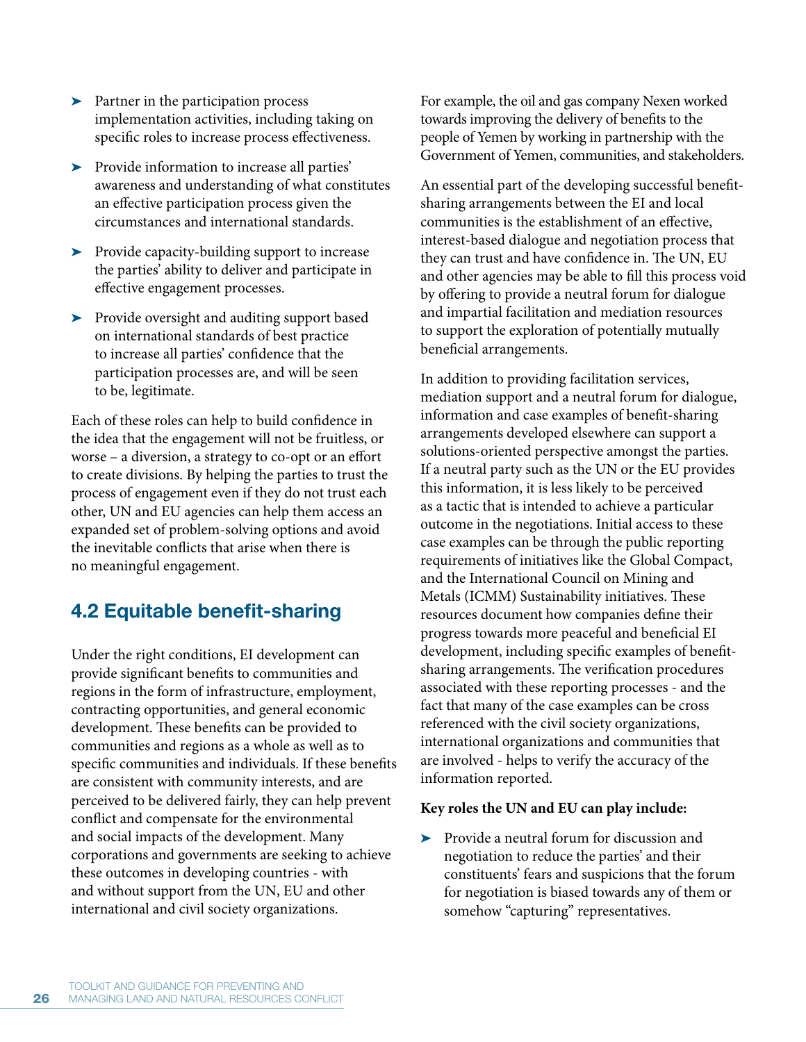- Partner in the participation process implementation activities, including taking on specific roles to increase process effectiveness.
- Provide information to increase all parties' awareness and understanding of what constitutes an effective participation process given the circumstances and international standards.
- Provide capacity-building support to increase the parties' ability to deliver and participate in effective engagement processes.
- Provide oversight and auditing support based on international standards of best practice to increase all parties' confidence that the participation processes are, and will be seen to be, legitimate.

Each of these roles can help to build confidence in the idea that the engagement will not be fruitless, or worse – a diversion, a strategy to co-opt or an effort to create divisions. By helping the parties to trust the process of engagement even if they do not trust each other, UN and EU agencies can help them access an expanded set of problem-solving options and avoid the inevitable conflicts that arise when there is no meaningful engagement.

## 4.2 Equitable benefit-sharing

Under the right conditions, EI development can provide significant benefits to communities and regions in the form of infrastructure, employment, contracting opportunities, and general economic development. These benefits can be provided to communities and regions as a whole as well as to specific communities and individuals. If these benefits are consistent with community interests, and are perceived to be delivered fairly, they can help prevent conflict and compensate for the environmental and social impacts of the development. Many corporations and governments are seeking to achieve these outcomes in developing countries - with and without support from the UN, EU and other international and civil society organizations.

For example, the oil and gas company Nexen worked towards improving the delivery of benefits to the people of Yemen by working in partnership with the Government of Yemen, communities, and stakeholders.

An essential part of the developing successful benefit-sharing arrangements between the EI and local communities is the establishment of an effective, interest-based dialogue and negotiation process that they can trust and have confidence in. The UN, EU and other agencies may be able to fill this process void by offering to provide a neutral forum for dialogue and impartial facilitation and mediation resources to support the exploration of potentially mutually beneficial arrangements.

In addition to providing facilitation services, mediation support and a neutral forum for dialogue, information and case examples of benefit-sharing arrangements developed elsewhere can support a solutions-oriented perspective amongst the parties. If a neutral party such as the UN or the EU provides this information, it is less likely to be perceived as a tactic that is intended to achieve a particular outcome in the negotiations. Initial access to these case examples can be through the public reporting requirements of initiatives like the Global Compact, and the International Council on Mining and Metals (ICMM) Sustainability initiatives. These resources document how companies define their progress towards more peaceful and beneficial EI development, including specific examples of benefit-sharing arrangements. The verification procedures associated with these reporting processes - and the fact that many of the case examples can be cross referenced with the civil society organizations, international organizations and communities that are involved - helps to verify the accuracy of the information reported.

**Key roles the UN and EU can play include:**

- Provide a neutral forum for discussion and negotiation to reduce the parties' and their constituents' fears and suspicions that the forum for negotiation is biased towards any of them or somehow "capturing" representatives.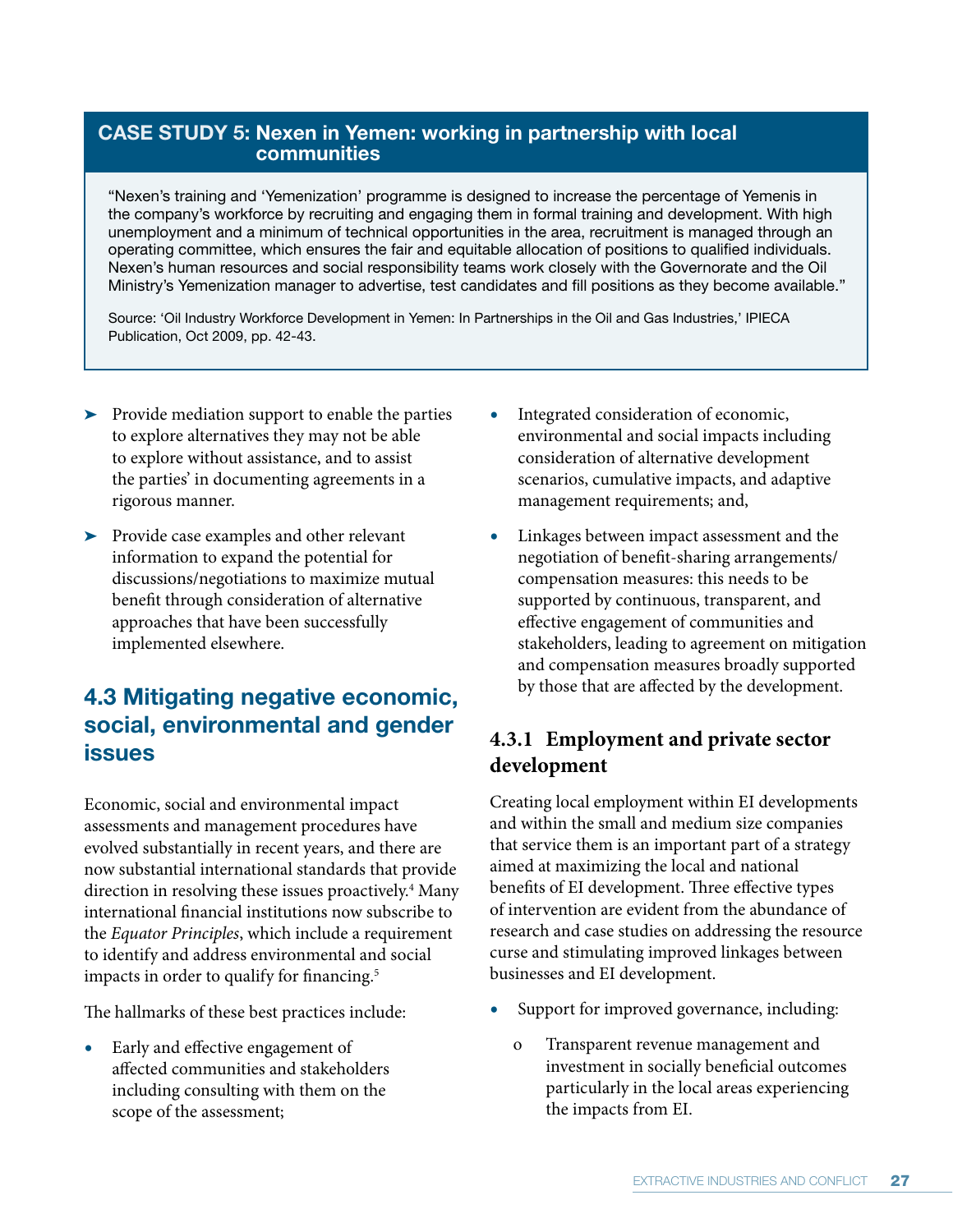## CASE STUDY 5: Nexen in Yemen: working in partnership with local communities

"Nexen's training and 'Yemenization' programme is designed to increase the percentage of Yemenis in the company's workforce by recruiting and engaging them in formal training and development. With high unemployment and a minimum of technical opportunities in the area, recruitment is managed through an operating committee, which ensures the fair and equitable allocation of positions to qualified individuals. Nexen's human resources and social responsibility teams work closely with the Governorate and the Oil Ministry's Yemenization manager to advertise, test candidates and fill positions as they become available."

Source: 'Oil Industry Workforce Development in Yemen: In Partnerships in the Oil and Gas Industries,' IPIECA Publication, Oct 2009, pp. 42-43.

- Provide mediation support to enable the parties to explore alternatives they may not be able to explore without assistance, and to assist the parties' in documenting agreements in a rigorous manner.
- Provide case examples and other relevant information to expand the potential for discussions/negotiations to maximize mutual benefit through consideration of alternative approaches that have been successfully implemented elsewhere.

## 4.3 Mitigating negative economic, social, environmental and gender issues

Economic, social and environmental impact assessments and management procedures have evolved substantially in recent years, and there are now substantial international standards that provide direction in resolving these issues proactively.[4] Many international financial institutions now subscribe to the *Equator Principles*, which include a requirement to identify and address environmental and social impacts in order to qualify for financing.[5]

The hallmarks of these best practices include:

- Early and effective engagement of affected communities and stakeholders including consulting with them on the scope of the assessment;
- Integrated consideration of economic, environmental and social impacts including consideration of alternative development scenarios, cumulative impacts, and adaptive management requirements; and,
- Linkages between impact assessment and the negotiation of benefit-sharing arrangements/ compensation measures: this needs to be supported by continuous, transparent, and effective engagement of communities and stakeholders, leading to agreement on mitigation and compensation measures broadly supported by those that are affected by the development.

### 4.3.1 Employment and private sector development

Creating local employment within EI developments and within the small and medium size companies that service them is an important part of a strategy aimed at maximizing the local and national benefits of EI development. Three effective types of intervention are evident from the abundance of research and case studies on addressing the resource curse and stimulating improved linkages between businesses and EI development.

- Support for improved governance, including:
  - Transparent revenue management and investment in socially beneficial outcomes particularly in the local areas experiencing the impacts from EI.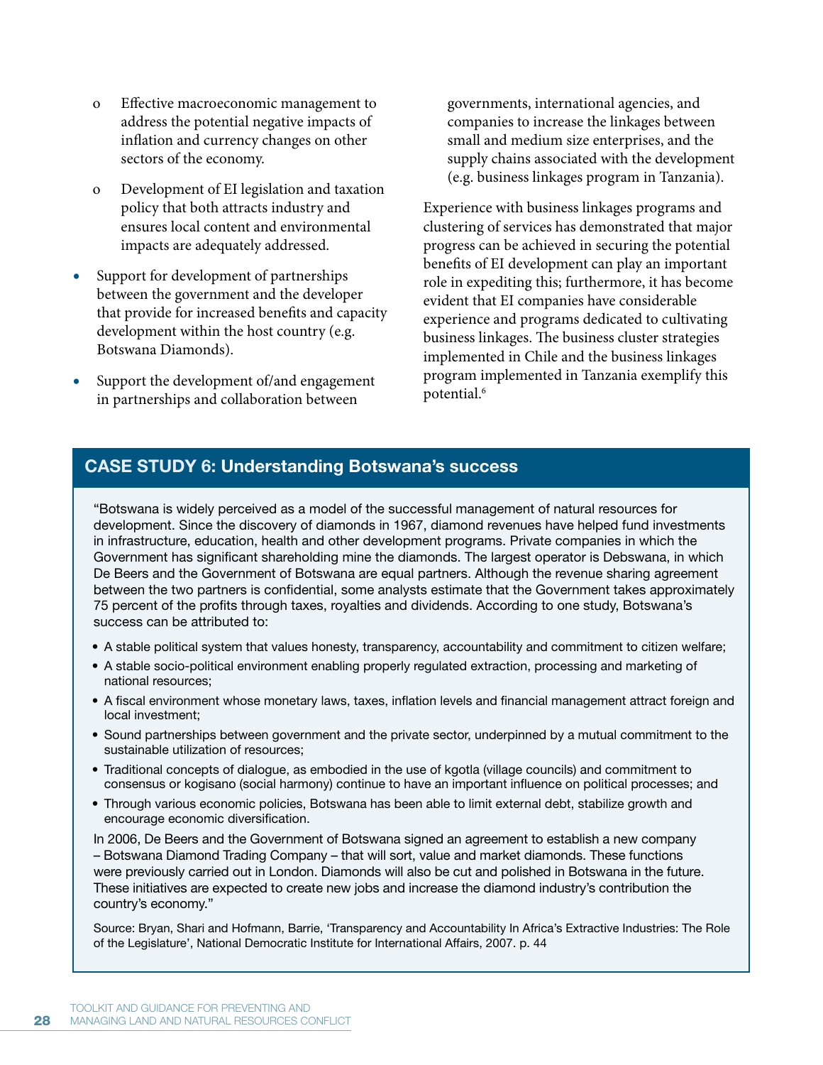- o Effective macroeconomic management to address the potential negative impacts of inflation and currency changes on other sectors of the economy.
- o Development of EI legislation and taxation policy that both attracts industry and ensures local content and environmental impacts are adequately addressed.

- Support for development of partnerships between the government and the developer that provide for increased benefits and capacity development within the host country (e.g. Botswana Diamonds).
- Support the development of/and engagement in partnerships and collaboration between governments, international agencies, and companies to increase the linkages between small and medium size enterprises, and the supply chains associated with the development (e.g. business linkages program in Tanzania).

Experience with business linkages programs and clustering of services has demonstrated that major progress can be achieved in securing the potential benefits of EI development can play an important role in expediting this; furthermore, it has become evident that EI companies have considerable experience and programs dedicated to cultivating business linkages. The business cluster strategies implemented in Chile and the business linkages program implemented in Tanzania exemplify this potential.[6]

## CASE STUDY 6: Understanding Botswana's success

"Botswana is widely perceived as a model of the successful management of natural resources for development. Since the discovery of diamonds in 1967, diamond revenues have helped fund investments in infrastructure, education, health and other development programs. Private companies in which the Government has significant shareholding mine the diamonds. The largest operator is Debswana, in which De Beers and the Government of Botswana are equal partners. Although the revenue sharing agreement between the two partners is confidential, some analysts estimate that the Government takes approximately 75 percent of the profits through taxes, royalties and dividends. According to one study, Botswana's success can be attributed to:

- A stable political system that values honesty, transparency, accountability and commitment to citizen welfare;
- A stable socio-political environment enabling properly regulated extraction, processing and marketing of national resources;
- A fiscal environment whose monetary laws, taxes, inflation levels and financial management attract foreign and local investment;
- Sound partnerships between government and the private sector, underpinned by a mutual commitment to the sustainable utilization of resources;
- Traditional concepts of dialogue, as embodied in the use of kgotla (village councils) and commitment to consensus or kogisano (social harmony) continue to have an important influence on political processes; and
- Through various economic policies, Botswana has been able to limit external debt, stabilize growth and encourage economic diversification.

In 2006, De Beers and the Government of Botswana signed an agreement to establish a new company – Botswana Diamond Trading Company – that will sort, value and market diamonds. These functions were previously carried out in London. Diamonds will also be cut and polished in Botswana in the future. These initiatives are expected to create new jobs and increase the diamond industry's contribution the country's economy."

Source: Bryan, Shari and Hofmann, Barrie, 'Transparency and Accountability In Africa's Extractive Industries: The Role of the Legislature', National Democratic Institute for International Affairs, 2007. p. 44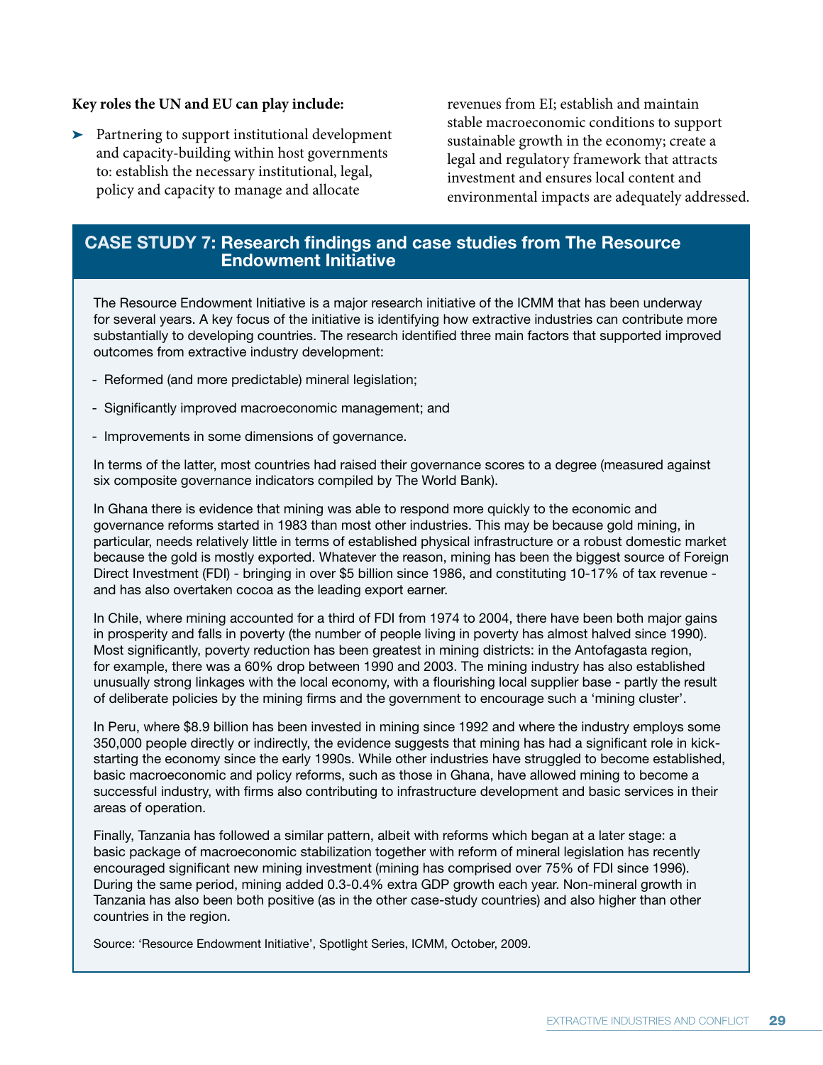**Key roles the UN and EU can play include:**

- Partnering to support institutional development and capacity-building within host governments to: establish the necessary institutional, legal, policy and capacity to manage and allocate revenues from EI; establish and maintain stable macroeconomic conditions to support sustainable growth in the economy; create a legal and regulatory framework that attracts investment and ensures local content and environmental impacts are adequately addressed.

## CASE STUDY 7: Research findings and case studies from The Resource Endowment Initiative

The Resource Endowment Initiative is a major research initiative of the ICMM that has been underway for several years. A key focus of the initiative is identifying how extractive industries can contribute more substantially to developing countries. The research identified three main factors that supported improved outcomes from extractive industry development:

- Reformed (and more predictable) mineral legislation;
- Significantly improved macroeconomic management; and
- Improvements in some dimensions of governance.

In terms of the latter, most countries had raised their governance scores to a degree (measured against six composite governance indicators compiled by The World Bank).

In Ghana there is evidence that mining was able to respond more quickly to the economic and governance reforms started in 1983 than most other industries. This may be because gold mining, in particular, needs relatively little in terms of established physical infrastructure or a robust domestic market because the gold is mostly exported. Whatever the reason, mining has been the biggest source of Foreign Direct Investment (FDI) - bringing in over $5 billion since 1986, and constituting 10-17% of tax revenue - and has also overtaken cocoa as the leading export earner.

In Chile, where mining accounted for a third of FDI from 1974 to 2004, there have been both major gains in prosperity and falls in poverty (the number of people living in poverty has almost halved since 1990). Most significantly, poverty reduction has been greatest in mining districts: in the Antofagasta region, for example, there was a 60% drop between 1990 and 2003. The mining industry has also established unusually strong linkages with the local economy, with a flourishing local supplier base - partly the result of deliberate policies by the mining firms and the government to encourage such a 'mining cluster'.

In Peru, where $8.9 billion has been invested in mining since 1992 and where the industry employs some 350,000 people directly or indirectly, the evidence suggests that mining has had a significant role in kick-starting the economy since the early 1990s. While other industries have struggled to become established, basic macroeconomic and policy reforms, such as those in Ghana, have allowed mining to become a successful industry, with firms also contributing to infrastructure development and basic services in their areas of operation.

Finally, Tanzania has followed a similar pattern, albeit with reforms which began at a later stage: a basic package of macroeconomic stabilization together with reform of mineral legislation has recently encouraged significant new mining investment (mining has comprised over 75% of FDI since 1996). During the same period, mining added 0.3-0.4% extra GDP growth each year. Non-mineral growth in Tanzania has also been both positive (as in the other case-study countries) and also higher than other countries in the region.

Source: 'Resource Endowment Initiative', Spotlight Series, ICMM, October, 2009.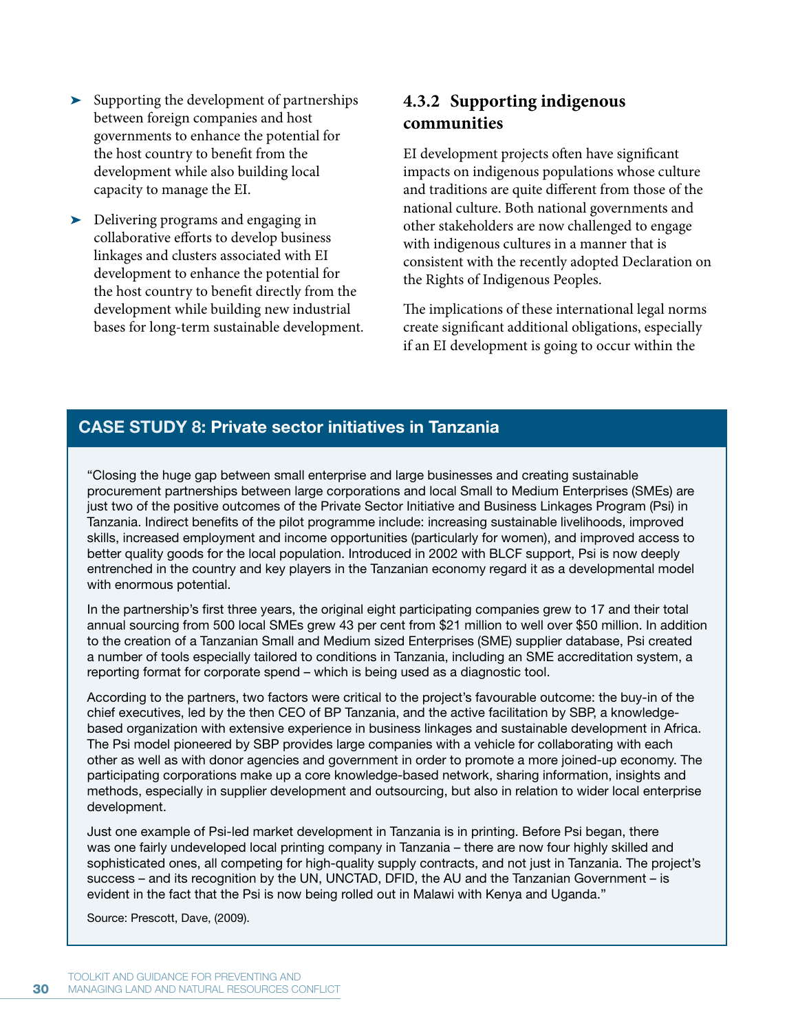- Supporting the development of partnerships between foreign companies and host governments to enhance the potential for the host country to benefit from the development while also building local capacity to manage the EI.
- Delivering programs and engaging in collaborative efforts to develop business linkages and clusters associated with EI development to enhance the potential for the host country to benefit directly from the development while building new industrial bases for long-term sustainable development.

### 4.3.2 Supporting indigenous communities

EI development projects often have significant impacts on indigenous populations whose culture and traditions are quite different from those of the national culture. Both national governments and other stakeholders are now challenged to engage with indigenous cultures in a manner that is consistent with the recently adopted Declaration on the Rights of Indigenous Peoples.

The implications of these international legal norms create significant additional obligations, especially if an EI development is going to occur within the

## CASE STUDY 8: Private sector initiatives in Tanzania

"Closing the huge gap between small enterprise and large businesses and creating sustainable procurement partnerships between large corporations and local Small to Medium Enterprises (SMEs) are just two of the positive outcomes of the Private Sector Initiative and Business Linkages Program (Psi) in Tanzania. Indirect benefits of the pilot programme include: increasing sustainable livelihoods, improved skills, increased employment and income opportunities (particularly for women), and improved access to better quality goods for the local population. Introduced in 2002 with BLCF support, Psi is now deeply entrenched in the country and key players in the Tanzanian economy regard it as a developmental model with enormous potential.

In the partnership's first three years, the original eight participating companies grew to 17 and their total annual sourcing from 500 local SMEs grew 43 per cent from $21 million to well over $50 million. In addition to the creation of a Tanzanian Small and Medium sized Enterprises (SME) supplier database, Psi created a number of tools especially tailored to conditions in Tanzania, including an SME accreditation system, a reporting format for corporate spend – which is being used as a diagnostic tool.

According to the partners, two factors were critical to the project's favourable outcome: the buy-in of the chief executives, led by the then CEO of BP Tanzania, and the active facilitation by SBP, a knowledge-based organization with extensive experience in business linkages and sustainable development in Africa. The Psi model pioneered by SBP provides large companies with a vehicle for collaborating with each other as well as with donor agencies and government in order to promote a more joined-up economy. The participating corporations make up a core knowledge-based network, sharing information, insights and methods, especially in supplier development and outsourcing, but also in relation to wider local enterprise development.

Just one example of Psi-led market development in Tanzania is in printing. Before Psi began, there was one fairly undeveloped local printing company in Tanzania – there are now four highly skilled and sophisticated ones, all competing for high-quality supply contracts, and not just in Tanzania. The project's success – and its recognition by the UN, UNCTAD, DFID, the AU and the Tanzanian Government – is evident in the fact that the Psi is now being rolled out in Malawi with Kenya and Uganda."

Source: Prescott, Dave, (2009).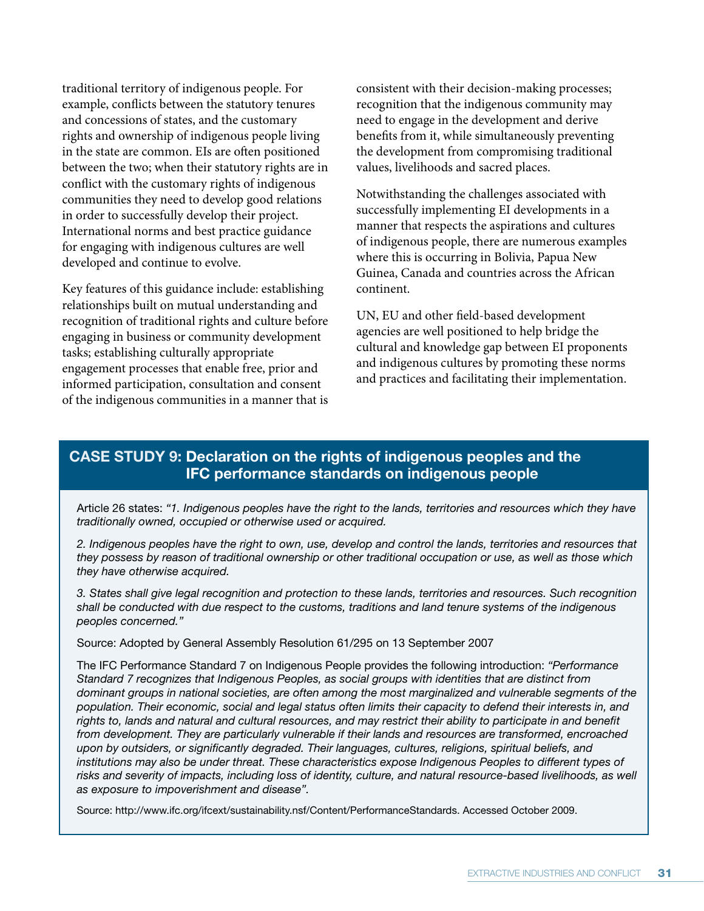traditional territory of indigenous people. For example, conflicts between the statutory tenures and concessions of states, and the customary rights and ownership of indigenous people living in the state are common. EIs are often positioned between the two; when their statutory rights are in conflict with the customary rights of indigenous communities they need to develop good relations in order to successfully develop their project. International norms and best practice guidance for engaging with indigenous cultures are well developed and continue to evolve.

Key features of this guidance include: establishing relationships built on mutual understanding and recognition of traditional rights and culture before engaging in business or community development tasks; establishing culturally appropriate engagement processes that enable free, prior and informed participation, consultation and consent of the indigenous communities in a manner that is consistent with their decision-making processes; recognition that the indigenous community may need to engage in the development and derive benefits from it, while simultaneously preventing the development from compromising traditional values, livelihoods and sacred places.

Notwithstanding the challenges associated with successfully implementing EI developments in a manner that respects the aspirations and cultures of indigenous people, there are numerous examples where this is occurring in Bolivia, Papua New Guinea, Canada and countries across the African continent.

UN, EU and other field-based development agencies are well positioned to help bridge the cultural and knowledge gap between EI proponents and indigenous cultures by promoting these norms and practices and facilitating their implementation.

## CASE STUDY 9: Declaration on the rights of indigenous peoples and the IFC performance standards on indigenous people

Article 26 states: *"1. Indigenous peoples have the right to the lands, territories and resources which they have traditionally owned, occupied or otherwise used or acquired.*

*2. Indigenous peoples have the right to own, use, develop and control the lands, territories and resources that they possess by reason of traditional ownership or other traditional occupation or use, as well as those which they have otherwise acquired.*

*3. States shall give legal recognition and protection to these lands, territories and resources. Such recognition shall be conducted with due respect to the customs, traditions and land tenure systems of the indigenous peoples concerned."*

Source: Adopted by General Assembly Resolution 61/295 on 13 September 2007

The IFC Performance Standard 7 on Indigenous People provides the following introduction: *"Performance Standard 7 recognizes that Indigenous Peoples, as social groups with identities that are distinct from dominant groups in national societies, are often among the most marginalized and vulnerable segments of the population. Their economic, social and legal status often limits their capacity to defend their interests in, and rights to, lands and natural and cultural resources, and may restrict their ability to participate in and benefit from development. They are particularly vulnerable if their lands and resources are transformed, encroached upon by outsiders, or significantly degraded. Their languages, cultures, religions, spiritual beliefs, and institutions may also be under threat. These characteristics expose Indigenous Peoples to different types of risks and severity of impacts, including loss of identity, culture, and natural resource-based livelihoods, as well as exposure to impoverishment and disease"*.

Source: http://www.ifc.org/ifcext/sustainability.nsf/Content/PerformanceStandards. Accessed October 2009.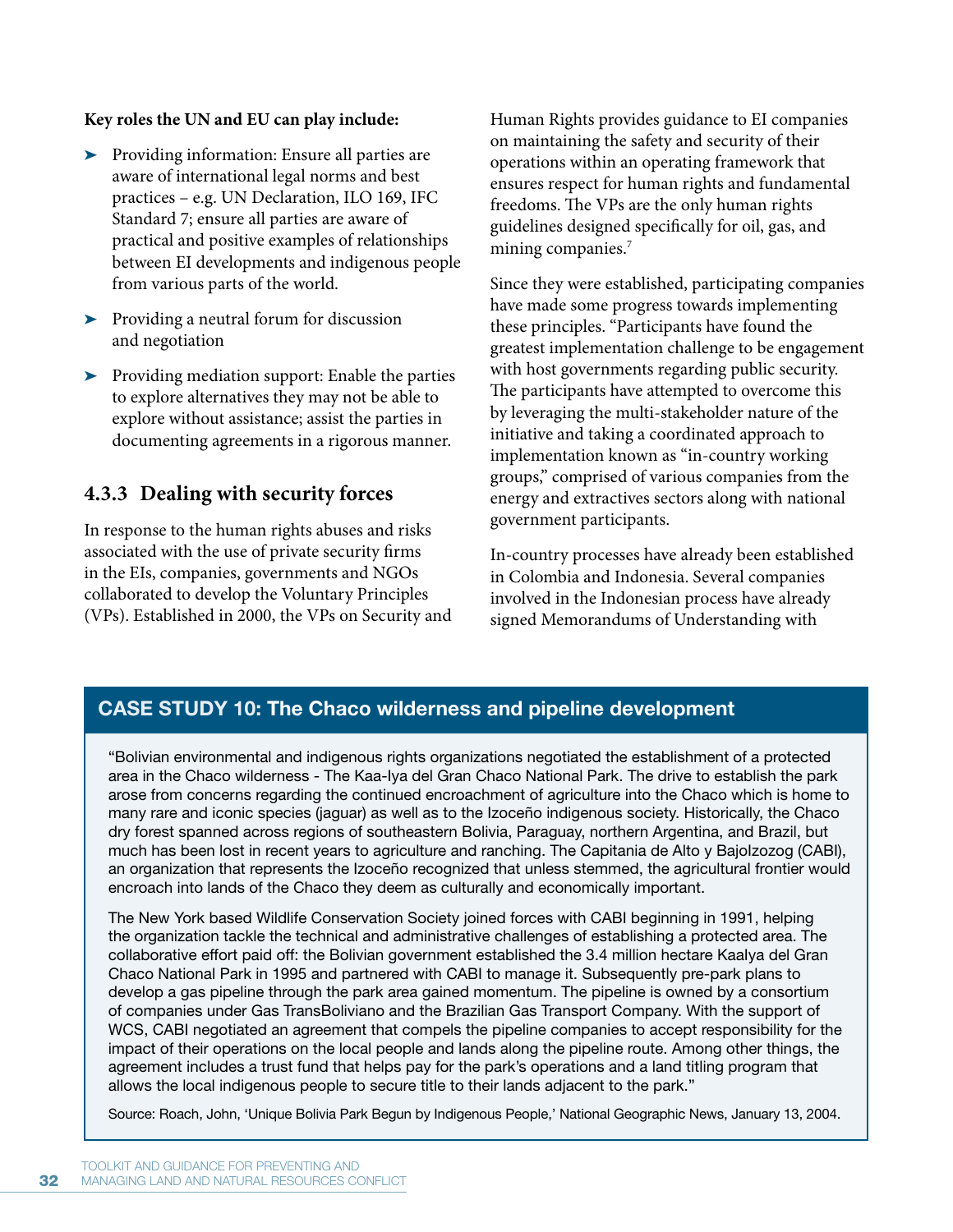**Key roles the UN and EU can play include:**

- Providing information: Ensure all parties are aware of international legal norms and best practices – e.g. UN Declaration, ILO 169, IFC Standard 7; ensure all parties are aware of practical and positive examples of relationships between EI developments and indigenous people from various parts of the world.
- Providing a neutral forum for discussion and negotiation
- Providing mediation support: Enable the parties to explore alternatives they may not be able to explore without assistance; assist the parties in documenting agreements in a rigorous manner.

### 4.3.3 Dealing with security forces

In response to the human rights abuses and risks associated with the use of private security firms in the EIs, companies, governments and NGOs collaborated to develop the Voluntary Principles (VPs). Established in 2000, the VPs on Security and Human Rights provides guidance to EI companies on maintaining the safety and security of their operations within an operating framework that ensures respect for human rights and fundamental freedoms. The VPs are the only human rights guidelines designed specifically for oil, gas, and mining companies.[7]

Since they were established, participating companies have made some progress towards implementing these principles. "Participants have found the greatest implementation challenge to be engagement with host governments regarding public security. The participants have attempted to overcome this by leveraging the multi-stakeholder nature of the initiative and taking a coordinated approach to implementation known as "in-country working groups," comprised of various companies from the energy and extractives sectors along with national government participants.

In-country processes have already been established in Colombia and Indonesia. Several companies involved in the Indonesian process have already signed Memorandums of Understanding with

## CASE STUDY 10: The Chaco wilderness and pipeline development

"Bolivian environmental and indigenous rights organizations negotiated the establishment of a protected area in the Chaco wilderness - The Kaa-Iya del Gran Chaco National Park. The drive to establish the park arose from concerns regarding the continued encroachment of agriculture into the Chaco which is home to many rare and iconic species (jaguar) as well as to the Izoceño indigenous society. Historically, the Chaco dry forest spanned across regions of southeastern Bolivia, Paraguay, northern Argentina, and Brazil, but much has been lost in recent years to agriculture and ranching. The Capitania de Alto y BajoIzozog (CABI), an organization that represents the Izoceño recognized that unless stemmed, the agricultural frontier would encroach into lands of the Chaco they deem as culturally and economically important.

The New York based Wildlife Conservation Society joined forces with CABI beginning in 1991, helping the organization tackle the technical and administrative challenges of establishing a protected area. The collaborative effort paid off: the Bolivian government established the 3.4 million hectare Kaalya del Gran Chaco National Park in 1995 and partnered with CABI to manage it. Subsequently pre-park plans to develop a gas pipeline through the park area gained momentum. The pipeline is owned by a consortium of companies under Gas TransBoliviano and the Brazilian Gas Transport Company. With the support of WCS, CABI negotiated an agreement that compels the pipeline companies to accept responsibility for the impact of their operations on the local people and lands along the pipeline route. Among other things, the agreement includes a trust fund that helps pay for the park's operations and a land titling program that allows the local indigenous people to secure title to their lands adjacent to the park."

Source: Roach, John, 'Unique Bolivia Park Begun by Indigenous People,' National Geographic News, January 13, 2004.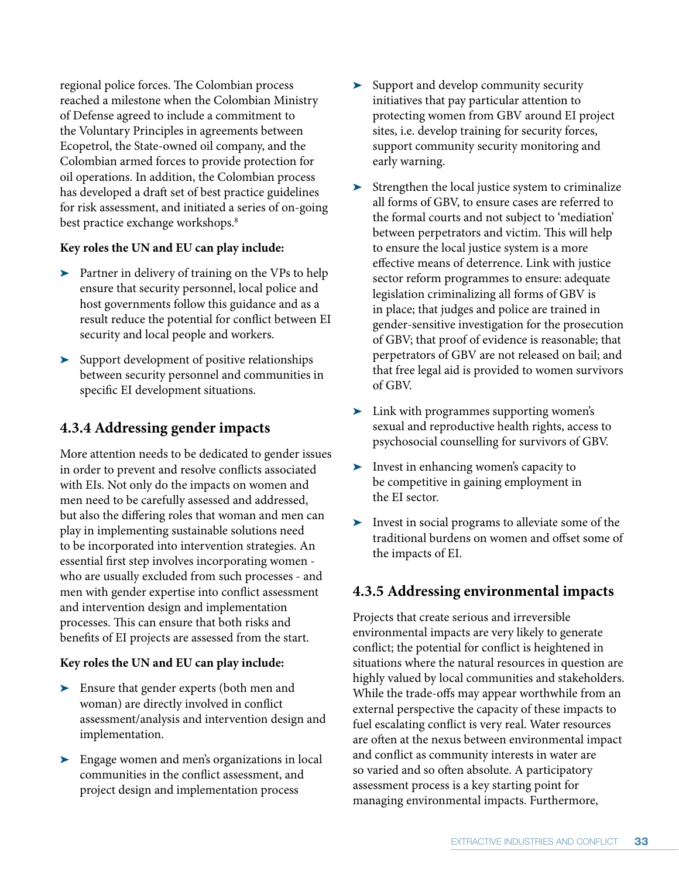regional police forces. The Colombian process reached a milestone when the Colombian Ministry of Defense agreed to include a commitment to the Voluntary Principles in agreements between Ecopetrol, the State-owned oil company, and the Colombian armed forces to provide protection for oil operations. In addition, the Colombian process has developed a draft set of best practice guidelines for risk assessment, and initiated a series of on-going best practice exchange workshops.[8]

**Key roles the UN and EU can play include:**

- Partner in delivery of training on the VPs to help ensure that security personnel, local police and host governments follow this guidance and as a result reduce the potential for conflict between EI security and local people and workers.
- Support development of positive relationships between security personnel and communities in specific EI development situations.

### 4.3.4 Addressing gender impacts

More attention needs to be dedicated to gender issues in order to prevent and resolve conflicts associated with EIs. Not only do the impacts on women and men need to be carefully assessed and addressed, but also the differing roles that woman and men can play in implementing sustainable solutions need to be incorporated into intervention strategies. An essential first step involves incorporating women - who are usually excluded from such processes - and men with gender expertise into conflict assessment and intervention design and implementation processes. This can ensure that both risks and benefits of EI projects are assessed from the start.

**Key roles the UN and EU can play include:**

- Ensure that gender experts (both men and woman) are directly involved in conflict assessment/analysis and intervention design and implementation.
- Engage women and men's organizations in local communities in the conflict assessment, and project design and implementation process
- Support and develop community security initiatives that pay particular attention to protecting women from GBV around EI project sites, i.e. develop training for security forces, support community security monitoring and early warning.
- Strengthen the local justice system to criminalize all forms of GBV, to ensure cases are referred to the formal courts and not subject to 'mediation' between perpetrators and victim. This will help to ensure the local justice system is a more effective means of deterrence. Link with justice sector reform programmes to ensure: adequate legislation criminalizing all forms of GBV is in place; that judges and police are trained in gender-sensitive investigation for the prosecution of GBV; that proof of evidence is reasonable; that perpetrators of GBV are not released on bail; and that free legal aid is provided to women survivors of GBV.
- Link with programmes supporting women's sexual and reproductive health rights, access to psychosocial counselling for survivors of GBV.
- Invest in enhancing women's capacity to be competitive in gaining employment in the EI sector.
- Invest in social programs to alleviate some of the traditional burdens on women and offset some of the impacts of EI.

### 4.3.5 Addressing environmental impacts

Projects that create serious and irreversible environmental impacts are very likely to generate conflict; the potential for conflict is heightened in situations where the natural resources in question are highly valued by local communities and stakeholders. While the trade-offs may appear worthwhile from an external perspective the capacity of these impacts to fuel escalating conflict is very real. Water resources are often at the nexus between environmental impact and conflict as community interests in water are so varied and so often absolute. A participatory assessment process is a key starting point for managing environmental impacts. Furthermore,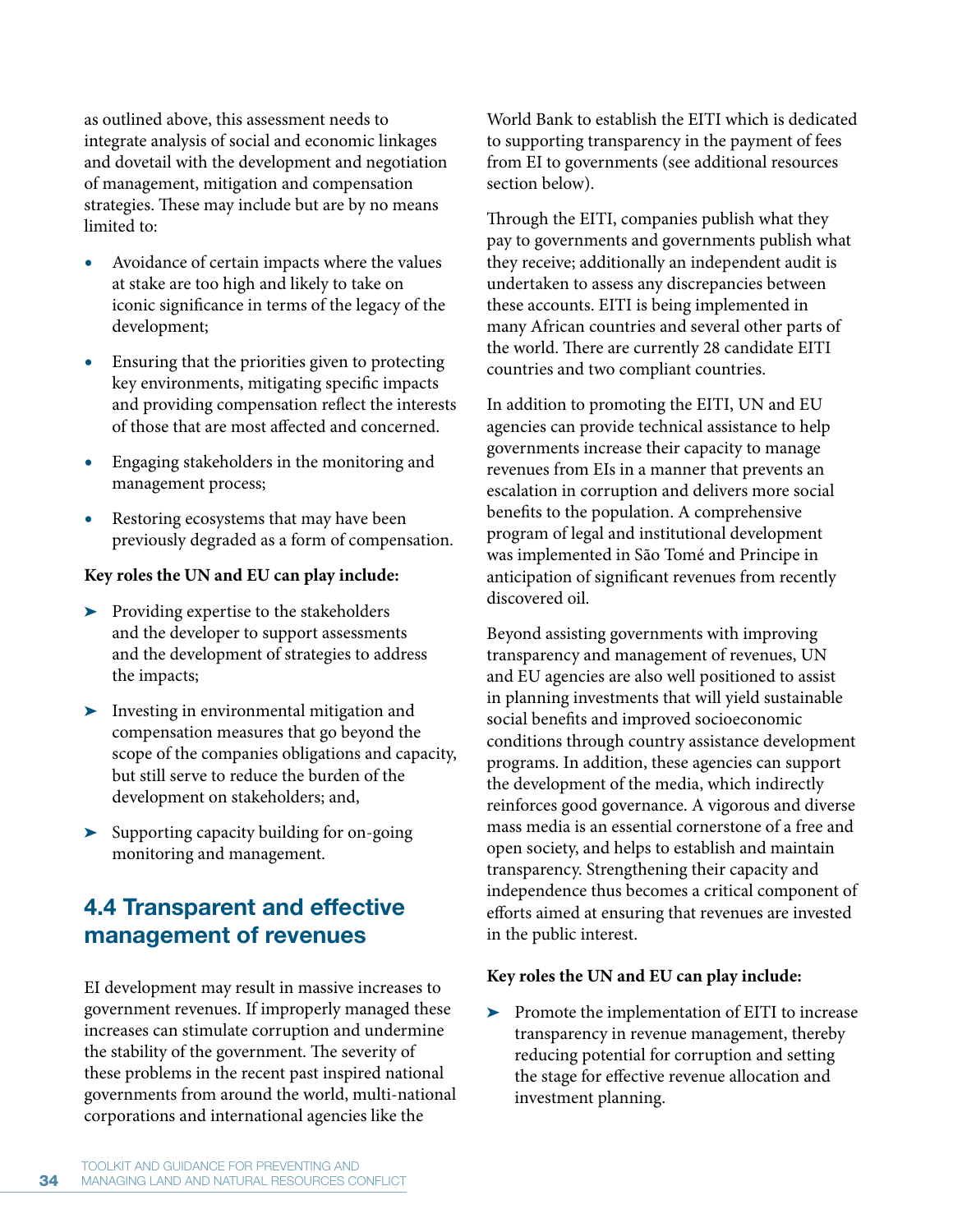as outlined above, this assessment needs to integrate analysis of social and economic linkages and dovetail with the development and negotiation of management, mitigation and compensation strategies. These may include but are by no means limited to:

- Avoidance of certain impacts where the values at stake are too high and likely to take on iconic significance in terms of the legacy of the development;
- Ensuring that the priorities given to protecting key environments, mitigating specific impacts and providing compensation reflect the interests of those that are most affected and concerned.
- Engaging stakeholders in the monitoring and management process;
- Restoring ecosystems that may have been previously degraded as a form of compensation.

**Key roles the UN and EU can play include:**

- ➤ Providing expertise to the stakeholders and the developer to support assessments and the development of strategies to address the impacts;
- ➤ Investing in environmental mitigation and compensation measures that go beyond the scope of the companies obligations and capacity, but still serve to reduce the burden of the development on stakeholders; and,
- ➤ Supporting capacity building for on-going monitoring and management.

## 4.4 Transparent and effective management of revenues

EI development may result in massive increases to government revenues. If improperly managed these increases can stimulate corruption and undermine the stability of the government. The severity of these problems in the recent past inspired national governments from around the world, multi-national corporations and international agencies like the World Bank to establish the EITI which is dedicated to supporting transparency in the payment of fees from EI to governments (see additional resources section below).

Through the EITI, companies publish what they pay to governments and governments publish what they receive; additionally an independent audit is undertaken to assess any discrepancies between these accounts. EITI is being implemented in many African countries and several other parts of the world. There are currently 28 candidate EITI countries and two compliant countries.

In addition to promoting the EITI, UN and EU agencies can provide technical assistance to help governments increase their capacity to manage revenues from EIs in a manner that prevents an escalation in corruption and delivers more social benefits to the population. A comprehensive program of legal and institutional development was implemented in São Tomé and Principe in anticipation of significant revenues from recently discovered oil.

Beyond assisting governments with improving transparency and management of revenues, UN and EU agencies are also well positioned to assist in planning investments that will yield sustainable social benefits and improved socioeconomic conditions through country assistance development programs. In addition, these agencies can support the development of the media, which indirectly reinforces good governance. A vigorous and diverse mass media is an essential cornerstone of a free and open society, and helps to establish and maintain transparency. Strengthening their capacity and independence thus becomes a critical component of efforts aimed at ensuring that revenues are invested in the public interest.

**Key roles the UN and EU can play include:**

- ➤ Promote the implementation of EITI to increase transparency in revenue management, thereby reducing potential for corruption and setting the stage for effective revenue allocation and investment planning.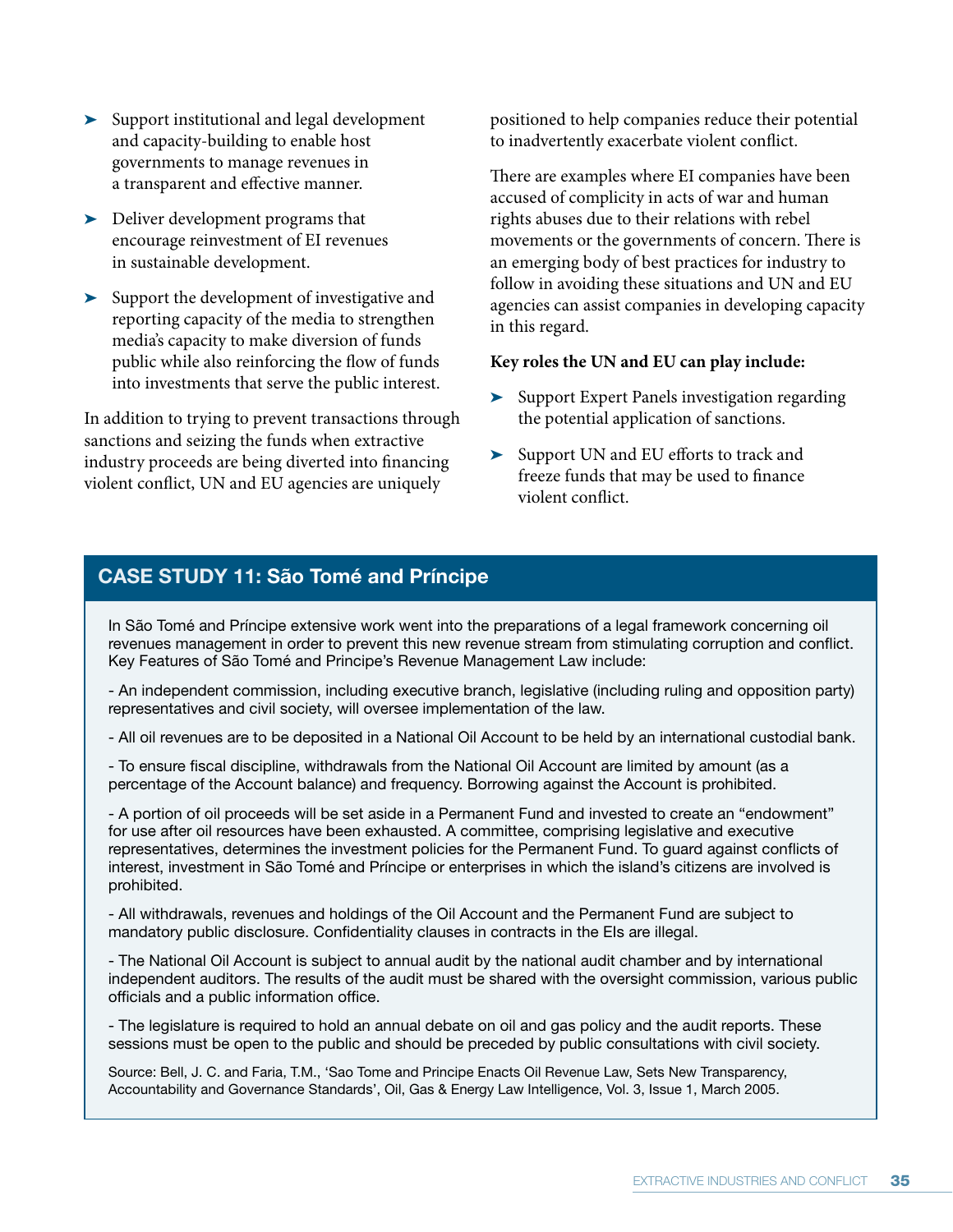- Support institutional and legal development and capacity-building to enable host governments to manage revenues in a transparent and effective manner.
- Deliver development programs that encourage reinvestment of EI revenues in sustainable development.
- Support the development of investigative and reporting capacity of the media to strengthen media's capacity to make diversion of funds public while also reinforcing the flow of funds into investments that serve the public interest.

In addition to trying to prevent transactions through sanctions and seizing the funds when extractive industry proceeds are being diverted into financing violent conflict, UN and EU agencies are uniquely positioned to help companies reduce their potential to inadvertently exacerbate violent conflict.

There are examples where EI companies have been accused of complicity in acts of war and human rights abuses due to their relations with rebel movements or the governments of concern. There is an emerging body of best practices for industry to follow in avoiding these situations and UN and EU agencies can assist companies in developing capacity in this regard.

**Key roles the UN and EU can play include:**

- Support Expert Panels investigation regarding the potential application of sanctions.
- Support UN and EU efforts to track and freeze funds that may be used to finance violent conflict.

## CASE STUDY 11: São Tomé and Príncipe

In São Tomé and Príncipe extensive work went into the preparations of a legal framework concerning oil revenues management in order to prevent this new revenue stream from stimulating corruption and conflict. Key Features of São Tomé and Principe's Revenue Management Law include:

- An independent commission, including executive branch, legislative (including ruling and opposition party) representatives and civil society, will oversee implementation of the law.

- All oil revenues are to be deposited in a National Oil Account to be held by an international custodial bank.

- To ensure fiscal discipline, withdrawals from the National Oil Account are limited by amount (as a percentage of the Account balance) and frequency. Borrowing against the Account is prohibited.

- A portion of oil proceeds will be set aside in a Permanent Fund and invested to create an "endowment" for use after oil resources have been exhausted. A committee, comprising legislative and executive representatives, determines the investment policies for the Permanent Fund. To guard against conflicts of interest, investment in São Tomé and Príncipe or enterprises in which the island's citizens are involved is prohibited.

- All withdrawals, revenues and holdings of the Oil Account and the Permanent Fund are subject to mandatory public disclosure. Confidentiality clauses in contracts in the EIs are illegal.

- The National Oil Account is subject to annual audit by the national audit chamber and by international independent auditors. The results of the audit must be shared with the oversight commission, various public officials and a public information office.

- The legislature is required to hold an annual debate on oil and gas policy and the audit reports. These sessions must be open to the public and should be preceded by public consultations with civil society.

Source: Bell, J. C. and Faria, T.M., 'Sao Tome and Principe Enacts Oil Revenue Law, Sets New Transparency, Accountability and Governance Standards', Oil, Gas & Energy Law Intelligence, Vol. 3, Issue 1, March 2005.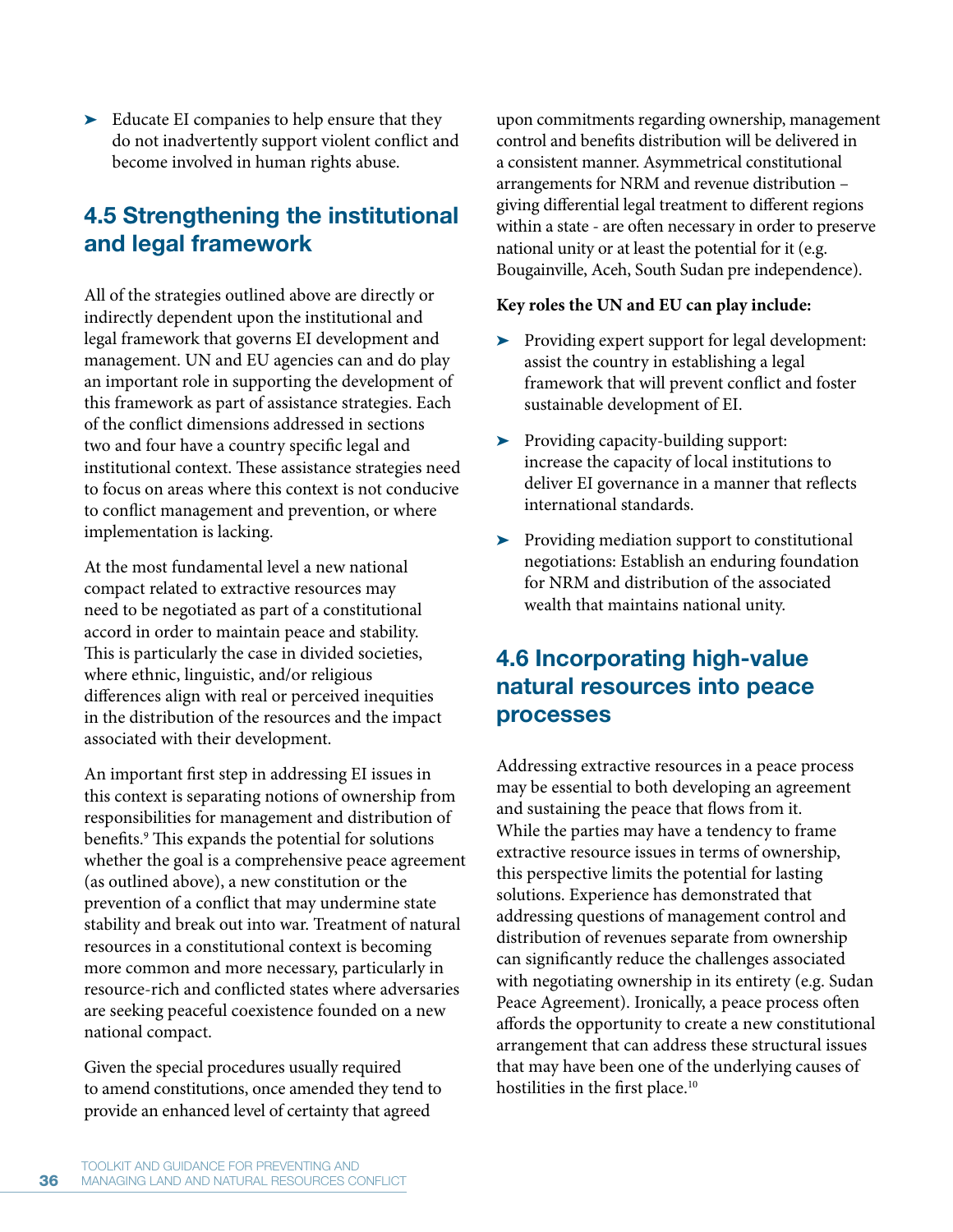- Educate EI companies to help ensure that they do not inadvertently support violent conflict and become involved in human rights abuse.

## 4.5 Strengthening the institutional and legal framework

All of the strategies outlined above are directly or indirectly dependent upon the institutional and legal framework that governs EI development and management. UN and EU agencies can and do play an important role in supporting the development of this framework as part of assistance strategies. Each of the conflict dimensions addressed in sections two and four have a country specific legal and institutional context. These assistance strategies need to focus on areas where this context is not conducive to conflict management and prevention, or where implementation is lacking.

At the most fundamental level a new national compact related to extractive resources may need to be negotiated as part of a constitutional accord in order to maintain peace and stability. This is particularly the case in divided societies, where ethnic, linguistic, and/or religious differences align with real or perceived inequities in the distribution of the resources and the impact associated with their development.

An important first step in addressing EI issues in this context is separating notions of ownership from responsibilities for management and distribution of benefits.[9] This expands the potential for solutions whether the goal is a comprehensive peace agreement (as outlined above), a new constitution or the prevention of a conflict that may undermine state stability and break out into war. Treatment of natural resources in a constitutional context is becoming more common and more necessary, particularly in resource-rich and conflicted states where adversaries are seeking peaceful coexistence founded on a new national compact.

Given the special procedures usually required to amend constitutions, once amended they tend to provide an enhanced level of certainty that agreed upon commitments regarding ownership, management control and benefits distribution will be delivered in a consistent manner. Asymmetrical constitutional arrangements for NRM and revenue distribution – giving differential legal treatment to different regions within a state - are often necessary in order to preserve national unity or at least the potential for it (e.g. Bougainville, Aceh, South Sudan pre independence).

**Key roles the UN and EU can play include:**

- Providing expert support for legal development: assist the country in establishing a legal framework that will prevent conflict and foster sustainable development of EI.
- Providing capacity-building support: increase the capacity of local institutions to deliver EI governance in a manner that reflects international standards.
- Providing mediation support to constitutional negotiations: Establish an enduring foundation for NRM and distribution of the associated wealth that maintains national unity.

## 4.6 Incorporating high-value natural resources into peace processes

Addressing extractive resources in a peace process may be essential to both developing an agreement and sustaining the peace that flows from it. While the parties may have a tendency to frame extractive resource issues in terms of ownership, this perspective limits the potential for lasting solutions. Experience has demonstrated that addressing questions of management control and distribution of revenues separate from ownership can significantly reduce the challenges associated with negotiating ownership in its entirety (e.g. Sudan Peace Agreement). Ironically, a peace process often affords the opportunity to create a new constitutional arrangement that can address these structural issues that may have been one of the underlying causes of hostilities in the first place.[10]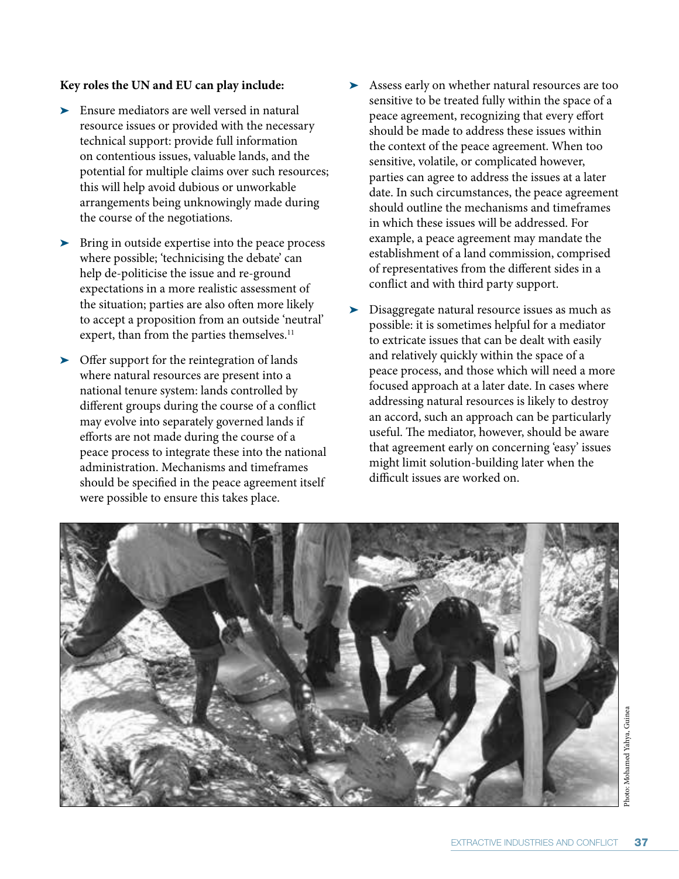**Key roles the UN and EU can play include:**

- Ensure mediators are well versed in natural resource issues or provided with the necessary technical support: provide full information on contentious issues, valuable lands, and the potential for multiple claims over such resources; this will help avoid dubious or unworkable arrangements being unknowingly made during the course of the negotiations.
- Bring in outside expertise into the peace process where possible; 'technicising the debate' can help de-politicise the issue and re-ground expectations in a more realistic assessment of the situation; parties are also often more likely to accept a proposition from an outside 'neutral' expert, than from the parties themselves.[11]
- Offer support for the reintegration of lands where natural resources are present into a national tenure system: lands controlled by different groups during the course of a conflict may evolve into separately governed lands if efforts are not made during the course of a peace process to integrate these into the national administration. Mechanisms and timeframes should be specified in the peace agreement itself were possible to ensure this takes place.
- Assess early on whether natural resources are too sensitive to be treated fully within the space of a peace agreement, recognizing that every effort should be made to address these issues within the context of the peace agreement. When too sensitive, volatile, or complicated however, parties can agree to address the issues at a later date. In such circumstances, the peace agreement should outline the mechanisms and timeframes in which these issues will be addressed. For example, a peace agreement may mandate the establishment of a land commission, comprised of representatives from the different sides in a conflict and with third party support.
- Disaggregate natural resource issues as much as possible: it is sometimes helpful for a mediator to extricate issues that can be dealt with easily and relatively quickly within the space of a peace process, and those which will need a more focused approach at a later date. In cases where addressing natural resources is likely to destroy an accord, such an approach can be particularly useful. The mediator, however, should be aware that agreement early on concerning 'easy' issues might limit solution-building later when the difficult issues are worked on.

Photo: Mohamed Yahya, Guinea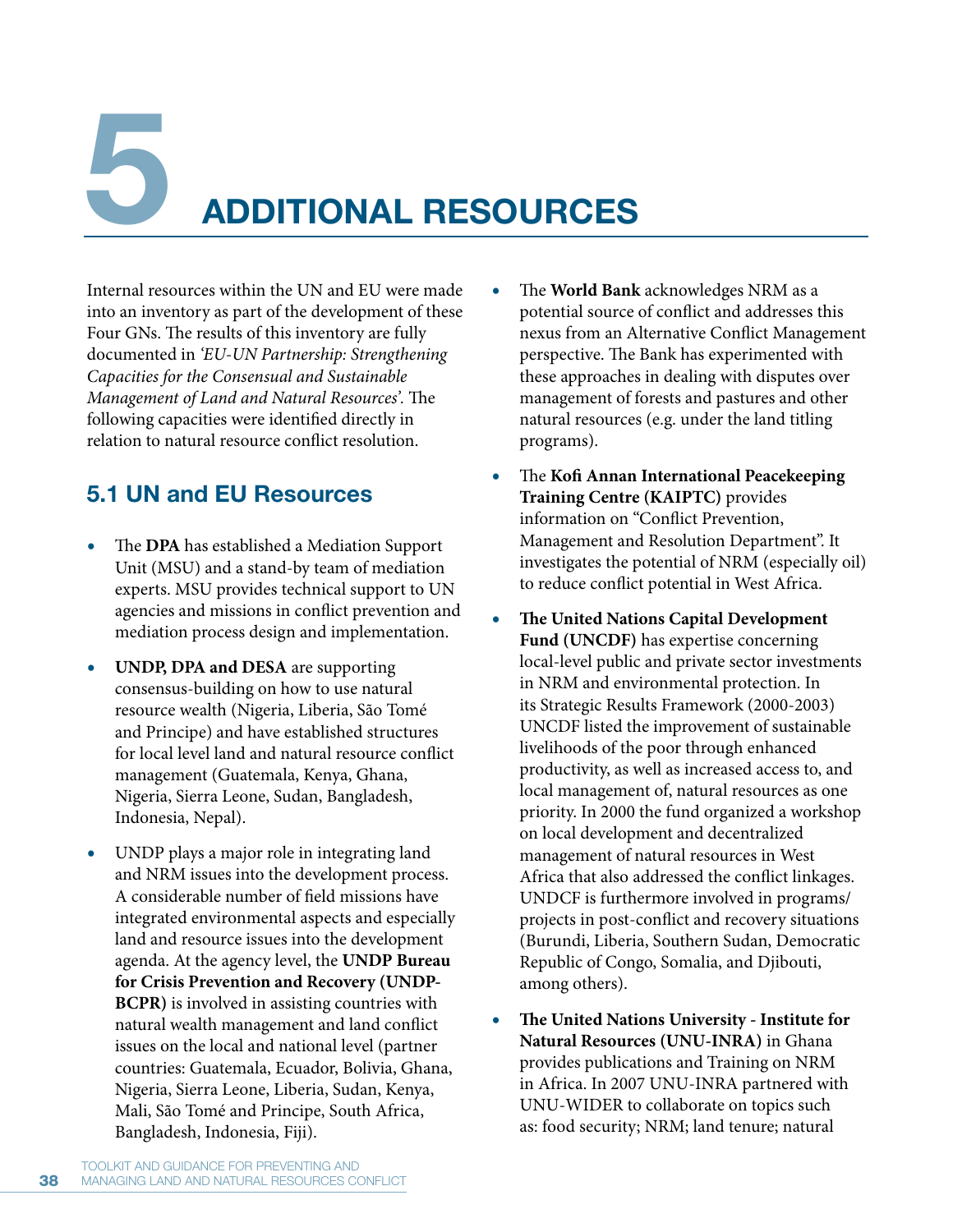# 5 ADDITIONAL RESOURCES

Internal resources within the UN and EU were made into an inventory as part of the development of these Four GNs. The results of this inventory are fully documented in *'EU-UN Partnership: Strengthening Capacities for the Consensual and Sustainable Management of Land and Natural Resources'.* The following capacities were identified directly in relation to natural resource conflict resolution.

## 5.1 UN and EU Resources

- The **DPA** has established a Mediation Support Unit (MSU) and a stand-by team of mediation experts. MSU provides technical support to UN agencies and missions in conflict prevention and mediation process design and implementation.
- **UNDP, DPA and DESA** are supporting consensus-building on how to use natural resource wealth (Nigeria, Liberia, São Tomé and Principe) and have established structures for local level land and natural resource conflict management (Guatemala, Kenya, Ghana, Nigeria, Sierra Leone, Sudan, Bangladesh, Indonesia, Nepal).
- UNDP plays a major role in integrating land and NRM issues into the development process. A considerable number of field missions have integrated environmental aspects and especially land and resource issues into the development agenda. At the agency level, the **UNDP Bureau for Crisis Prevention and Recovery (UNDP-BCPR)** is involved in assisting countries with natural wealth management and land conflict issues on the local and national level (partner countries: Guatemala, Ecuador, Bolivia, Ghana, Nigeria, Sierra Leone, Liberia, Sudan, Kenya, Mali, São Tomé and Principe, South Africa, Bangladesh, Indonesia, Fiji).
- The **World Bank** acknowledges NRM as a potential source of conflict and addresses this nexus from an Alternative Conflict Management perspective. The Bank has experimented with these approaches in dealing with disputes over management of forests and pastures and other natural resources (e.g. under the land titling programs).
- The **Kofi Annan International Peacekeeping Training Centre (KAIPTC)** provides information on "Conflict Prevention, Management and Resolution Department". It investigates the potential of NRM (especially oil) to reduce conflict potential in West Africa.
- **The United Nations Capital Development Fund (UNCDF)** has expertise concerning local-level public and private sector investments in NRM and environmental protection. In its Strategic Results Framework (2000-2003) UNCDF listed the improvement of sustainable livelihoods of the poor through enhanced productivity, as well as increased access to, and local management of, natural resources as one priority. In 2000 the fund organized a workshop on local development and decentralized management of natural resources in West Africa that also addressed the conflict linkages. UNDCF is furthermore involved in programs/projects in post-conflict and recovery situations (Burundi, Liberia, Southern Sudan, Democratic Republic of Congo, Somalia, and Djibouti, among others).
- **The United Nations University - Institute for Natural Resources (UNU-INRA)** in Ghana provides publications and Training on NRM in Africa. In 2007 UNU-INRA partnered with UNU-WIDER to collaborate on topics such as: food security; NRM; land tenure; natural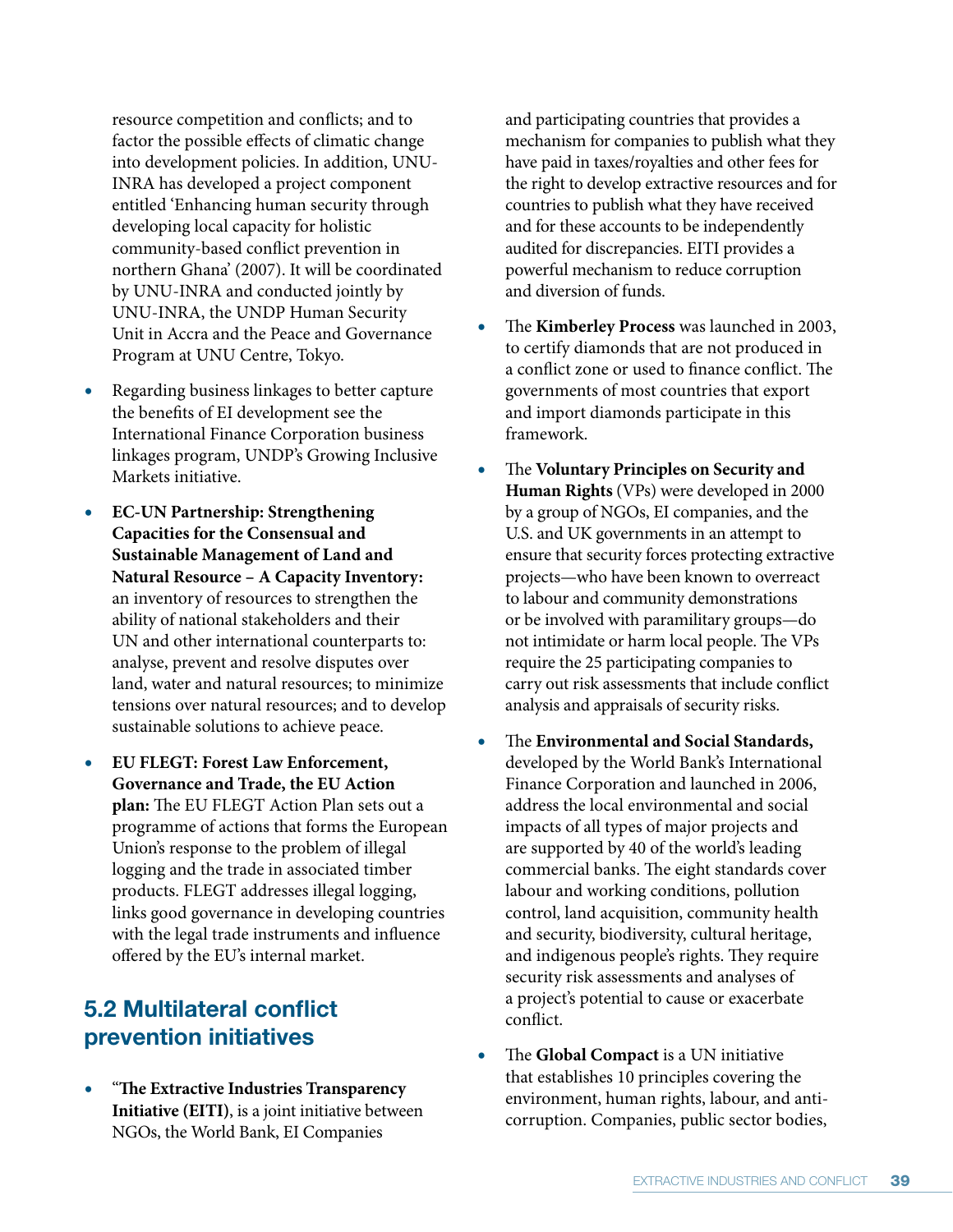resource competition and conflicts; and to factor the possible effects of climatic change into development policies. In addition, UNU-INRA has developed a project component entitled 'Enhancing human security through developing local capacity for holistic community-based conflict prevention in northern Ghana' (2007). It will be coordinated by UNU-INRA and conducted jointly by UNU-INRA, the UNDP Human Security Unit in Accra and the Peace and Governance Program at UNU Centre, Tokyo.

- Regarding business linkages to better capture the benefits of EI development see the International Finance Corporation business linkages program, UNDP's Growing Inclusive Markets initiative.
- **EC-UN Partnership: Strengthening Capacities for the Consensual and Sustainable Management of Land and Natural Resource – A Capacity Inventory:** an inventory of resources to strengthen the ability of national stakeholders and their UN and other international counterparts to: analyse, prevent and resolve disputes over land, water and natural resources; to minimize tensions over natural resources; and to develop sustainable solutions to achieve peace.
- **EU FLEGT: Forest Law Enforcement, Governance and Trade, the EU Action plan:** The EU FLEGT Action Plan sets out a programme of actions that forms the European Union's response to the problem of illegal logging and the trade in associated timber products. FLEGT addresses illegal logging, links good governance in developing countries with the legal trade instruments and influence offered by the EU's internal market.

## 5.2 Multilateral conflict prevention initiatives

- "**The Extractive Industries Transparency Initiative (EITI)**, is a joint initiative between NGOs, the World Bank, EI Companies and participating countries that provides a mechanism for companies to publish what they have paid in taxes/royalties and other fees for the right to develop extractive resources and for countries to publish what they have received and for these accounts to be independently audited for discrepancies. EITI provides a powerful mechanism to reduce corruption and diversion of funds.
- The **Kimberley Process** was launched in 2003, to certify diamonds that are not produced in a conflict zone or used to finance conflict. The governments of most countries that export and import diamonds participate in this framework.
- The **Voluntary Principles on Security and Human Rights** (VPs) were developed in 2000 by a group of NGOs, EI companies, and the U.S. and UK governments in an attempt to ensure that security forces protecting extractive projects—who have been known to overreact to labour and community demonstrations or be involved with paramilitary groups—do not intimidate or harm local people. The VPs require the 25 participating companies to carry out risk assessments that include conflict analysis and appraisals of security risks.
- The **Environmental and Social Standards,** developed by the World Bank's International Finance Corporation and launched in 2006, address the local environmental and social impacts of all types of major projects and are supported by 40 of the world's leading commercial banks. The eight standards cover labour and working conditions, pollution control, land acquisition, community health and security, biodiversity, cultural heritage, and indigenous people's rights. They require security risk assessments and analyses of a project's potential to cause or exacerbate conflict.
- The **Global Compact** is a UN initiative that establishes 10 principles covering the environment, human rights, labour, and anti-corruption. Companies, public sector bodies,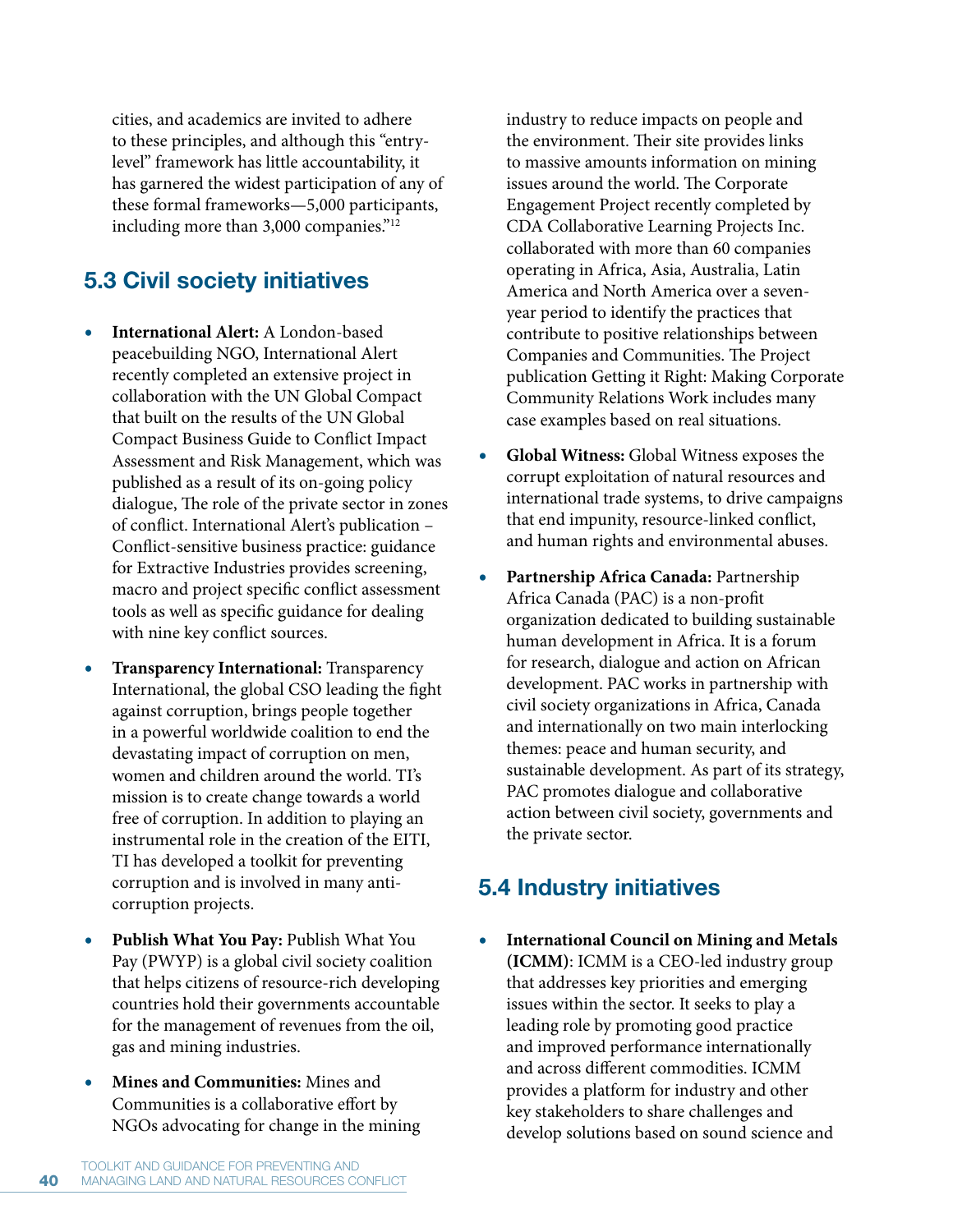cities, and academics are invited to adhere to these principles, and although this "entry-level" framework has little accountability, it has garnered the widest participation of any of these formal frameworks—5,000 participants, including more than 3,000 companies."[12]

## 5.3 Civil society initiatives

- **International Alert:** A London-based peacebuilding NGO, International Alert recently completed an extensive project in collaboration with the UN Global Compact that built on the results of the UN Global Compact Business Guide to Conflict Impact Assessment and Risk Management, which was published as a result of its on-going policy dialogue, The role of the private sector in zones of conflict. International Alert's publication – Conflict-sensitive business practice: guidance for Extractive Industries provides screening, macro and project specific conflict assessment tools as well as specific guidance for dealing with nine key conflict sources.
- **Transparency International:** Transparency International, the global CSO leading the fight against corruption, brings people together in a powerful worldwide coalition to end the devastating impact of corruption on men, women and children around the world. TI's mission is to create change towards a world free of corruption. In addition to playing an instrumental role in the creation of the EITI, TI has developed a toolkit for preventing corruption and is involved in many anti-corruption projects.
- **Publish What You Pay:** Publish What You Pay (PWYP) is a global civil society coalition that helps citizens of resource-rich developing countries hold their governments accountable for the management of revenues from the oil, gas and mining industries.
- **Mines and Communities:** Mines and Communities is a collaborative effort by NGOs advocating for change in the mining industry to reduce impacts on people and the environment. Their site provides links to massive amounts information on mining issues around the world. The Corporate Engagement Project recently completed by CDA Collaborative Learning Projects Inc. collaborated with more than 60 companies operating in Africa, Asia, Australia, Latin America and North America over a seven-year period to identify the practices that contribute to positive relationships between Companies and Communities. The Project publication Getting it Right: Making Corporate Community Relations Work includes many case examples based on real situations.
- **Global Witness:** Global Witness exposes the corrupt exploitation of natural resources and international trade systems, to drive campaigns that end impunity, resource-linked conflict, and human rights and environmental abuses.
- **Partnership Africa Canada:** Partnership Africa Canada (PAC) is a non-profit organization dedicated to building sustainable human development in Africa. It is a forum for research, dialogue and action on African development. PAC works in partnership with civil society organizations in Africa, Canada and internationally on two main interlocking themes: peace and human security, and sustainable development. As part of its strategy, PAC promotes dialogue and collaborative action between civil society, governments and the private sector.

## 5.4 Industry initiatives

- **International Council on Mining and Metals (ICMM)**: ICMM is a CEO-led industry group that addresses key priorities and emerging issues within the sector. It seeks to play a leading role by promoting good practice and improved performance internationally and across different commodities. ICMM provides a platform for industry and other key stakeholders to share challenges and develop solutions based on sound science and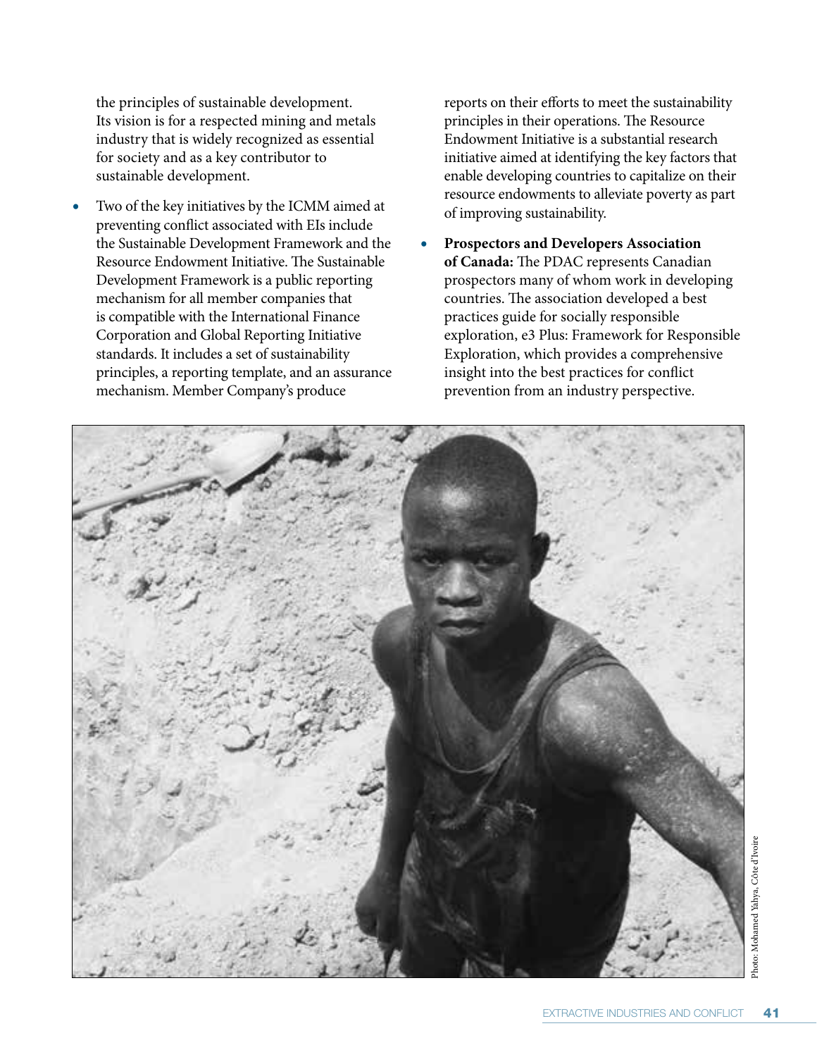the principles of sustainable development. Its vision is for a respected mining and metals industry that is widely recognized as essential for society and as a key contributor to sustainable development.

- Two of the key initiatives by the ICMM aimed at preventing conflict associated with EIs include the Sustainable Development Framework and the Resource Endowment Initiative. The Sustainable Development Framework is a public reporting mechanism for all member companies that is compatible with the International Finance Corporation and Global Reporting Initiative standards. It includes a set of sustainability principles, a reporting template, and an assurance mechanism. Member Company's produce reports on their efforts to meet the sustainability principles in their operations. The Resource Endowment Initiative is a substantial research initiative aimed at identifying the key factors that enable developing countries to capitalize on their resource endowments to alleviate poverty as part of improving sustainability.
- **Prospectors and Developers Association of Canada:** The PDAC represents Canadian prospectors many of whom work in developing countries. The association developed a best practices guide for socially responsible exploration, e3 Plus: Framework for Responsible Exploration, which provides a comprehensive insight into the best practices for conflict prevention from an industry perspective.

Photo: Mohamed Yahya, Côte d'Ivoire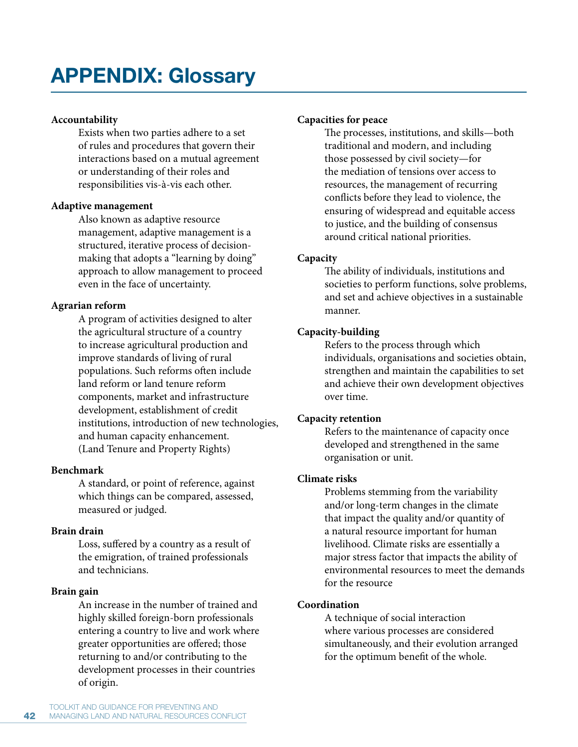# APPENDIX: Glossary

**Accountability**

Exists when two parties adhere to a set of rules and procedures that govern their interactions based on a mutual agreement or understanding of their roles and responsibilities vis-à-vis each other.

**Adaptive management**

Also known as adaptive resource management, adaptive management is a structured, iterative process of decision-making that adopts a "learning by doing" approach to allow management to proceed even in the face of uncertainty.

**Agrarian reform**

A program of activities designed to alter the agricultural structure of a country to increase agricultural production and improve standards of living of rural populations. Such reforms often include land reform or land tenure reform components, market and infrastructure development, establishment of credit institutions, introduction of new technologies, and human capacity enhancement. (Land Tenure and Property Rights)

**Benchmark**

A standard, or point of reference, against which things can be compared, assessed, measured or judged.

**Brain drain**

Loss, suffered by a country as a result of the emigration, of trained professionals and technicians.

**Brain gain**

An increase in the number of trained and highly skilled foreign-born professionals entering a country to live and work where greater opportunities are offered; those returning to and/or contributing to the development processes in their countries of origin.

**Capacities for peace**

The processes, institutions, and skills—both traditional and modern, and including those possessed by civil society—for the mediation of tensions over access to resources, the management of recurring conflicts before they lead to violence, the ensuring of widespread and equitable access to justice, and the building of consensus around critical national priorities.

**Capacity**

The ability of individuals, institutions and societies to perform functions, solve problems, and set and achieve objectives in a sustainable manner.

**Capacity-building**

Refers to the process through which individuals, organisations and societies obtain, strengthen and maintain the capabilities to set and achieve their own development objectives over time.

**Capacity retention**

Refers to the maintenance of capacity once developed and strengthened in the same organisation or unit.

**Climate risks**

Problems stemming from the variability and/or long-term changes in the climate that impact the quality and/or quantity of a natural resource important for human livelihood. Climate risks are essentially a major stress factor that impacts the ability of environmental resources to meet the demands for the resource

**Coordination**

A technique of social interaction where various processes are considered simultaneously, and their evolution arranged for the optimum benefit of the whole.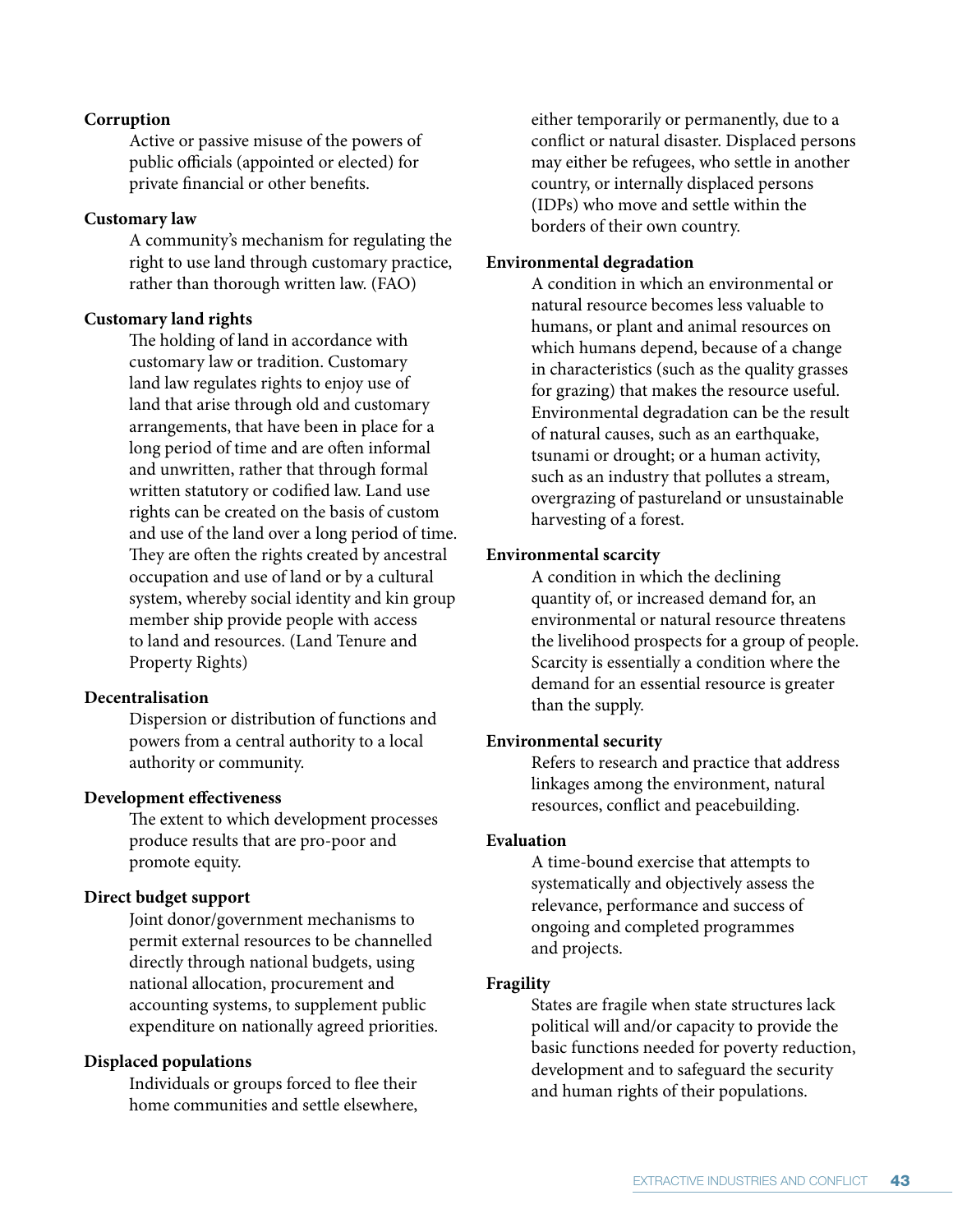**Corruption**

Active or passive misuse of the powers of public officials (appointed or elected) for private financial or other benefits.

**Customary law**

A community's mechanism for regulating the right to use land through customary practice, rather than thorough written law. (FAO)

**Customary land rights**

The holding of land in accordance with customary law or tradition. Customary land law regulates rights to enjoy use of land that arise through old and customary arrangements, that have been in place for a long period of time and are often informal and unwritten, rather that through formal written statutory or codified law. Land use rights can be created on the basis of custom and use of the land over a long period of time. They are often the rights created by ancestral occupation and use of land or by a cultural system, whereby social identity and kin group member ship provide people with access to land and resources. (Land Tenure and Property Rights)

**Decentralisation**

Dispersion or distribution of functions and powers from a central authority to a local authority or community.

**Development effectiveness**

The extent to which development processes produce results that are pro-poor and promote equity.

**Direct budget support**

Joint donor/government mechanisms to permit external resources to be channelled directly through national budgets, using national allocation, procurement and accounting systems, to supplement public expenditure on nationally agreed priorities.

**Displaced populations**

Individuals or groups forced to flee their home communities and settle elsewhere, either temporarily or permanently, due to a conflict or natural disaster. Displaced persons may either be refugees, who settle in another country, or internally displaced persons (IDPs) who move and settle within the borders of their own country.

**Environmental degradation**

A condition in which an environmental or natural resource becomes less valuable to humans, or plant and animal resources on which humans depend, because of a change in characteristics (such as the quality grasses for grazing) that makes the resource useful. Environmental degradation can be the result of natural causes, such as an earthquake, tsunami or drought; or a human activity, such as an industry that pollutes a stream, overgrazing of pastureland or unsustainable harvesting of a forest.

**Environmental scarcity**

A condition in which the declining quantity of, or increased demand for, an environmental or natural resource threatens the livelihood prospects for a group of people. Scarcity is essentially a condition where the demand for an essential resource is greater than the supply.

**Environmental security**

Refers to research and practice that address linkages among the environment, natural resources, conflict and peacebuilding.

**Evaluation**

A time-bound exercise that attempts to systematically and objectively assess the relevance, performance and success of ongoing and completed programmes and projects.

**Fragility**

States are fragile when state structures lack political will and/or capacity to provide the basic functions needed for poverty reduction, development and to safeguard the security and human rights of their populations.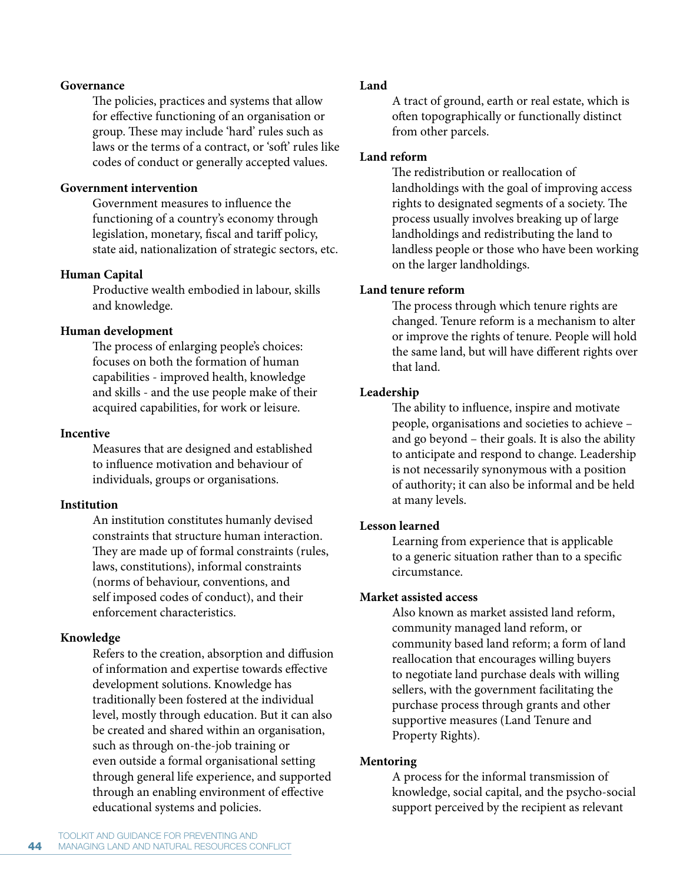**Governance**

The policies, practices and systems that allow for effective functioning of an organisation or group. These may include 'hard' rules such as laws or the terms of a contract, or 'soft' rules like codes of conduct or generally accepted values.

**Government intervention**

Government measures to influence the functioning of a country's economy through legislation, monetary, fiscal and tariff policy, state aid, nationalization of strategic sectors, etc.

**Human Capital**

Productive wealth embodied in labour, skills and knowledge.

**Human development**

The process of enlarging people's choices: focuses on both the formation of human capabilities - improved health, knowledge and skills - and the use people make of their acquired capabilities, for work or leisure.

**Incentive**

Measures that are designed and established to influence motivation and behaviour of individuals, groups or organisations.

**Institution**

An institution constitutes humanly devised constraints that structure human interaction. They are made up of formal constraints (rules, laws, constitutions), informal constraints (norms of behaviour, conventions, and self imposed codes of conduct), and their enforcement characteristics.

**Knowledge**

Refers to the creation, absorption and diffusion of information and expertise towards effective development solutions. Knowledge has traditionally been fostered at the individual level, mostly through education. But it can also be created and shared within an organisation, such as through on-the-job training or even outside a formal organisational setting through general life experience, and supported through an enabling environment of effective educational systems and policies.

**Land**

A tract of ground, earth or real estate, which is often topographically or functionally distinct from other parcels.

**Land reform**

The redistribution or reallocation of landholdings with the goal of improving access rights to designated segments of a society. The process usually involves breaking up of large landholdings and redistributing the land to landless people or those who have been working on the larger landholdings.

**Land tenure reform**

The process through which tenure rights are changed. Tenure reform is a mechanism to alter or improve the rights of tenure. People will hold the same land, but will have different rights over that land.

**Leadership**

The ability to influence, inspire and motivate people, organisations and societies to achieve – and go beyond – their goals. It is also the ability to anticipate and respond to change. Leadership is not necessarily synonymous with a position of authority; it can also be informal and be held at many levels.

**Lesson learned**

Learning from experience that is applicable to a generic situation rather than to a specific circumstance.

**Market assisted access**

Also known as market assisted land reform, community managed land reform, or community based land reform; a form of land reallocation that encourages willing buyers to negotiate land purchase deals with willing sellers, with the government facilitating the purchase process through grants and other supportive measures (Land Tenure and Property Rights).

**Mentoring**

A process for the informal transmission of knowledge, social capital, and the psycho-social support perceived by the recipient as relevant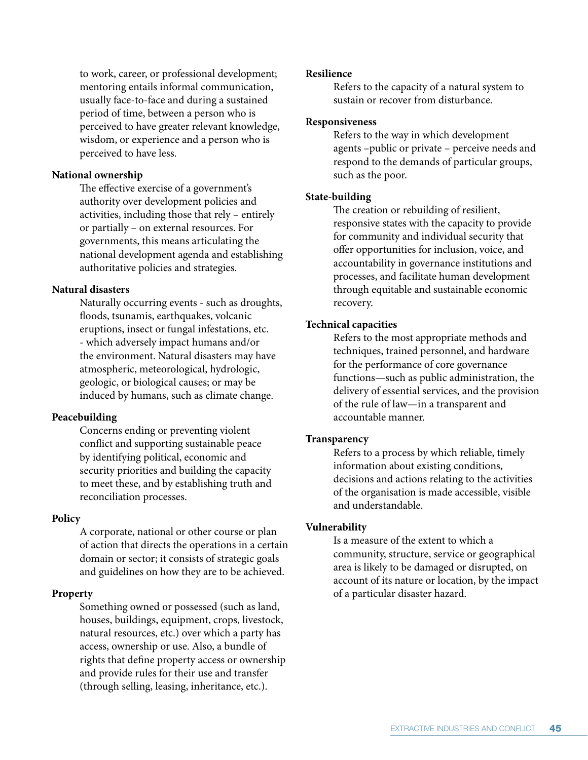to work, career, or professional development; mentoring entails informal communication, usually face-to-face and during a sustained period of time, between a person who is perceived to have greater relevant knowledge, wisdom, or experience and a person who is perceived to have less.

**National ownership**

The effective exercise of a government's authority over development policies and activities, including those that rely – entirely or partially – on external resources. For governments, this means articulating the national development agenda and establishing authoritative policies and strategies.

**Natural disasters**

Naturally occurring events - such as droughts, floods, tsunamis, earthquakes, volcanic eruptions, insect or fungal infestations, etc. - which adversely impact humans and/or the environment. Natural disasters may have atmospheric, meteorological, hydrologic, geologic, or biological causes; or may be induced by humans, such as climate change.

**Peacebuilding**

Concerns ending or preventing violent conflict and supporting sustainable peace by identifying political, economic and security priorities and building the capacity to meet these, and by establishing truth and reconciliation processes.

**Policy**

A corporate, national or other course or plan of action that directs the operations in a certain domain or sector; it consists of strategic goals and guidelines on how they are to be achieved.

**Property**

Something owned or possessed (such as land, houses, buildings, equipment, crops, livestock, natural resources, etc.) over which a party has access, ownership or use. Also, a bundle of rights that define property access or ownership and provide rules for their use and transfer (through selling, leasing, inheritance, etc.).

**Resilience**

Refers to the capacity of a natural system to sustain or recover from disturbance.

**Responsiveness**

Refers to the way in which development agents –public or private – perceive needs and respond to the demands of particular groups, such as the poor.

**State-building**

The creation or rebuilding of resilient, responsive states with the capacity to provide for community and individual security that offer opportunities for inclusion, voice, and accountability in governance institutions and processes, and facilitate human development through equitable and sustainable economic recovery.

**Technical capacities**

Refers to the most appropriate methods and techniques, trained personnel, and hardware for the performance of core governance functions—such as public administration, the delivery of essential services, and the provision of the rule of law—in a transparent and accountable manner.

**Transparency**

Refers to a process by which reliable, timely information about existing conditions, decisions and actions relating to the activities of the organisation is made accessible, visible and understandable.

**Vulnerability**

Is a measure of the extent to which a community, structure, service or geographical area is likely to be damaged or disrupted, on account of its nature or location, by the impact of a particular disaster hazard.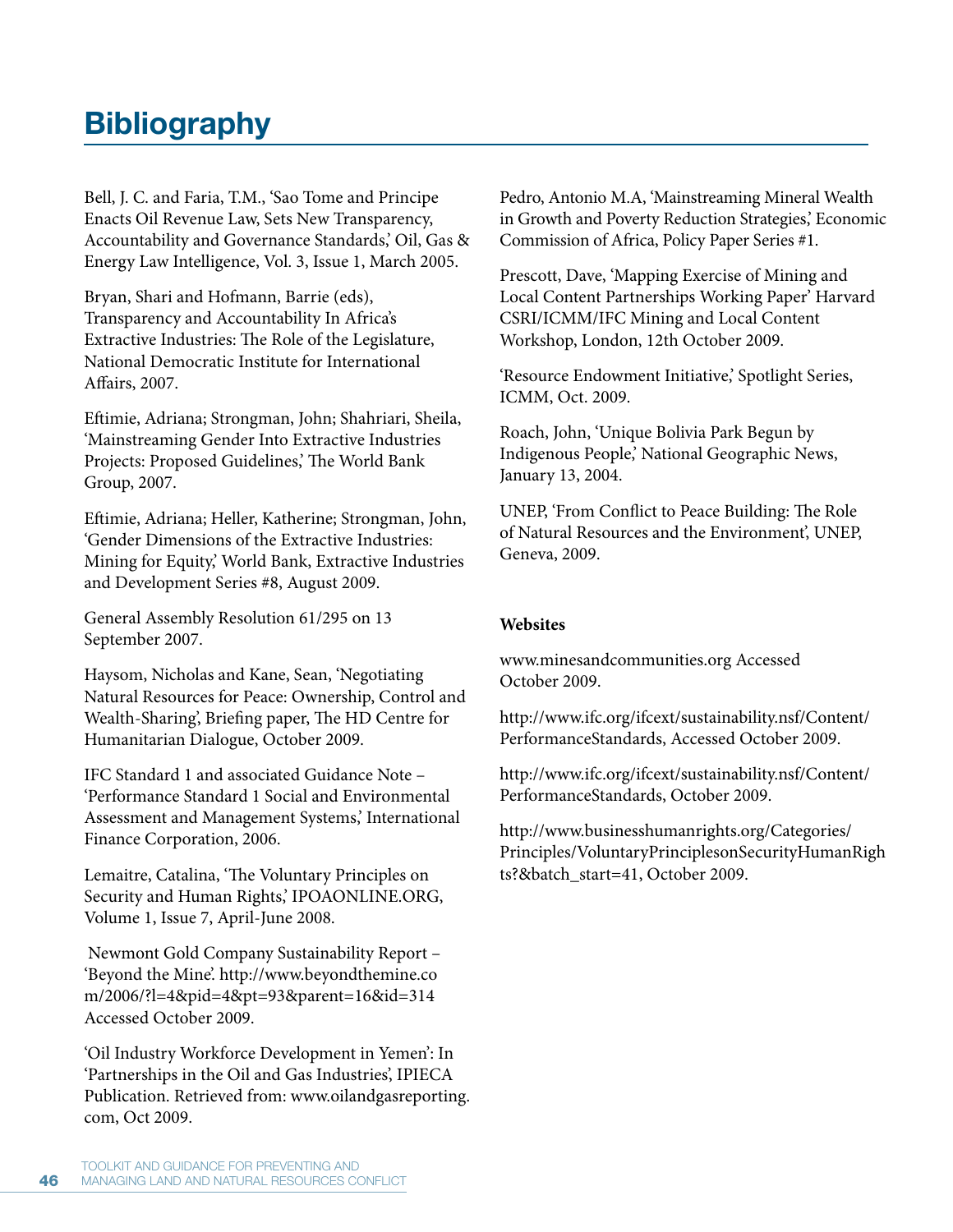# Bibliography

Bell, J. C. and Faria, T.M., 'Sao Tome and Principe Enacts Oil Revenue Law, Sets New Transparency, Accountability and Governance Standards,' Oil, Gas & Energy Law Intelligence, Vol. 3, Issue 1, March 2005.

Bryan, Shari and Hofmann, Barrie (eds), Transparency and Accountability In Africa's Extractive Industries: The Role of the Legislature, National Democratic Institute for International Affairs, 2007.

Eftimie, Adriana; Strongman, John; Shahriari, Sheila, 'Mainstreaming Gender Into Extractive Industries Projects: Proposed Guidelines,' The World Bank Group, 2007.

Eftimie, Adriana; Heller, Katherine; Strongman, John, 'Gender Dimensions of the Extractive Industries: Mining for Equity,' World Bank, Extractive Industries and Development Series #8, August 2009.

General Assembly Resolution 61/295 on 13 September 2007.

Haysom, Nicholas and Kane, Sean, 'Negotiating Natural Resources for Peace: Ownership, Control and Wealth-Sharing', Briefing paper, The HD Centre for Humanitarian Dialogue, October 2009.

IFC Standard 1 and associated Guidance Note – 'Performance Standard 1 Social and Environmental Assessment and Management Systems,' International Finance Corporation, 2006.

Lemaitre, Catalina, 'The Voluntary Principles on Security and Human Rights,' IPOAONLINE.ORG, Volume 1, Issue 7, April-June 2008.

Newmont Gold Company Sustainability Report – 'Beyond the Mine'. http://www.beyondthemine.com/2006/?l=4&pid=4&pt=93&parent=16&id=314 Accessed October 2009.

'Oil Industry Workforce Development in Yemen': In 'Partnerships in the Oil and Gas Industries', IPIECA Publication. Retrieved from: www.oilandgasreporting.com, Oct 2009.

Pedro, Antonio M.A, 'Mainstreaming Mineral Wealth in Growth and Poverty Reduction Strategies,' Economic Commission of Africa, Policy Paper Series #1.

Prescott, Dave, 'Mapping Exercise of Mining and Local Content Partnerships Working Paper' Harvard CSRI/ICMM/IFC Mining and Local Content Workshop, London, 12th October 2009.

'Resource Endowment Initiative,' Spotlight Series, ICMM, Oct. 2009.

Roach, John, 'Unique Bolivia Park Begun by Indigenous People,' National Geographic News, January 13, 2004.

UNEP, 'From Conflict to Peace Building: The Role of Natural Resources and the Environment', UNEP, Geneva, 2009.

**Websites**

www.minesandcommunities.org Accessed October 2009.

http://www.ifc.org/ifcext/sustainability.nsf/Content/PerformanceStandards, Accessed October 2009.

http://www.ifc.org/ifcext/sustainability.nsf/Content/PerformanceStandards, October 2009.

http://www.businesshumanrights.org/Categories/Principles/VoluntaryPrinciplesonSecurityHumanRights?&batch_start=41, October 2009.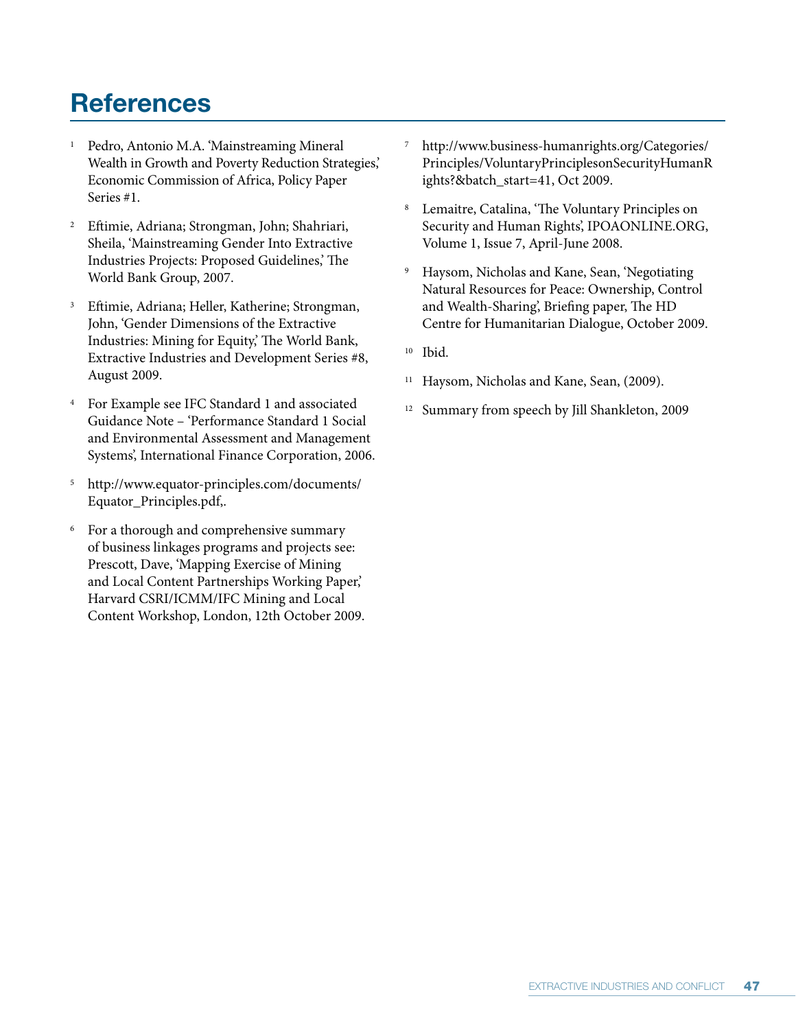# References

1. Pedro, Antonio M.A. 'Mainstreaming Mineral Wealth in Growth and Poverty Reduction Strategies,' Economic Commission of Africa, Policy Paper Series #1.

2. Eftimie, Adriana; Strongman, John; Shahriari, Sheila, 'Mainstreaming Gender Into Extractive Industries Projects: Proposed Guidelines,' The World Bank Group, 2007.

3. Eftimie, Adriana; Heller, Katherine; Strongman, John, 'Gender Dimensions of the Extractive Industries: Mining for Equity,' The World Bank, Extractive Industries and Development Series #8, August 2009.

4. For Example see IFC Standard 1 and associated Guidance Note – 'Performance Standard 1 Social and Environmental Assessment and Management Systems', International Finance Corporation, 2006.

5. http://www.equator-principles.com/documents/Equator_Principles.pdf,.

6. For a thorough and comprehensive summary of business linkages programs and projects see: Prescott, Dave, 'Mapping Exercise of Mining and Local Content Partnerships Working Paper,' Harvard CSRI/ICMM/IFC Mining and Local Content Workshop, London, 12th October 2009.

7. http://www.business-humanrights.org/Categories/Principles/VoluntaryPrinciplesonSecurityHumanRights?&batch_start=41, Oct 2009.

8. Lemaitre, Catalina, 'The Voluntary Principles on Security and Human Rights', IPOAONLINE.ORG, Volume 1, Issue 7, April-June 2008.

9. Haysom, Nicholas and Kane, Sean, 'Negotiating Natural Resources for Peace: Ownership, Control and Wealth-Sharing', Briefing paper, The HD Centre for Humanitarian Dialogue, October 2009.

10. Ibid.

11. Haysom, Nicholas and Kane, Sean, (2009).

12. Summary from speech by Jill Shankleton, 2009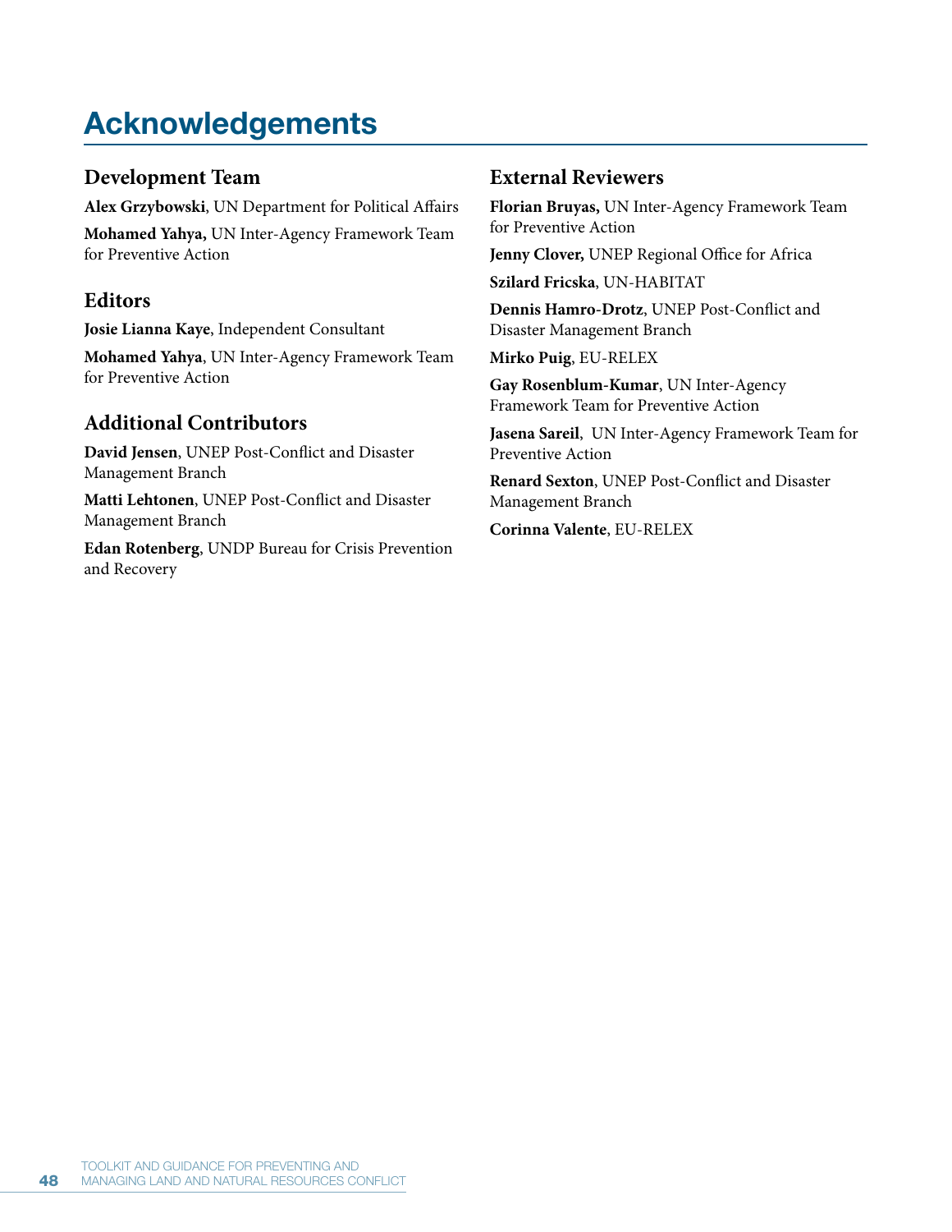# Acknowledgements

## Development Team

**Alex Grzybowski**, UN Department for Political Affairs

**Mohamed Yahya,** UN Inter-Agency Framework Team for Preventive Action

## Editors

**Josie Lianna Kaye**, Independent Consultant

**Mohamed Yahya**, UN Inter-Agency Framework Team for Preventive Action

## Additional Contributors

**David Jensen**, UNEP Post-Conflict and Disaster Management Branch

**Matti Lehtonen**, UNEP Post-Conflict and Disaster Management Branch

**Edan Rotenberg**, UNDP Bureau for Crisis Prevention and Recovery

## External Reviewers

**Florian Bruyas,** UN Inter-Agency Framework Team for Preventive Action

**Jenny Clover,** UNEP Regional Office for Africa

**Szilard Fricska**, UN-HABITAT

**Dennis Hamro-Drotz**, UNEP Post-Conflict and Disaster Management Branch

**Mirko Puig**, EU-RELEX

**Gay Rosenblum-Kumar**, UN Inter-Agency Framework Team for Preventive Action

**Jasena Sareil**, UN Inter-Agency Framework Team for Preventive Action

**Renard Sexton**, UNEP Post-Conflict and Disaster Management Branch

**Corinna Valente**, EU-RELEX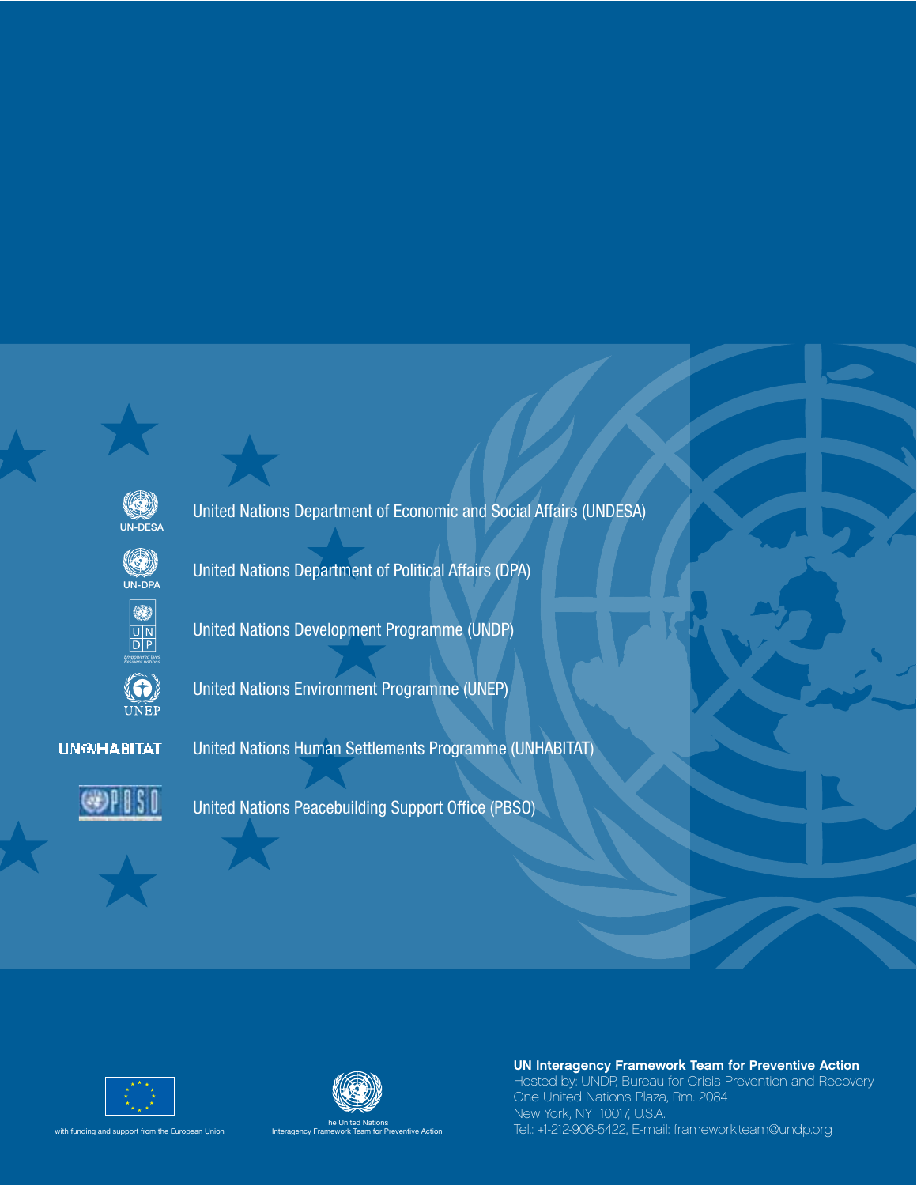UN-DESA

United Nations Department of Economic and Social Affairs (UNDESA)

UN-DPA

United Nations Department of Political Affairs (DPA)

UNDP

Empowered lives.
Resilient nations.

United Nations Development Programme (UNDP)

UNEP

United Nations Environment Programme (UNEP)

UN-HABITAT

United Nations Human Settlements Programme (UNHABITAT)

PBSO

United Nations Peacebuilding Support Office (PBSO)

with funding and support from the European Union

The United Nations
Interagency Framework Team for Preventive Action

**UN Interagency Framework Team for Preventive Action**
Hosted by: UNDP, Bureau for Crisis Prevention and Recovery
One United Nations Plaza, Rm. 2084
New York, NY 10017, U.S.A.
Tel.: +1-212-906-5422, E-mail: framework.team@undp.org